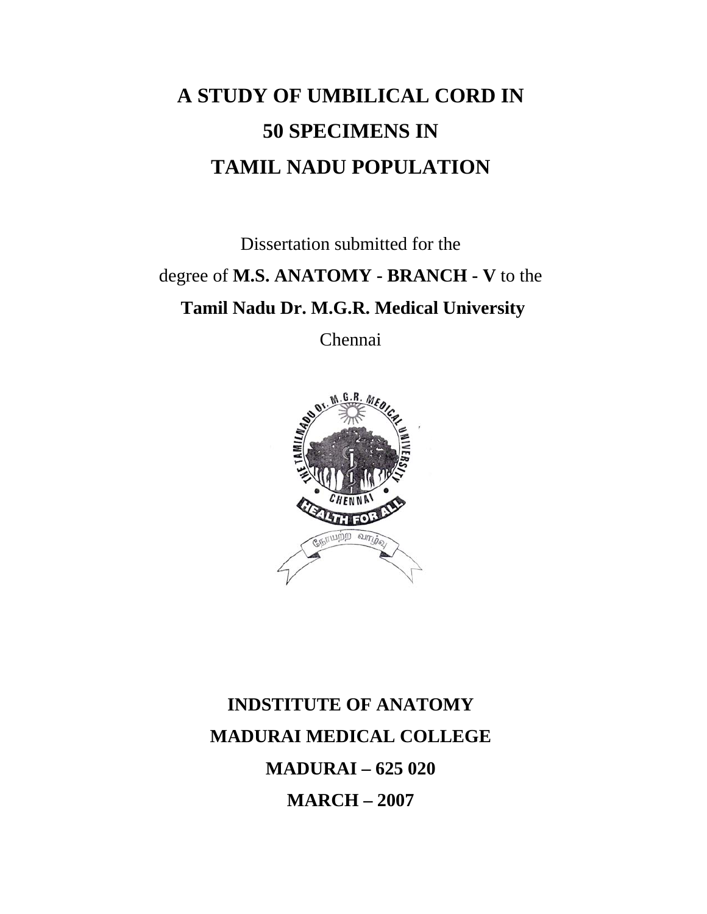# A STUDY OF UMBILICAL CORD IN 50 SPECIMENS IN TAMIL NADU POPULATION

Dissertation submitted for the

degree of **M.S. ANATOMY - BRANCH - V** to the

**Tamil Nadu Dr. M.G.R. Medical University**

Chennai

**INDSTITUTE OF ANATOMY**

**MADURAI MEDICAL COLLEGE**

**MADURAI – 625 020**

**MARCH – 2007**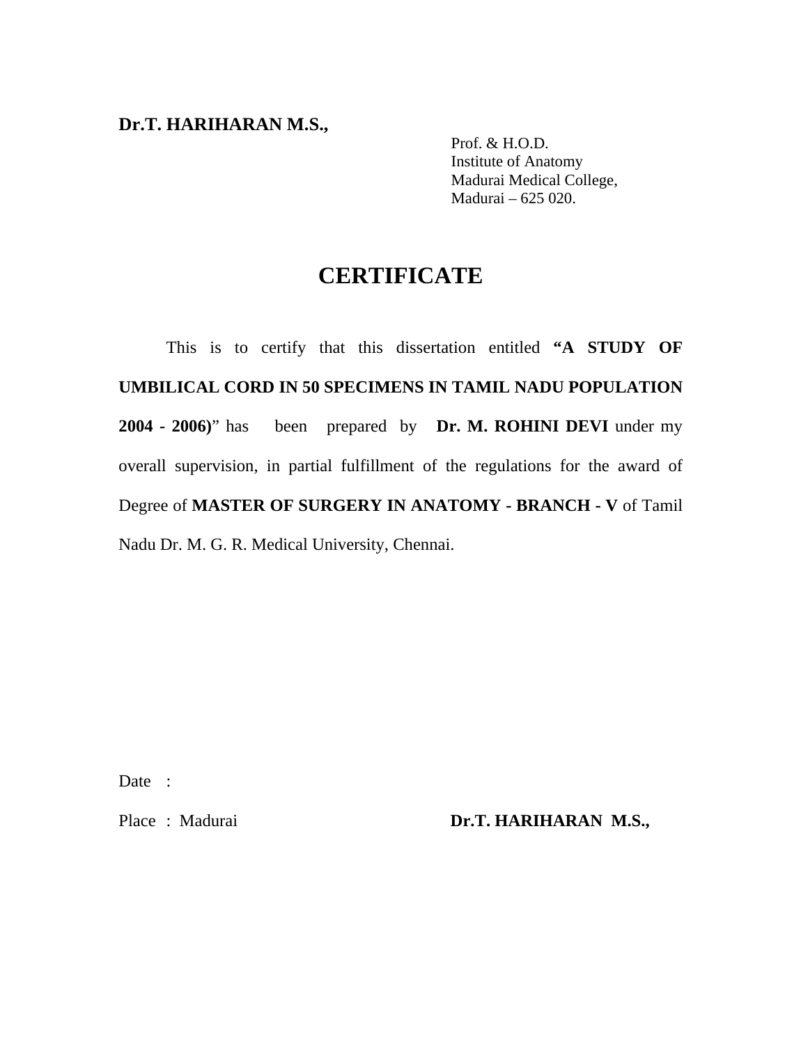**Dr.T. HARIHARAN M.S.,**

Prof. & H.O.D.
Institute of Anatomy
Madurai Medical College,
Madurai – 625 020.

# CERTIFICATE

This is to certify that this dissertation entitled **"A STUDY OF UMBILICAL CORD IN 50 SPECIMENS IN TAMIL NADU POPULATION 2004 - 2006)**" has been prepared by **Dr. M. ROHINI DEVI** under my overall supervision, in partial fulfillment of the regulations for the award of Degree of **MASTER OF SURGERY IN ANATOMY - BRANCH - V** of Tamil Nadu Dr. M. G. R. Medical University, Chennai.

Date :

Place : Madurai

**Dr.T. HARIHARAN M.S.,**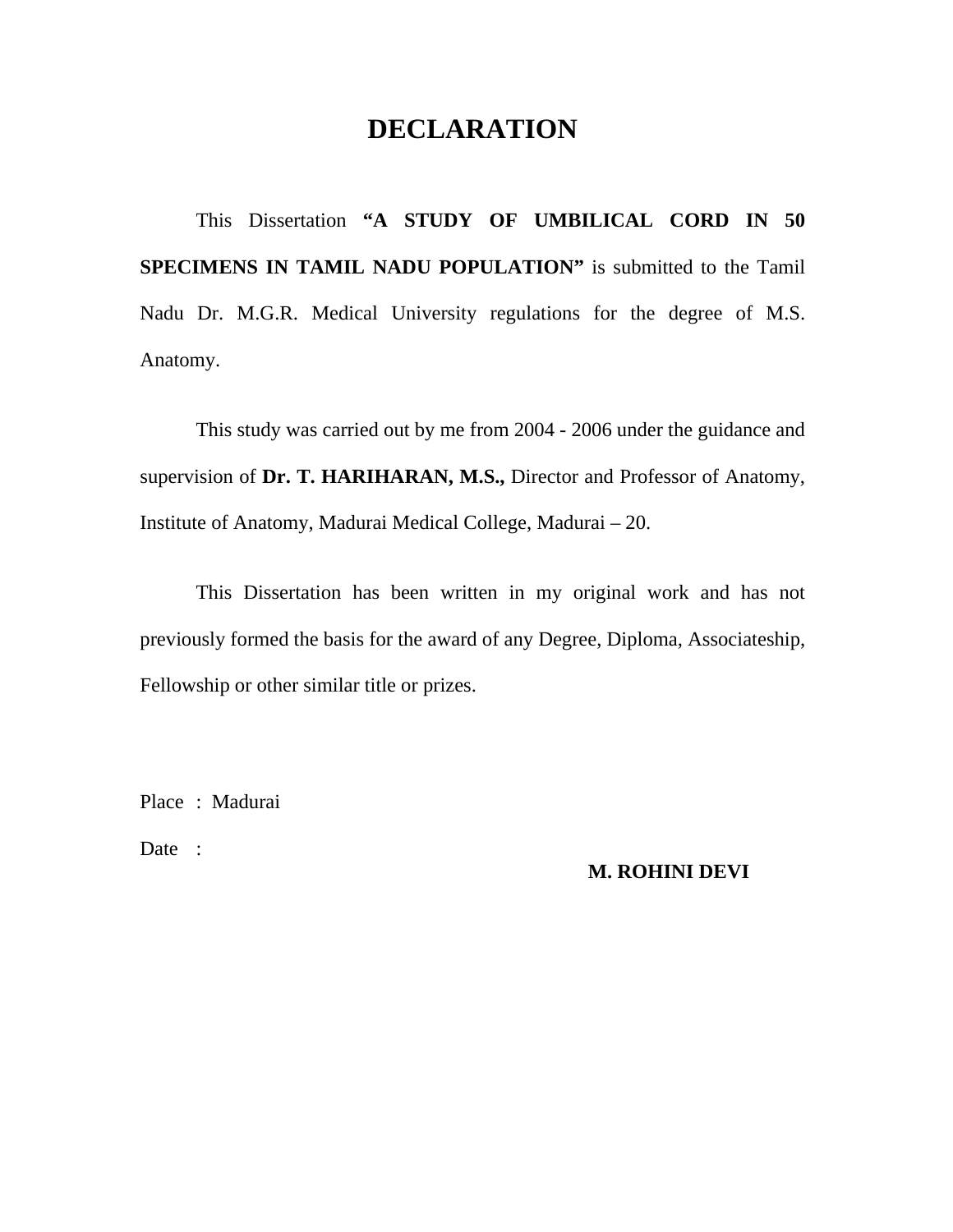# DECLARATION

This Dissertation **"A STUDY OF UMBILICAL CORD IN 50 SPECIMENS IN TAMIL NADU POPULATION"** is submitted to the Tamil Nadu Dr. M.G.R. Medical University regulations for the degree of M.S. Anatomy.

This study was carried out by me from 2004 - 2006 under the guidance and supervision of **Dr. T. HARIHARAN, M.S.,** Director and Professor of Anatomy, Institute of Anatomy, Madurai Medical College, Madurai – 20.

This Dissertation has been written in my original work and has not previously formed the basis for the award of any Degree, Diploma, Associateship, Fellowship or other similar title or prizes.

Place : Madurai

Date :

**M. ROHINI DEVI**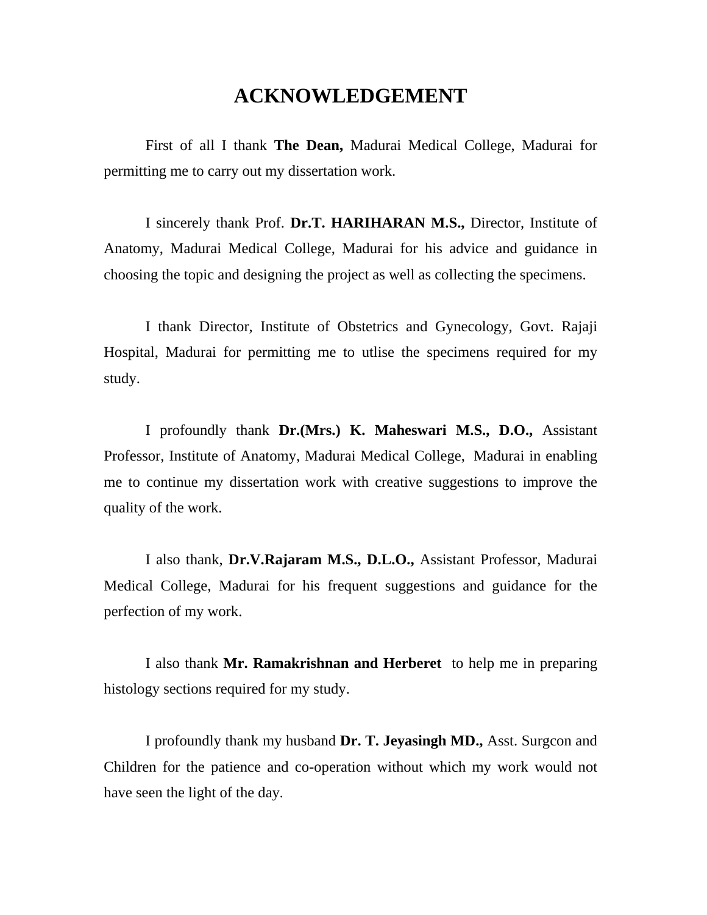# ACKNOWLEDGEMENT

First of all I thank **The Dean,** Madurai Medical College, Madurai for permitting me to carry out my dissertation work.

I sincerely thank Prof. **Dr.T. HARIHARAN M.S.,** Director, Institute of Anatomy, Madurai Medical College, Madurai for his advice and guidance in choosing the topic and designing the project as well as collecting the specimens.

I thank Director, Institute of Obstetrics and Gynecology, Govt. Rajaji Hospital, Madurai for permitting me to utlise the specimens required for my study.

I profoundly thank **Dr.(Mrs.) K. Maheswari M.S., D.O.,** Assistant Professor, Institute of Anatomy, Madurai Medical College, Madurai in enabling me to continue my dissertation work with creative suggestions to improve the quality of the work.

I also thank, **Dr.V.Rajaram M.S., D.L.O.,** Assistant Professor, Madurai Medical College, Madurai for his frequent suggestions and guidance for the perfection of my work.

I also thank **Mr. Ramakrishnan and Herberet** to help me in preparing histology sections required for my study.

I profoundly thank my husband **Dr. T. Jeyasingh MD.,** Asst. Surgcon and Children for the patience and co-operation without which my work would not have seen the light of the day.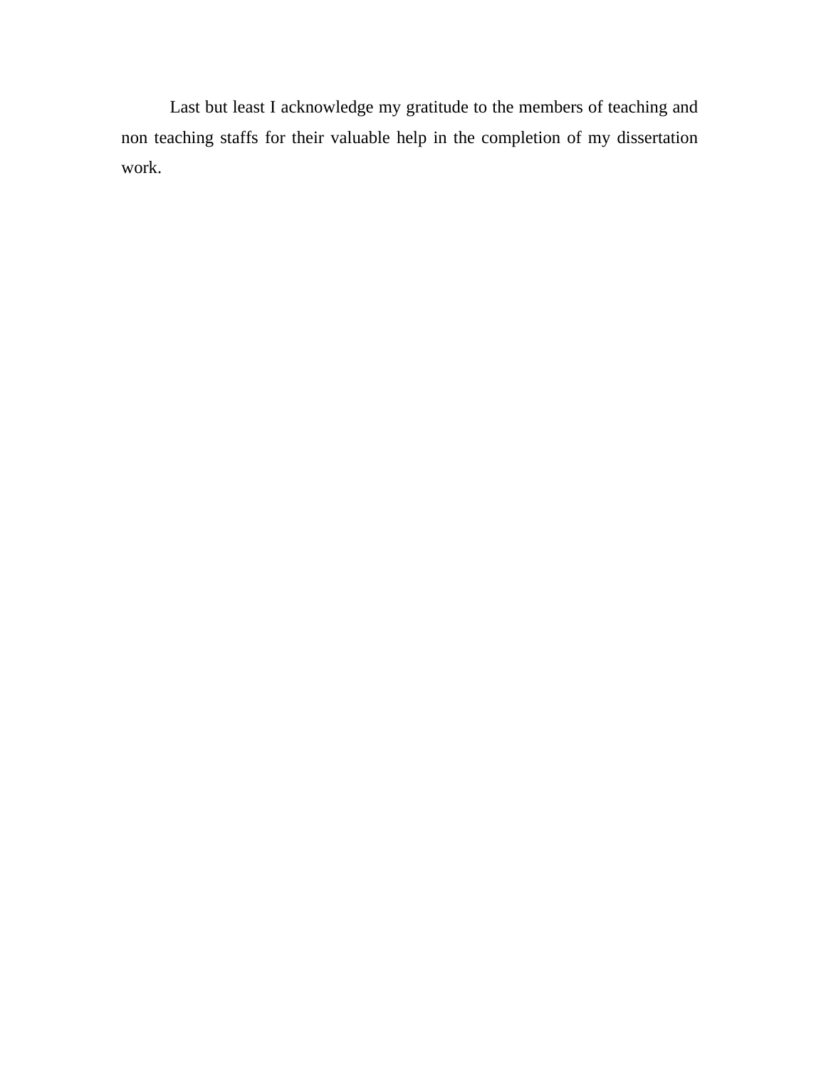Last but least I acknowledge my gratitude to the members of teaching and non teaching staffs for their valuable help in the completion of my dissertation work.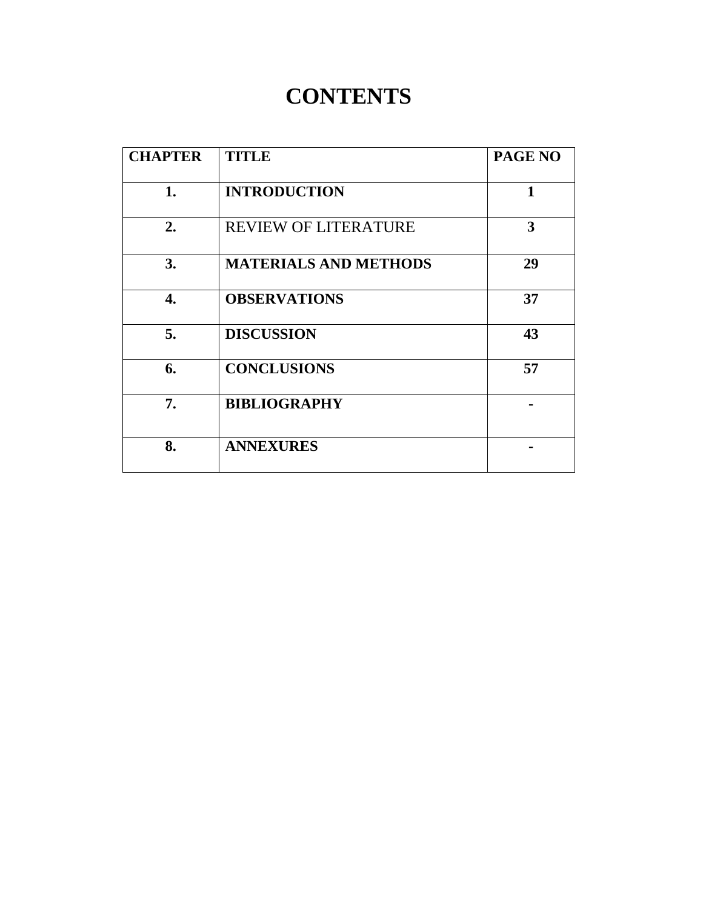# CONTENTS

| CHAPTER | TITLE | PAGE NO |
|---|---|---|
| **1.** | **INTRODUCTION** | **1** |
| **2.** | REVIEW OF LITERATURE | **3** |
| **3.** | **MATERIALS AND METHODS** | **29** |
| **4.** | **OBSERVATIONS** | **37** |
| **5.** | **DISCUSSION** | **43** |
| **6.** | **CONCLUSIONS** | **57** |
| **7.** | **BIBLIOGRAPHY** | **-** |
| **8.** | **ANNEXURES** | **-** |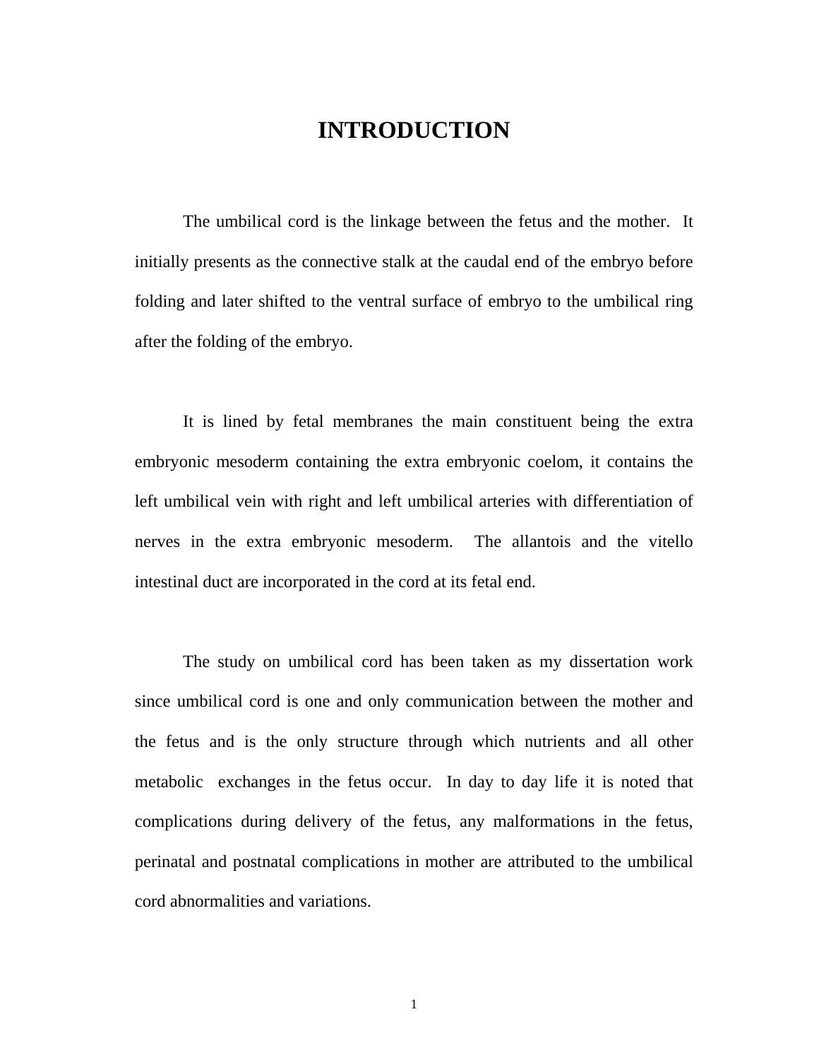# INTRODUCTION

The umbilical cord is the linkage between the fetus and the mother. It initially presents as the connective stalk at the caudal end of the embryo before folding and later shifted to the ventral surface of embryo to the umbilical ring after the folding of the embryo.

It is lined by fetal membranes the main constituent being the extra embryonic mesoderm containing the extra embryonic coelom, it contains the left umbilical vein with right and left umbilical arteries with differentiation of nerves in the extra embryonic mesoderm. The allantois and the vitello intestinal duct are incorporated in the cord at its fetal end.

The study on umbilical cord has been taken as my dissertation work since umbilical cord is one and only communication between the mother and the fetus and is the only structure through which nutrients and all other metabolic exchanges in the fetus occur. In day to day life it is noted that complications during delivery of the fetus, any malformations in the fetus, perinatal and postnatal complications in mother are attributed to the umbilical cord abnormalities and variations.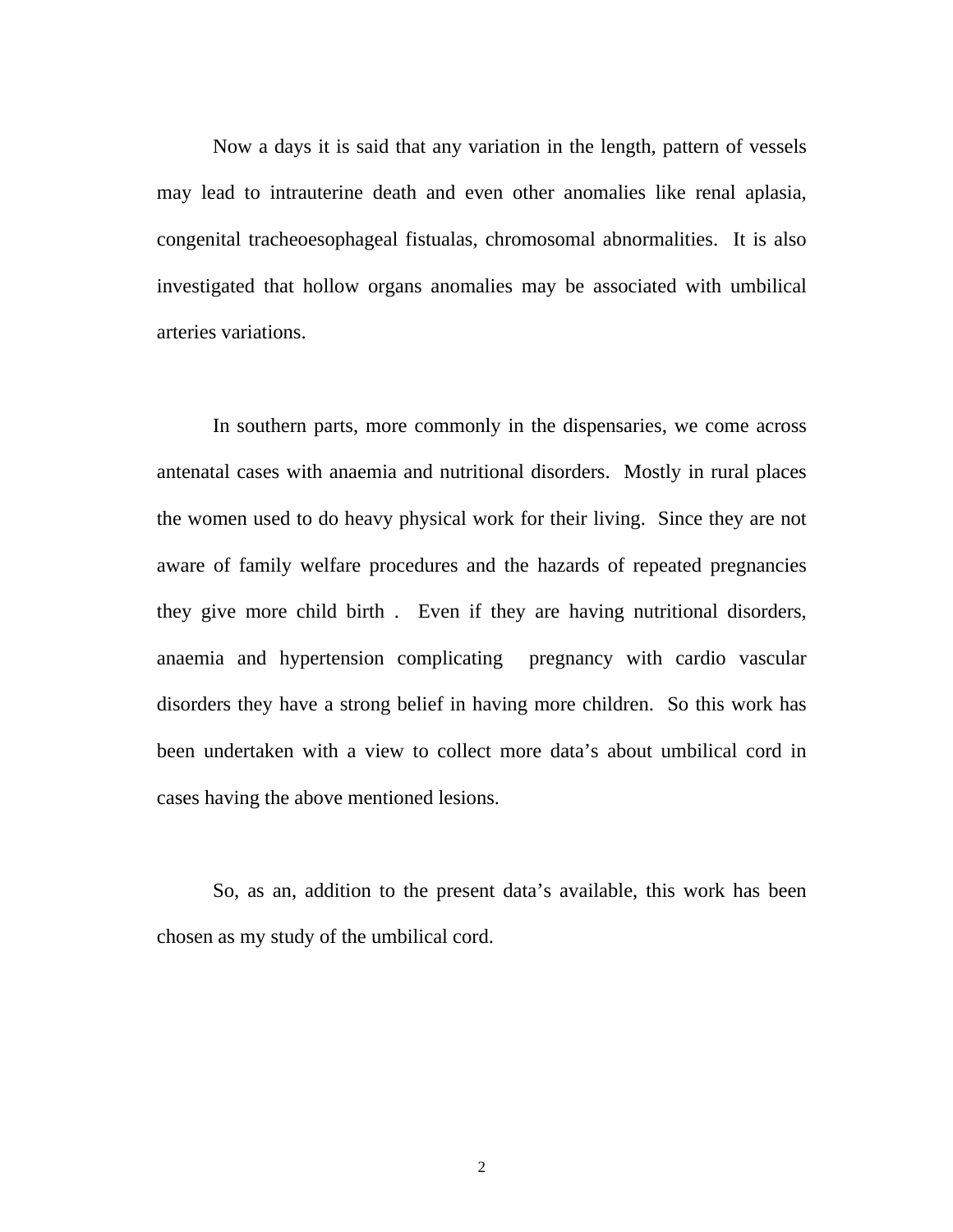Now a days it is said that any variation in the length, pattern of vessels may lead to intrauterine death and even other anomalies like renal aplasia, congenital tracheoesophageal fistualas, chromosomal abnormalities. It is also investigated that hollow organs anomalies may be associated with umbilical arteries variations.

In southern parts, more commonly in the dispensaries, we come across antenatal cases with anaemia and nutritional disorders. Mostly in rural places the women used to do heavy physical work for their living. Since they are not aware of family welfare procedures and the hazards of repeated pregnancies they give more child birth . Even if they are having nutritional disorders, anaemia and hypertension complicating pregnancy with cardio vascular disorders they have a strong belief in having more children. So this work has been undertaken with a view to collect more data's about umbilical cord in cases having the above mentioned lesions.

So, as an, addition to the present data's available, this work has been chosen as my study of the umbilical cord.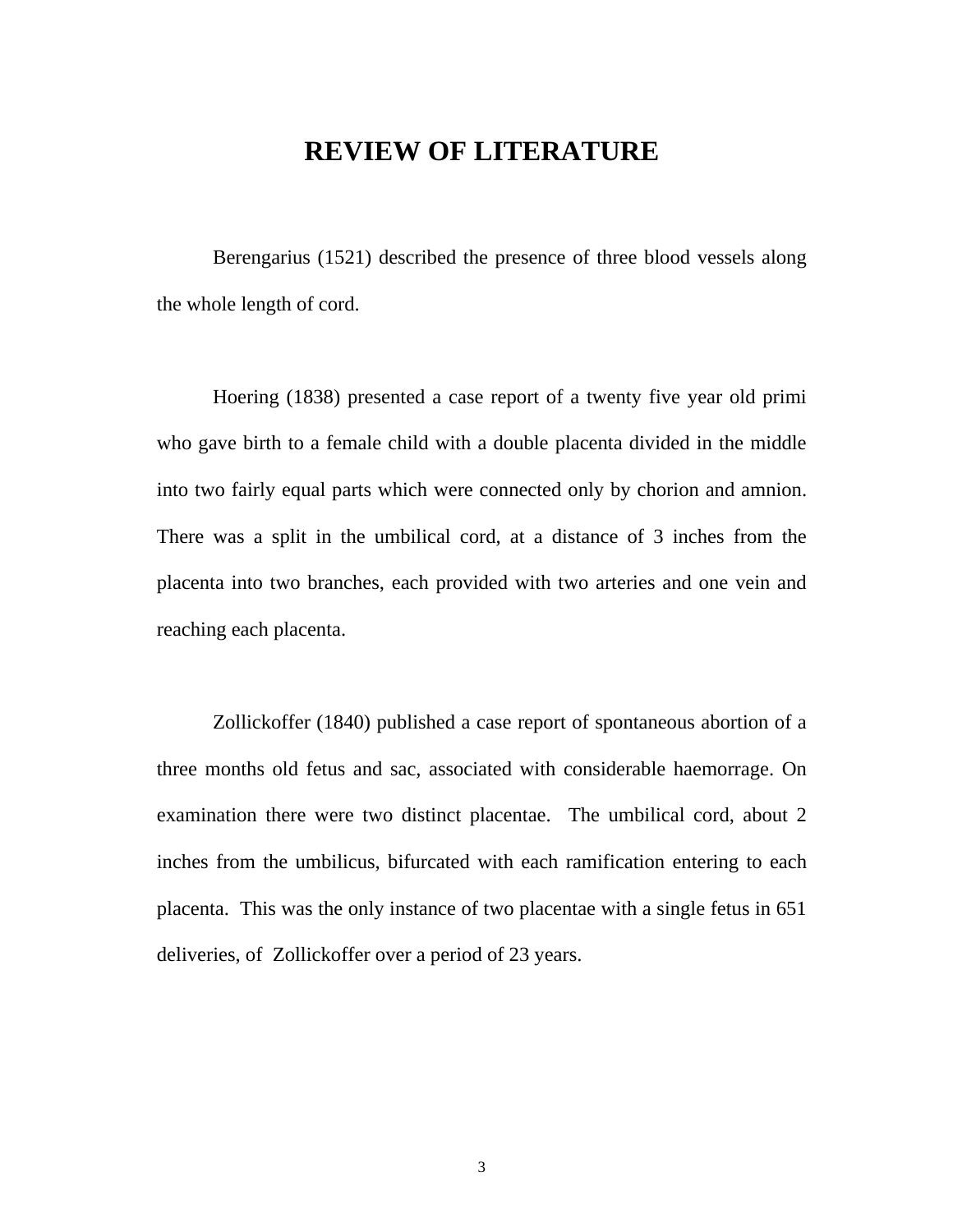# REVIEW OF LITERATURE

Berengarius (1521) described the presence of three blood vessels along the whole length of cord.

Hoering (1838) presented a case report of a twenty five year old primi who gave birth to a female child with a double placenta divided in the middle into two fairly equal parts which were connected only by chorion and amnion. There was a split in the umbilical cord, at a distance of 3 inches from the placenta into two branches, each provided with two arteries and one vein and reaching each placenta.

Zollickoffer (1840) published a case report of spontaneous abortion of a three months old fetus and sac, associated with considerable haemorrage. On examination there were two distinct placentae. The umbilical cord, about 2 inches from the umbilicus, bifurcated with each ramification entering to each placenta. This was the only instance of two placentae with a single fetus in 651 deliveries, of Zollickoffer over a period of 23 years.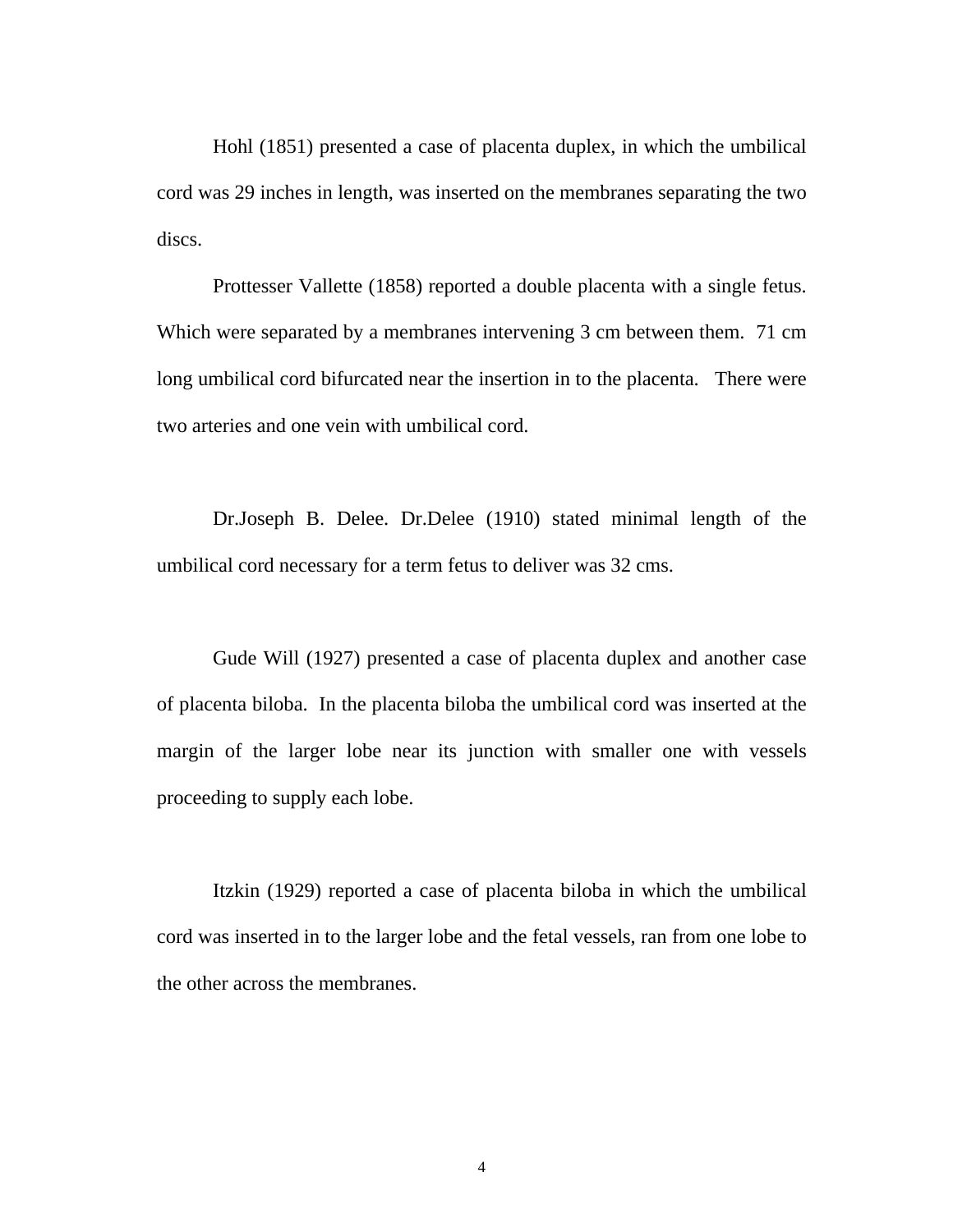Hohl (1851) presented a case of placenta duplex, in which the umbilical cord was 29 inches in length, was inserted on the membranes separating the two discs.

Prottesser Vallette (1858) reported a double placenta with a single fetus. Which were separated by a membranes intervening 3 cm between them. 71 cm long umbilical cord bifurcated near the insertion in to the placenta. There were two arteries and one vein with umbilical cord.

Dr.Joseph B. Delee. Dr.Delee (1910) stated minimal length of the umbilical cord necessary for a term fetus to deliver was 32 cms.

Gude Will (1927) presented a case of placenta duplex and another case of placenta biloba. In the placenta biloba the umbilical cord was inserted at the margin of the larger lobe near its junction with smaller one with vessels proceeding to supply each lobe.

Itzkin (1929) reported a case of placenta biloba in which the umbilical cord was inserted in to the larger lobe and the fetal vessels, ran from one lobe to the other across the membranes.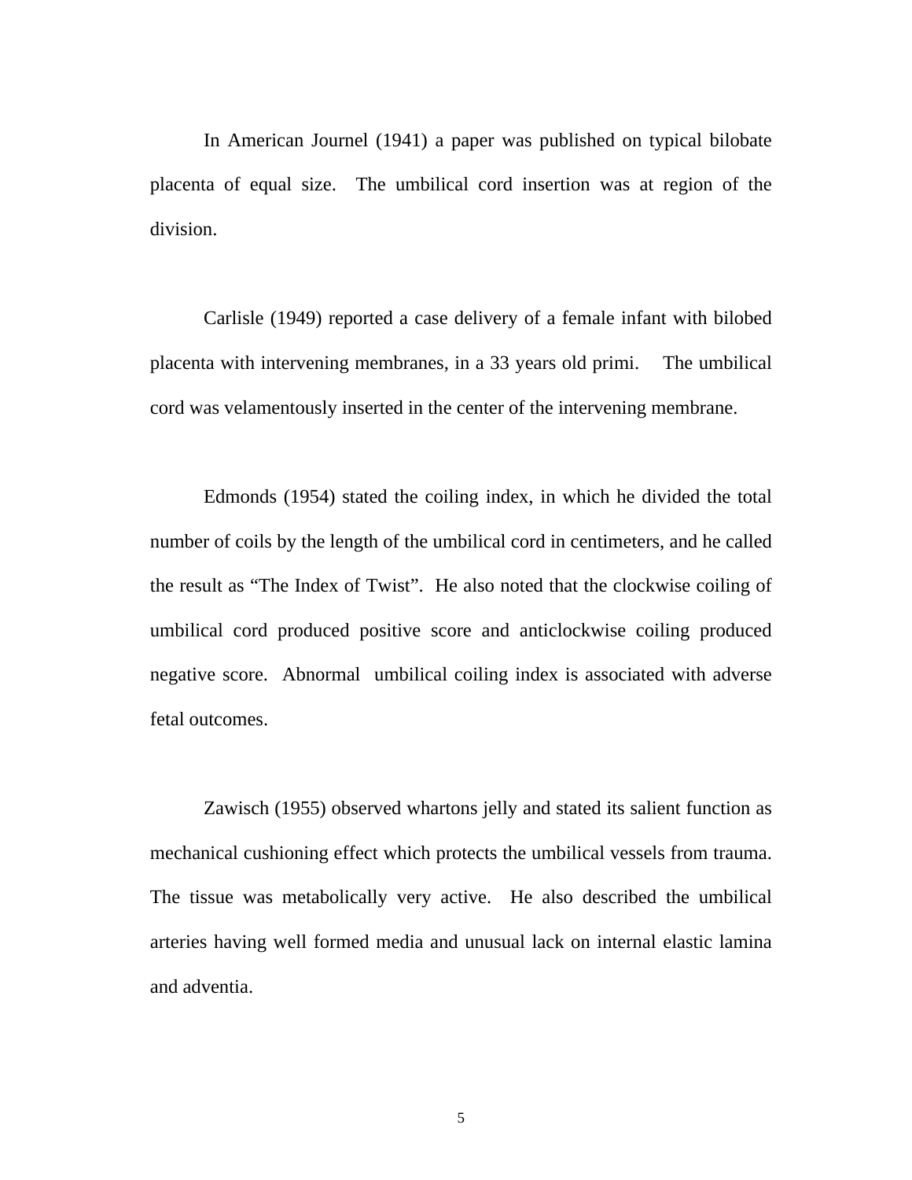In American Journel (1941) a paper was published on typical bilobate placenta of equal size. The umbilical cord insertion was at region of the division.

Carlisle (1949) reported a case delivery of a female infant with bilobed placenta with intervening membranes, in a 33 years old primi. The umbilical cord was velamentously inserted in the center of the intervening membrane.

Edmonds (1954) stated the coiling index, in which he divided the total number of coils by the length of the umbilical cord in centimeters, and he called the result as "The Index of Twist". He also noted that the clockwise coiling of umbilical cord produced positive score and anticlockwise coiling produced negative score. Abnormal umbilical coiling index is associated with adverse fetal outcomes.

Zawisch (1955) observed whartons jelly and stated its salient function as mechanical cushioning effect which protects the umbilical vessels from trauma. The tissue was metabolically very active. He also described the umbilical arteries having well formed media and unusual lack on internal elastic lamina and adventia.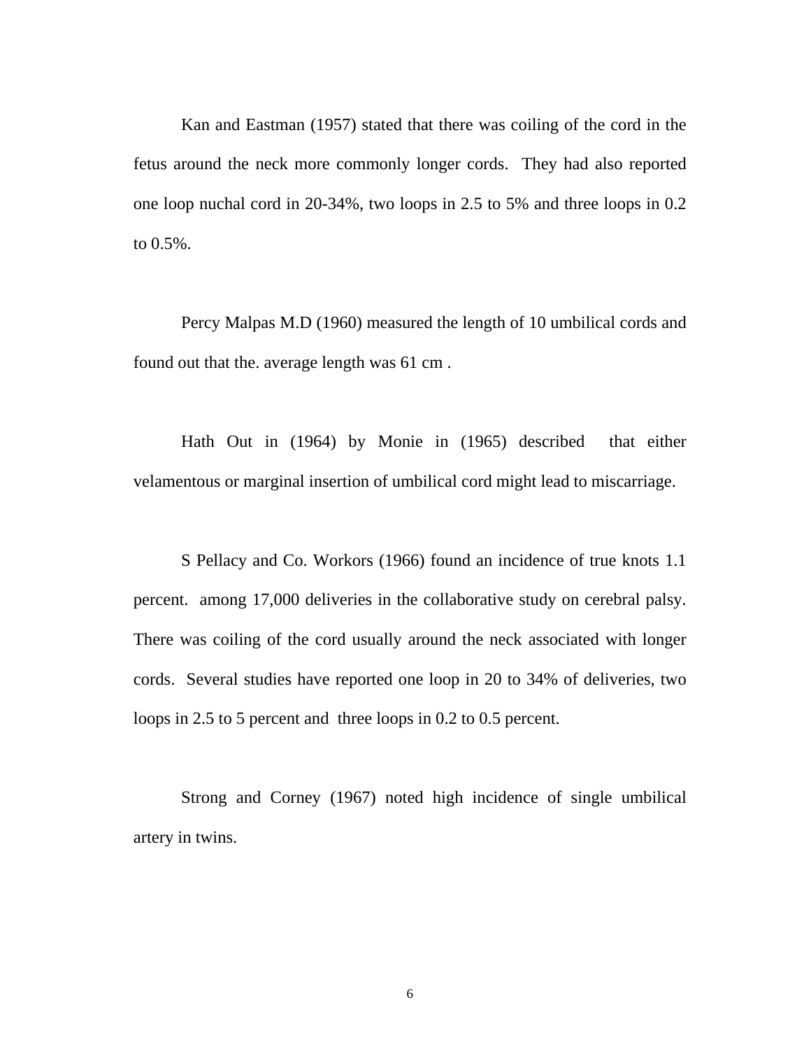Kan and Eastman (1957) stated that there was coiling of the cord in the fetus around the neck more commonly longer cords. They had also reported one loop nuchal cord in 20-34%, two loops in 2.5 to 5% and three loops in 0.2 to 0.5%.

Percy Malpas M.D (1960) measured the length of 10 umbilical cords and found out that the. average length was 61 cm .

Hath Out in (1964) by Monie in (1965) described that either velamentous or marginal insertion of umbilical cord might lead to miscarriage.

S Pellacy and Co. Workors (1966) found an incidence of true knots 1.1 percent. among 17,000 deliveries in the collaborative study on cerebral palsy. There was coiling of the cord usually around the neck associated with longer cords. Several studies have reported one loop in 20 to 34% of deliveries, two loops in 2.5 to 5 percent and three loops in 0.2 to 0.5 percent.

Strong and Corney (1967) noted high incidence of single umbilical artery in twins.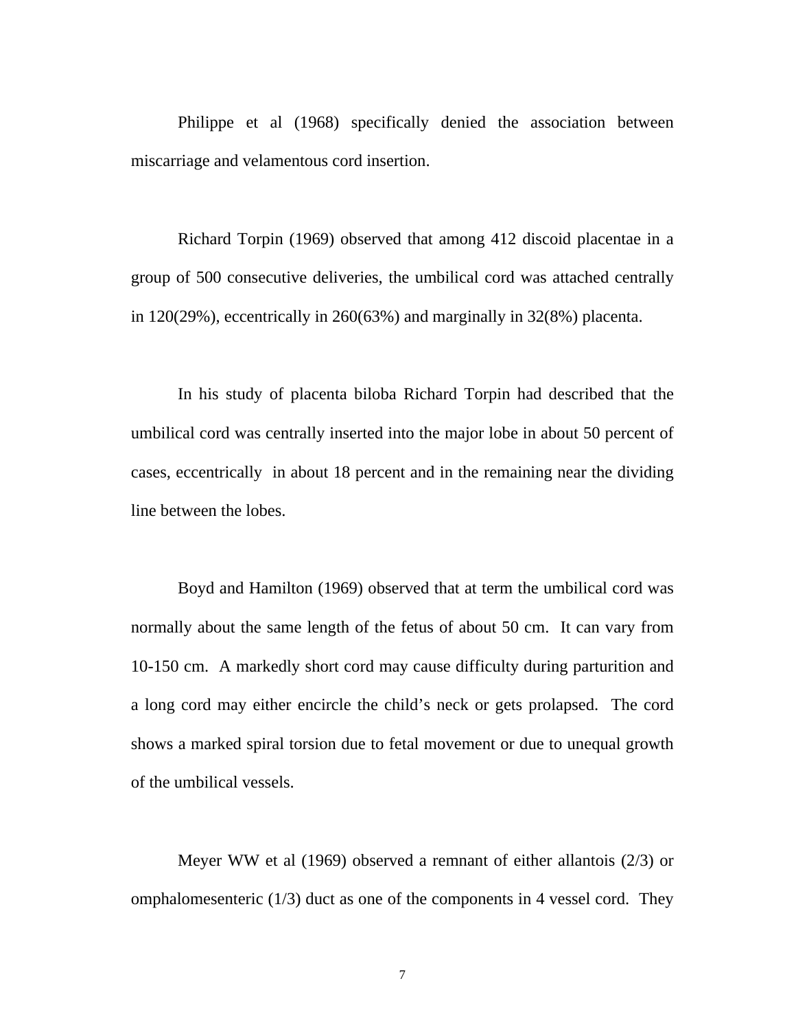Philippe et al (1968) specifically denied the association between miscarriage and velamentous cord insertion.

Richard Torpin (1969) observed that among 412 discoid placentae in a group of 500 consecutive deliveries, the umbilical cord was attached centrally in 120(29%), eccentrically in 260(63%) and marginally in 32(8%) placenta.

In his study of placenta biloba Richard Torpin had described that the umbilical cord was centrally inserted into the major lobe in about 50 percent of cases, eccentrically in about 18 percent and in the remaining near the dividing line between the lobes.

Boyd and Hamilton (1969) observed that at term the umbilical cord was normally about the same length of the fetus of about 50 cm. It can vary from 10-150 cm. A markedly short cord may cause difficulty during parturition and a long cord may either encircle the child's neck or gets prolapsed. The cord shows a marked spiral torsion due to fetal movement or due to unequal growth of the umbilical vessels.

Meyer WW et al (1969) observed a remnant of either allantois (2/3) or omphalomesenteric (1/3) duct as one of the components in 4 vessel cord. They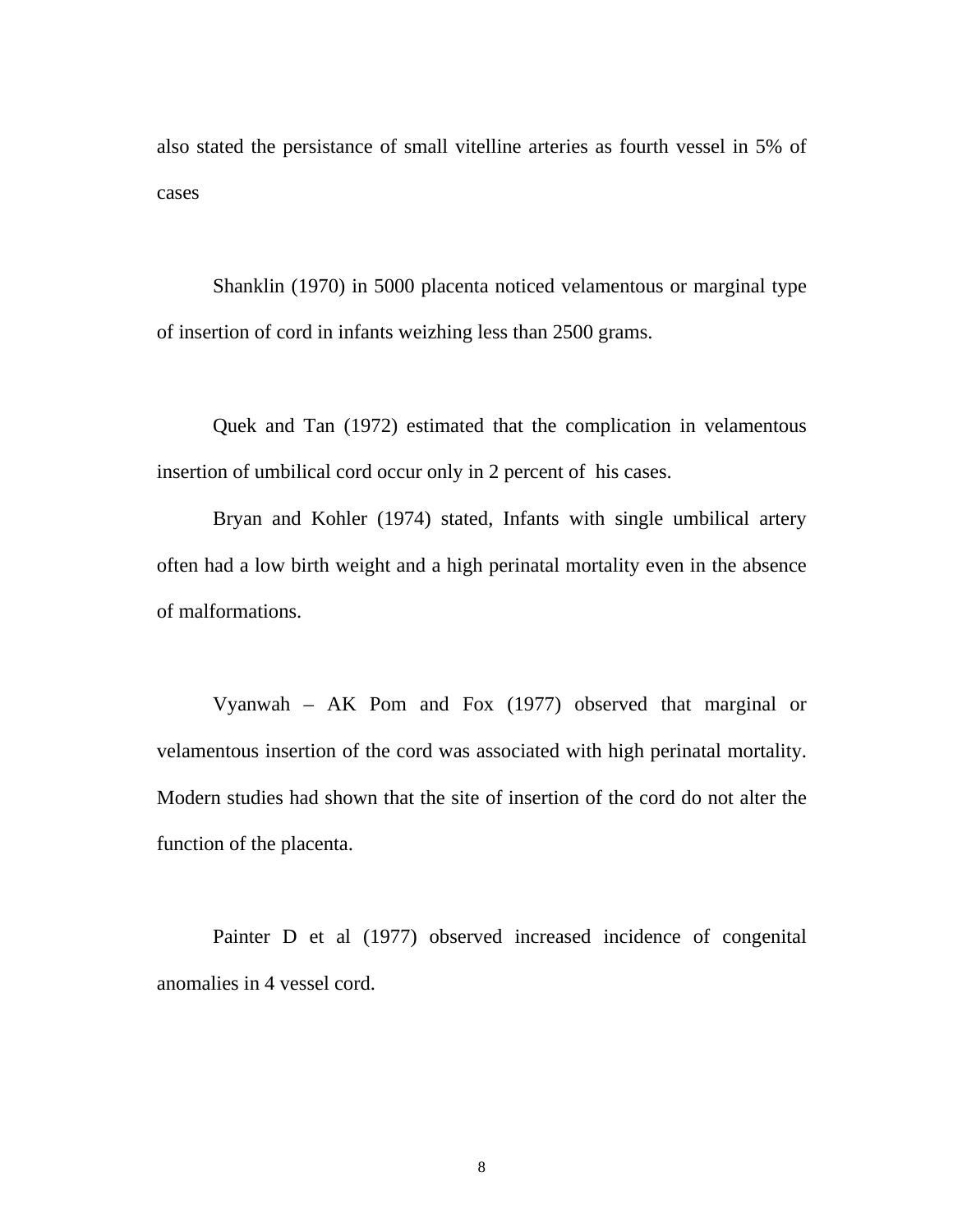also stated the persistance of small vitelline arteries as fourth vessel in 5% of cases

Shanklin (1970) in 5000 placenta noticed velamentous or marginal type of insertion of cord in infants weizhing less than 2500 grams.

Quek and Tan (1972) estimated that the complication in velamentous insertion of umbilical cord occur only in 2 percent of his cases.

Bryan and Kohler (1974) stated, Infants with single umbilical artery often had a low birth weight and a high perinatal mortality even in the absence of malformations.

Vyanwah – AK Pom and Fox (1977) observed that marginal or velamentous insertion of the cord was associated with high perinatal mortality. Modern studies had shown that the site of insertion of the cord do not alter the function of the placenta.

Painter D et al (1977) observed increased incidence of congenital anomalies in 4 vessel cord.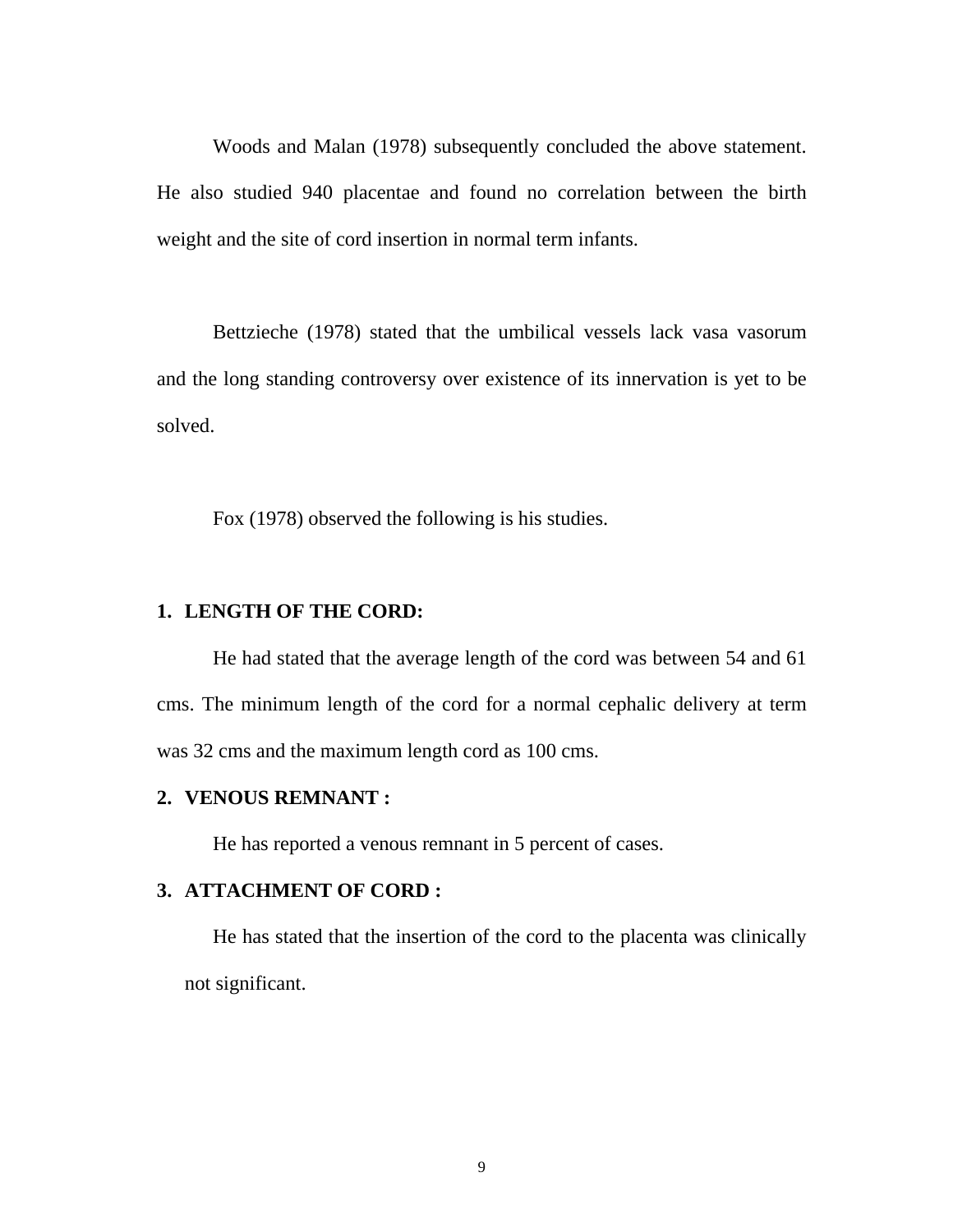Woods and Malan (1978) subsequently concluded the above statement. He also studied 940 placentae and found no correlation between the birth weight and the site of cord insertion in normal term infants.

Bettzieche (1978) stated that the umbilical vessels lack vasa vasorum and the long standing controversy over existence of its innervation is yet to be solved.

Fox (1978) observed the following is his studies.

1. **LENGTH OF THE CORD:**

   He had stated that the average length of the cord was between 54 and 61 cms. The minimum length of the cord for a normal cephalic delivery at term was 32 cms and the maximum length cord as 100 cms.

2. **VENOUS REMNANT :**

   He has reported a venous remnant in 5 percent of cases.

3. **ATTACHMENT OF CORD :**

   He has stated that the insertion of the cord to the placenta was clinically not significant.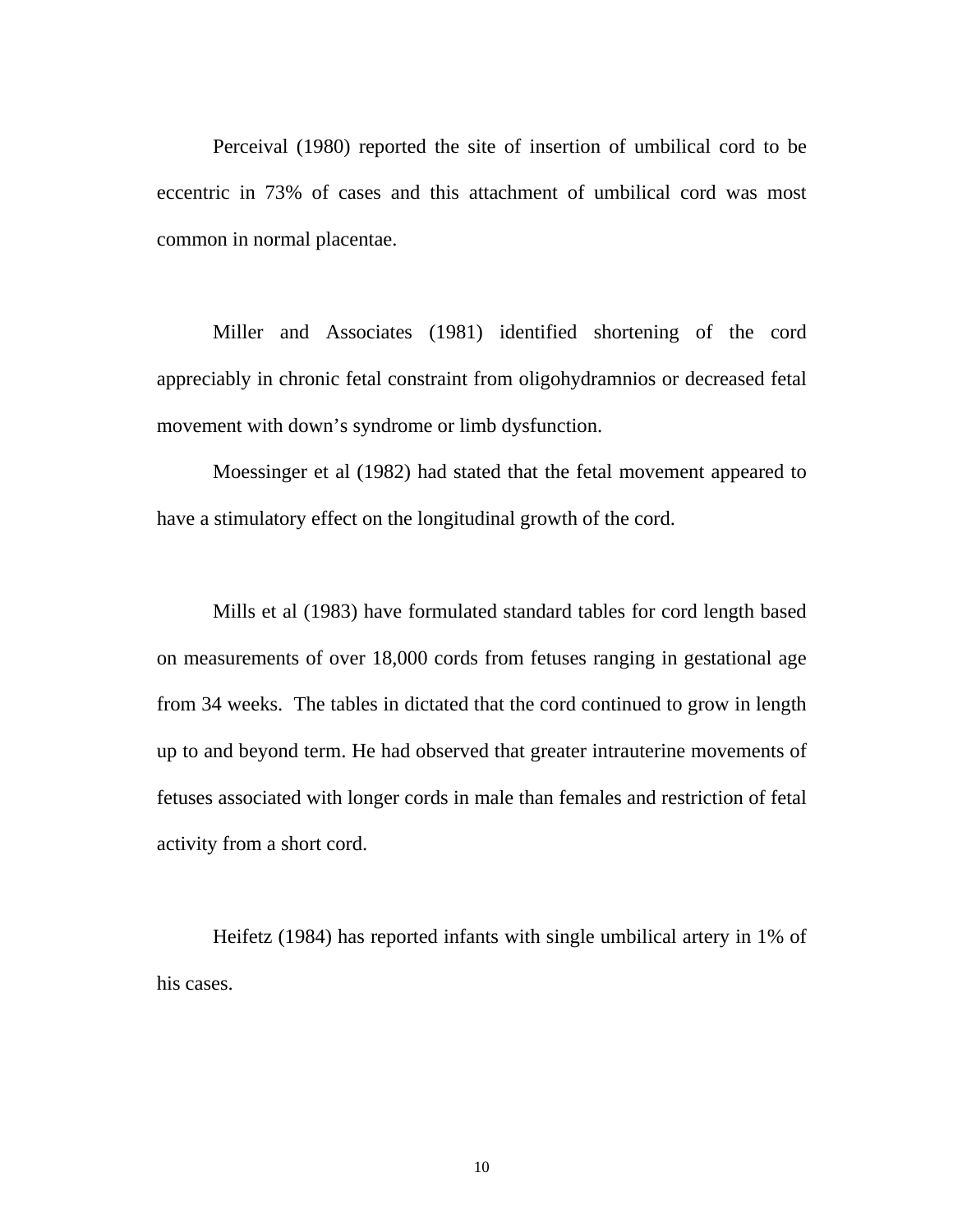Perceival (1980) reported the site of insertion of umbilical cord to be eccentric in 73% of cases and this attachment of umbilical cord was most common in normal placentae.

Miller and Associates (1981) identified shortening of the cord appreciably in chronic fetal constraint from oligohydramnios or decreased fetal movement with down’s syndrome or limb dysfunction.

Moessinger et al (1982) had stated that the fetal movement appeared to have a stimulatory effect on the longitudinal growth of the cord.

Mills et al (1983) have formulated standard tables for cord length based on measurements of over 18,000 cords from fetuses ranging in gestational age from 34 weeks. The tables in dictated that the cord continued to grow in length up to and beyond term. He had observed that greater intrauterine movements of fetuses associated with longer cords in male than females and restriction of fetal activity from a short cord.

Heifetz (1984) has reported infants with single umbilical artery in 1% of his cases.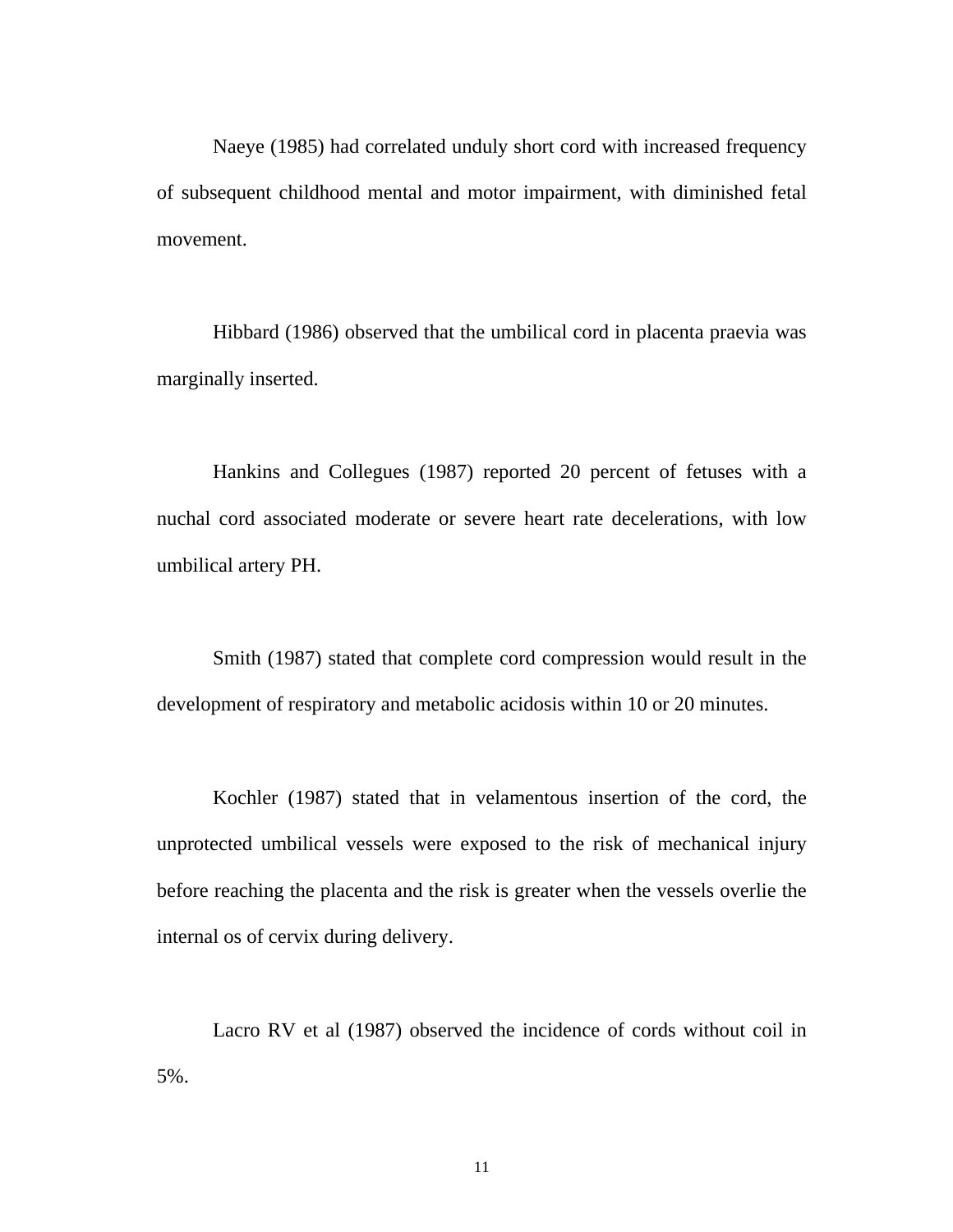Naeye (1985) had correlated unduly short cord with increased frequency of subsequent childhood mental and motor impairment, with diminished fetal movement.

Hibbard (1986) observed that the umbilical cord in placenta praevia was marginally inserted.

Hankins and Collegues (1987) reported 20 percent of fetuses with a nuchal cord associated moderate or severe heart rate decelerations, with low umbilical artery PH.

Smith (1987) stated that complete cord compression would result in the development of respiratory and metabolic acidosis within 10 or 20 minutes.

Kochler (1987) stated that in velamentous insertion of the cord, the unprotected umbilical vessels were exposed to the risk of mechanical injury before reaching the placenta and the risk is greater when the vessels overlie the internal os of cervix during delivery.

Lacro RV et al (1987) observed the incidence of cords without coil in 5%.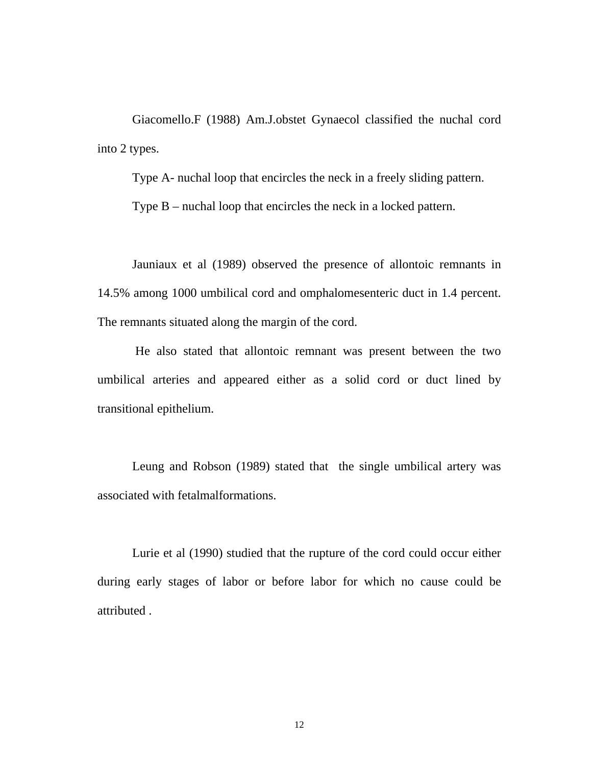Giacomello.F (1988) Am.J.obstet Gynaecol classified the nuchal cord into 2 types.

Type A- nuchal loop that encircles the neck in a freely sliding pattern.

Type B – nuchal loop that encircles the neck in a locked pattern.

Jauniaux et al (1989) observed the presence of allontoic remnants in 14.5% among 1000 umbilical cord and omphalomesenteric duct in 1.4 percent. The remnants situated along the margin of the cord.

He also stated that allontoic remnant was present between the two umbilical arteries and appeared either as a solid cord or duct lined by transitional epithelium.

Leung and Robson (1989) stated that the single umbilical artery was associated with fetalmalformations.

Lurie et al (1990) studied that the rupture of the cord could occur either during early stages of labor or before labor for which no cause could be attributed .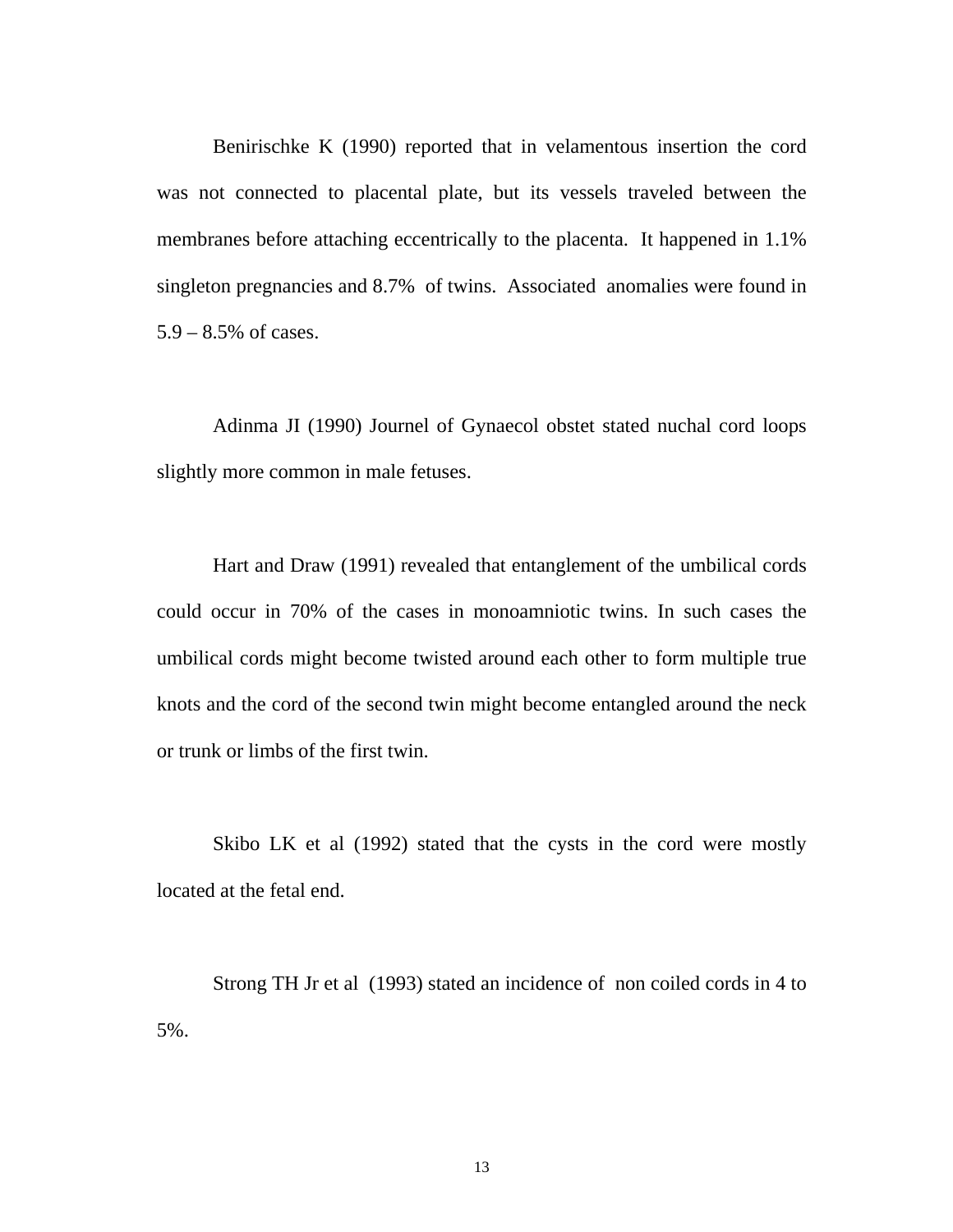Benirischke K (1990) reported that in velamentous insertion the cord was not connected to placental plate, but its vessels traveled between the membranes before attaching eccentrically to the placenta. It happened in 1.1% singleton pregnancies and 8.7% of twins. Associated anomalies were found in 5.9 – 8.5% of cases.

Adinma JI (1990) Journel of Gynaecol obstet stated nuchal cord loops slightly more common in male fetuses.

Hart and Draw (1991) revealed that entanglement of the umbilical cords could occur in 70% of the cases in monoamniotic twins. In such cases the umbilical cords might become twisted around each other to form multiple true knots and the cord of the second twin might become entangled around the neck or trunk or limbs of the first twin.

Skibo LK et al (1992) stated that the cysts in the cord were mostly located at the fetal end.

Strong TH Jr et al (1993) stated an incidence of non coiled cords in 4 to 5%.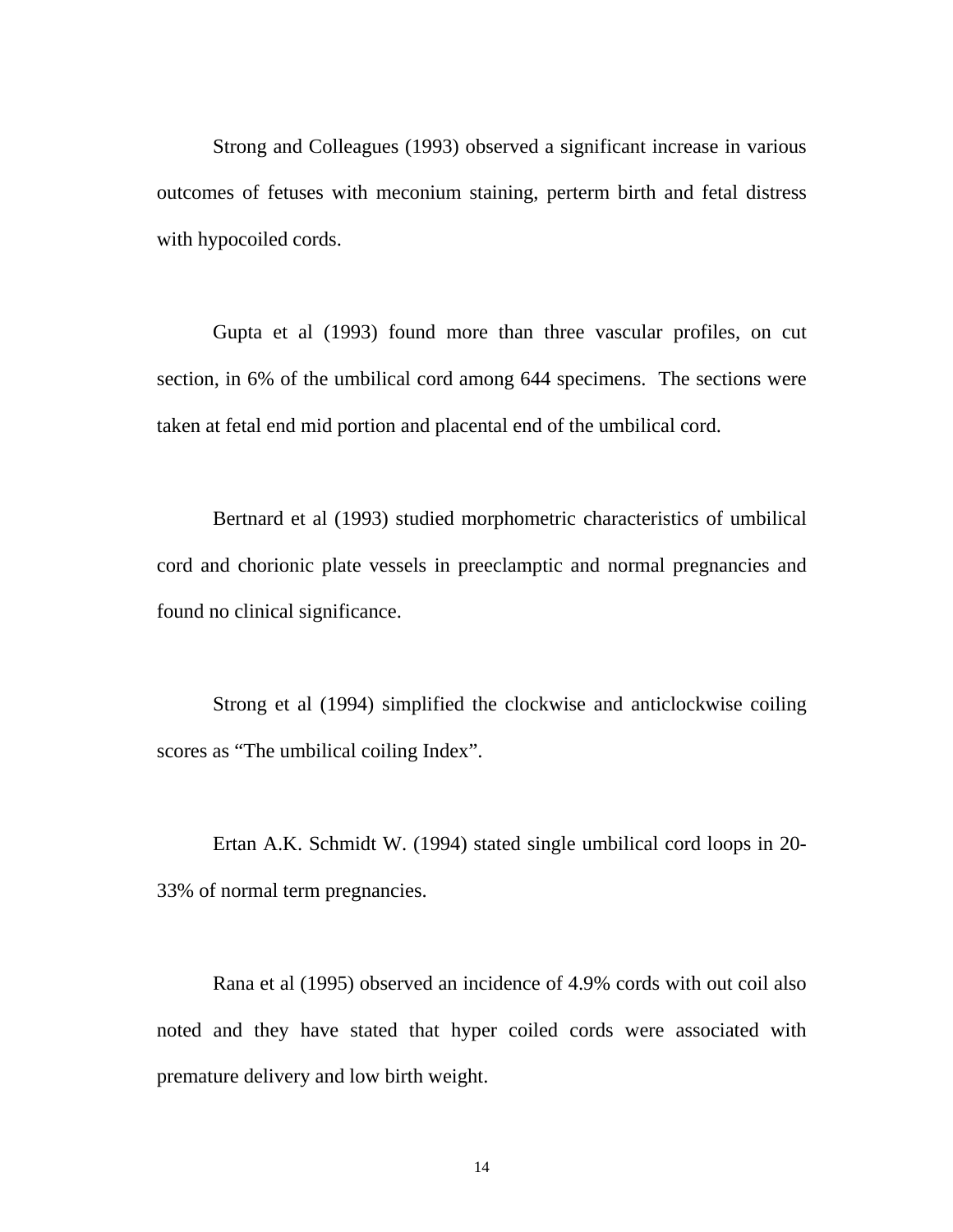Strong and Colleagues (1993) observed a significant increase in various outcomes of fetuses with meconium staining, perterm birth and fetal distress with hypocoiled cords.

Gupta et al (1993) found more than three vascular profiles, on cut section, in 6% of the umbilical cord among 644 specimens. The sections were taken at fetal end mid portion and placental end of the umbilical cord.

Bertnard et al (1993) studied morphometric characteristics of umbilical cord and chorionic plate vessels in preeclamptic and normal pregnancies and found no clinical significance.

Strong et al (1994) simplified the clockwise and anticlockwise coiling scores as “The umbilical coiling Index”.

Ertan A.K. Schmidt W. (1994) stated single umbilical cord loops in 20-33% of normal term pregnancies.

Rana et al (1995) observed an incidence of 4.9% cords with out coil also noted and they have stated that hyper coiled cords were associated with premature delivery and low birth weight.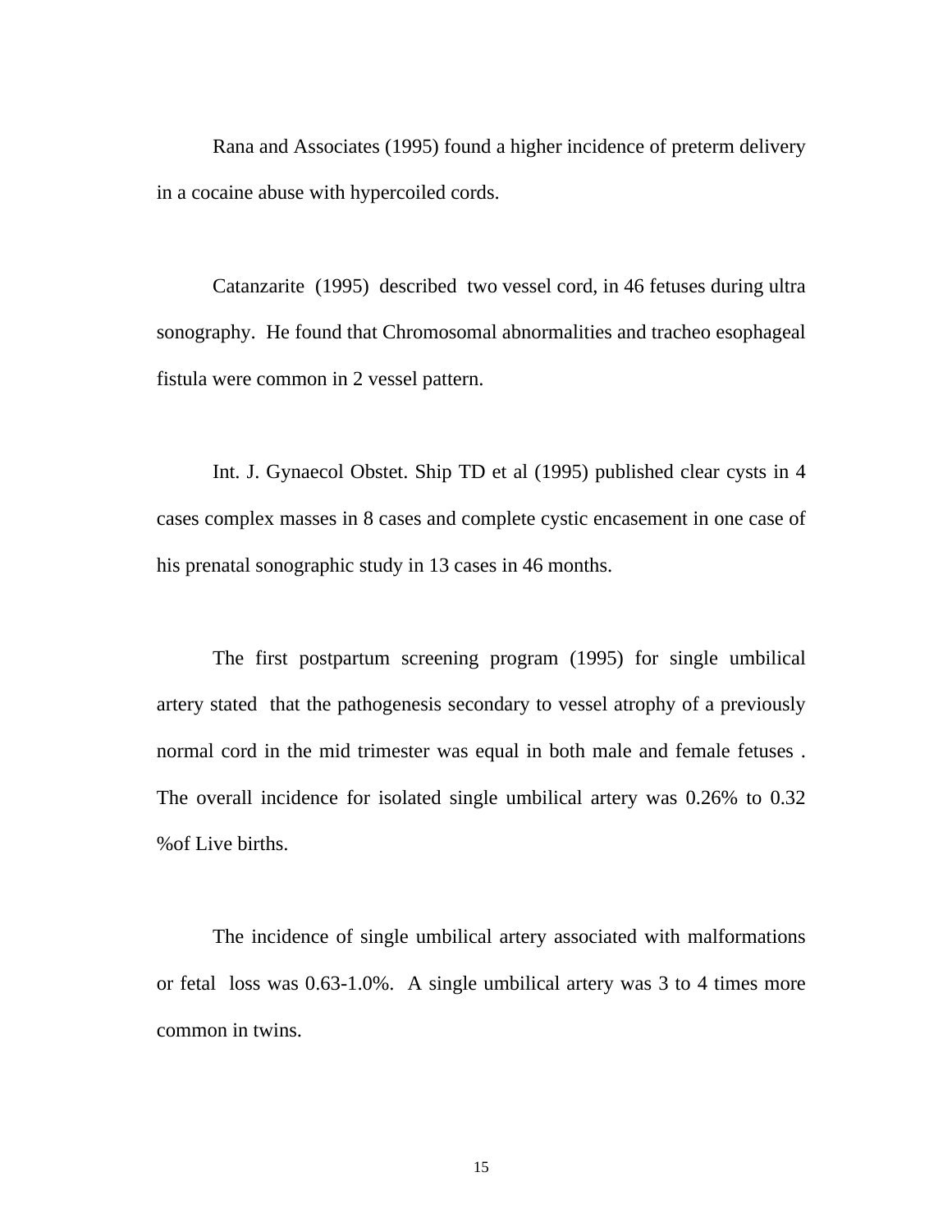Rana and Associates (1995) found a higher incidence of preterm delivery in a cocaine abuse with hypercoiled cords.

Catanzarite (1995) described two vessel cord, in 46 fetuses during ultra sonography. He found that Chromosomal abnormalities and tracheo esophageal fistula were common in 2 vessel pattern.

Int. J. Gynaecol Obstet. Ship TD et al (1995) published clear cysts in 4 cases complex masses in 8 cases and complete cystic encasement in one case of his prenatal sonographic study in 13 cases in 46 months.

The first postpartum screening program (1995) for single umbilical artery stated that the pathogenesis secondary to vessel atrophy of a previously normal cord in the mid trimester was equal in both male and female fetuses . The overall incidence for isolated single umbilical artery was 0.26% to 0.32 %of Live births.

The incidence of single umbilical artery associated with malformations or fetal loss was 0.63-1.0%. A single umbilical artery was 3 to 4 times more common in twins.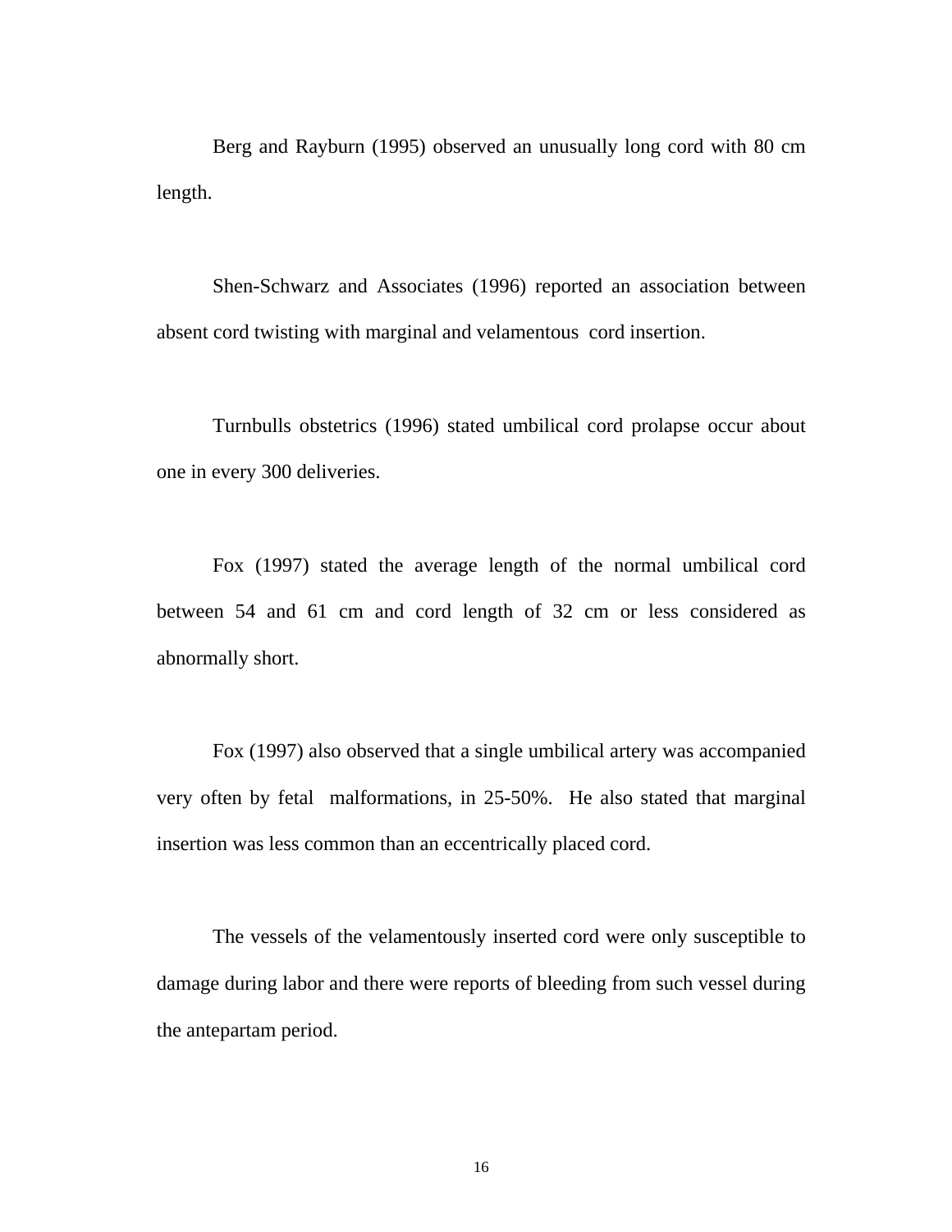Berg and Rayburn (1995) observed an unusually long cord with 80 cm length.

Shen-Schwarz and Associates (1996) reported an association between absent cord twisting with marginal and velamentous  cord insertion.

Turnbulls obstetrics (1996) stated umbilical cord prolapse occur about one in every 300 deliveries.

Fox (1997) stated the average length of the normal umbilical cord between 54 and 61 cm and cord length of 32 cm or less considered as abnormally short.

Fox (1997) also observed that a single umbilical artery was accompanied very often by fetal  malformations, in 25-50%.  He also stated that marginal insertion was less common than an eccentrically placed cord.

The vessels of the velamentously inserted cord were only susceptible to damage during labor and there were reports of bleeding from such vessel during the antepartam period.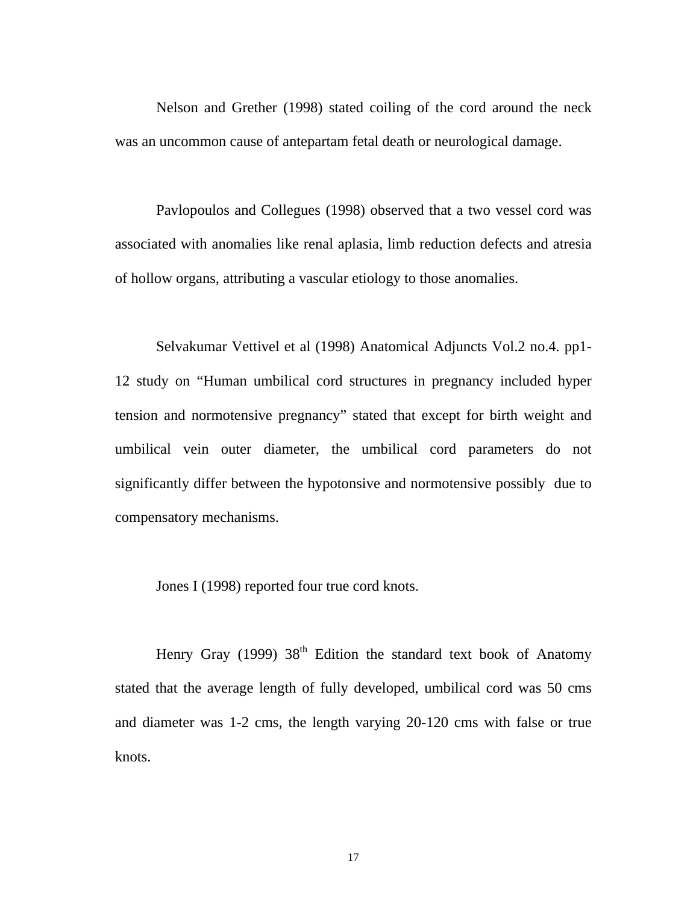Nelson and Grether (1998) stated coiling of the cord around the neck was an uncommon cause of antepartam fetal death or neurological damage.

Pavlopoulos and Collegues (1998) observed that a two vessel cord was associated with anomalies like renal aplasia, limb reduction defects and atresia of hollow organs, attributing a vascular etiology to those anomalies.

Selvakumar Vettivel et al (1998) Anatomical Adjuncts Vol.2 no.4. pp1-12 study on "Human umbilical cord structures in pregnancy included hyper tension and normotensive pregnancy" stated that except for birth weight and umbilical vein outer diameter, the umbilical cord parameters do not significantly differ between the hypotonsive and normotensive possibly due to compensatory mechanisms.

Jones I (1998) reported four true cord knots.

Henry Gray (1999) 38th Edition the standard text book of Anatomy stated that the average length of fully developed, umbilical cord was 50 cms and diameter was 1-2 cms, the length varying 20-120 cms with false or true knots.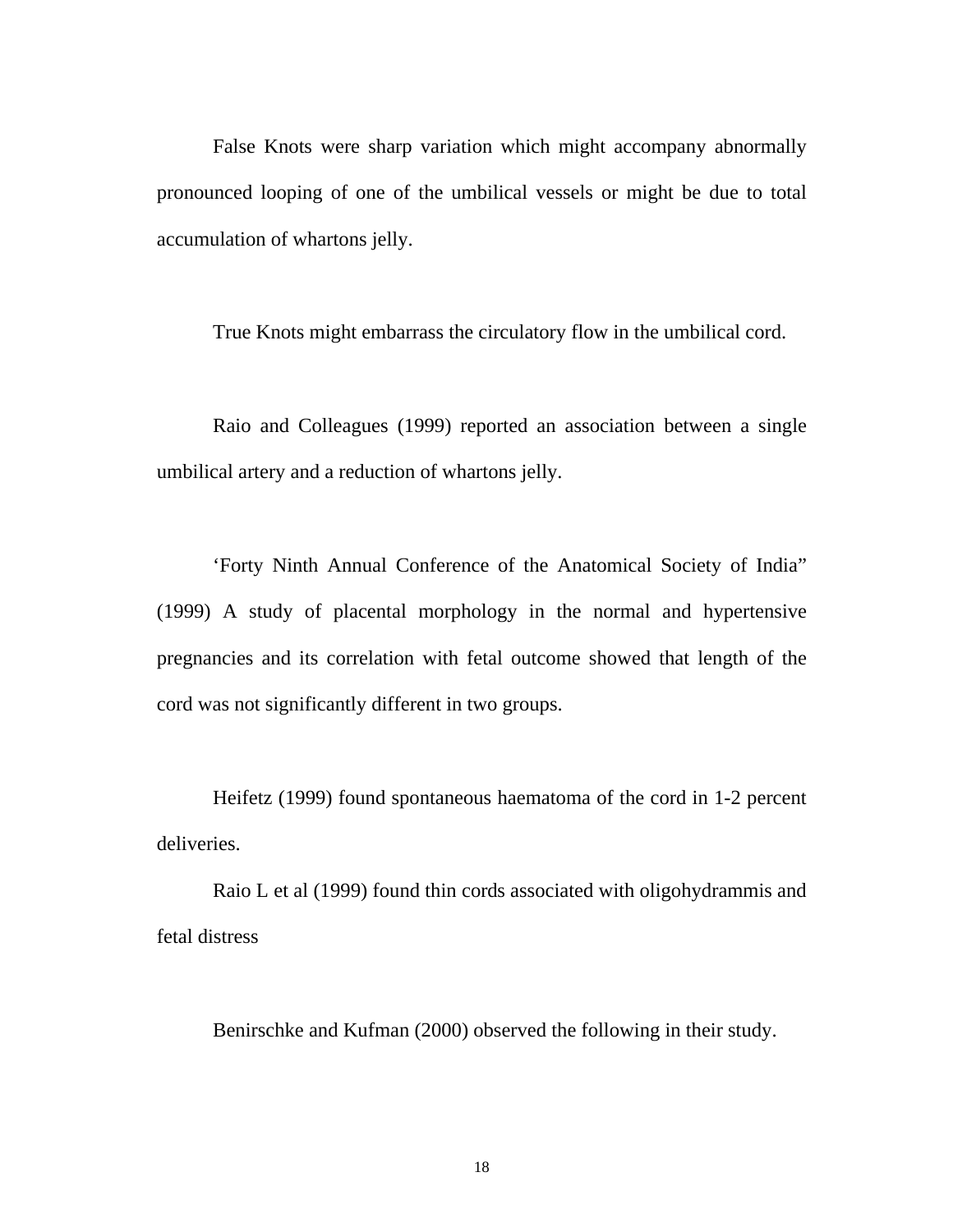False Knots were sharp variation which might accompany abnormally pronounced looping of one of the umbilical vessels or might be due to total accumulation of whartons jelly.

True Knots might embarrass the circulatory flow in the umbilical cord.

Raio and Colleagues (1999) reported an association between a single umbilical artery and a reduction of whartons jelly.

'Forty Ninth Annual Conference of the Anatomical Society of India" (1999) A study of placental morphology in the normal and hypertensive pregnancies and its correlation with fetal outcome showed that length of the cord was not significantly different in two groups.

Heifetz (1999) found spontaneous haematoma of the cord in 1-2 percent deliveries.

Raio L et al (1999) found thin cords associated with oligohydrammis and fetal distress

Benirschke and Kufman (2000) observed the following in their study.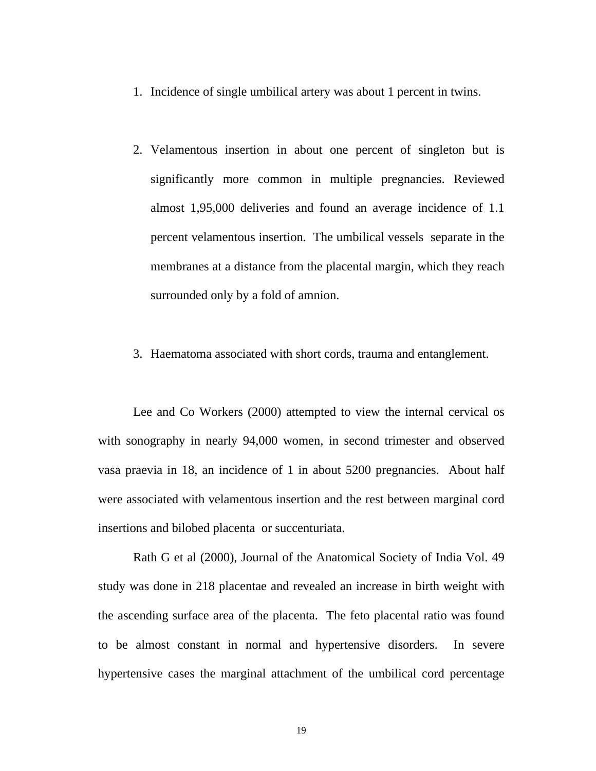1. Incidence of single umbilical artery was about 1 percent in twins.

2. Velamentous insertion in about one percent of singleton but is significantly more common in multiple pregnancies. Reviewed almost 1,95,000 deliveries and found an average incidence of 1.1 percent velamentous insertion. The umbilical vessels separate in the membranes at a distance from the placental margin, which they reach surrounded only by a fold of amnion.

3. Haematoma associated with short cords, trauma and entanglement.

Lee and Co Workers (2000) attempted to view the internal cervical os with sonography in nearly 94,000 women, in second trimester and observed vasa praevia in 18, an incidence of 1 in about 5200 pregnancies. About half were associated with velamentous insertion and the rest between marginal cord insertions and bilobed placenta or succenturiata.

Rath G et al (2000), Journal of the Anatomical Society of India Vol. 49 study was done in 218 placentae and revealed an increase in birth weight with the ascending surface area of the placenta. The feto placental ratio was found to be almost constant in normal and hypertensive disorders. In severe hypertensive cases the marginal attachment of the umbilical cord percentage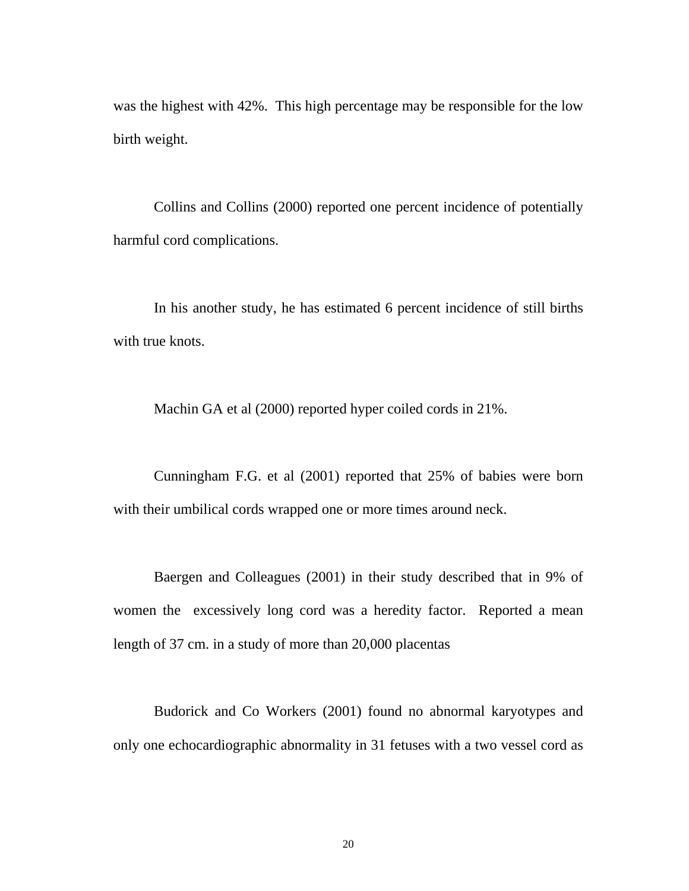was the highest with 42%.  This high percentage may be responsible for the low birth weight.

Collins and Collins (2000) reported one percent incidence of potentially harmful cord complications.

In his another study, he has estimated 6 percent incidence of still births with true knots.

Machin GA et al (2000) reported hyper coiled cords in 21%.

Cunningham F.G. et al (2001) reported that 25% of babies were born with their umbilical cords wrapped one or more times around neck.

Baergen and Colleagues (2001) in their study described that in 9% of women the  excessively long cord was a heredity factor.  Reported a mean length of 37 cm. in a study of more than 20,000 placentas

Budorick and Co Workers (2001) found no abnormal karyotypes and only one echocardiographic abnormality in 31 fetuses with a two vessel cord as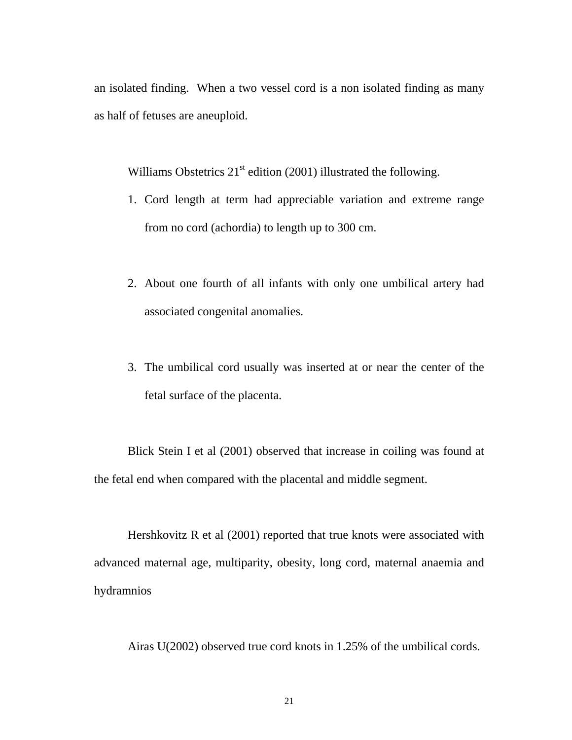an isolated finding. When a two vessel cord is a non isolated finding as many as half of fetuses are aneuploid.

Williams Obstetrics 21st edition (2001) illustrated the following.

1. Cord length at term had appreciable variation and extreme range from no cord (achordia) to length up to 300 cm.

2. About one fourth of all infants with only one umbilical artery had associated congenital anomalies.

3. The umbilical cord usually was inserted at or near the center of the fetal surface of the placenta.

Blick Stein I et al (2001) observed that increase in coiling was found at the fetal end when compared with the placental and middle segment.

Hershkovitz R et al (2001) reported that true knots were associated with advanced maternal age, multiparity, obesity, long cord, maternal anaemia and hydramnios

Airas U(2002) observed true cord knots in 1.25% of the umbilical cords.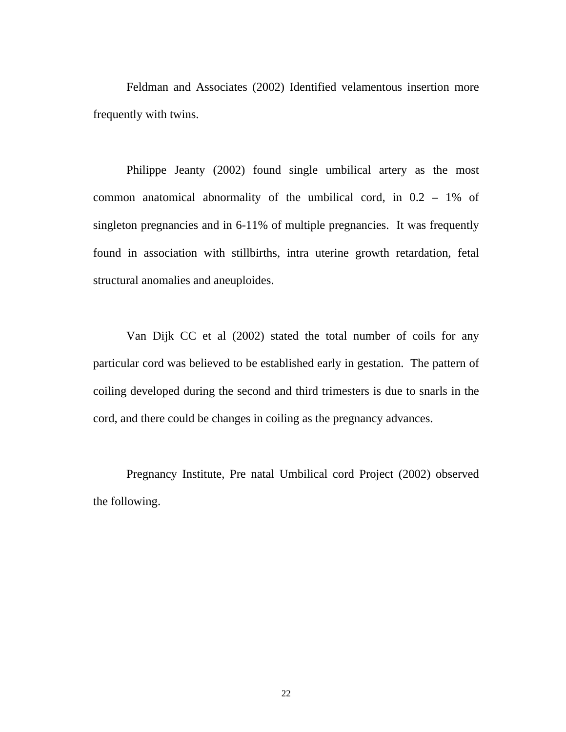Feldman and Associates (2002) Identified velamentous insertion more frequently with twins.

Philippe Jeanty (2002) found single umbilical artery as the most common anatomical abnormality of the umbilical cord, in 0.2 – 1% of singleton pregnancies and in 6-11% of multiple pregnancies. It was frequently found in association with stillbirths, intra uterine growth retardation, fetal structural anomalies and aneuploides.

Van Dijk CC et al (2002) stated the total number of coils for any particular cord was believed to be established early in gestation. The pattern of coiling developed during the second and third trimesters is due to snarls in the cord, and there could be changes in coiling as the pregnancy advances.

Pregnancy Institute, Pre natal Umbilical cord Project (2002) observed the following.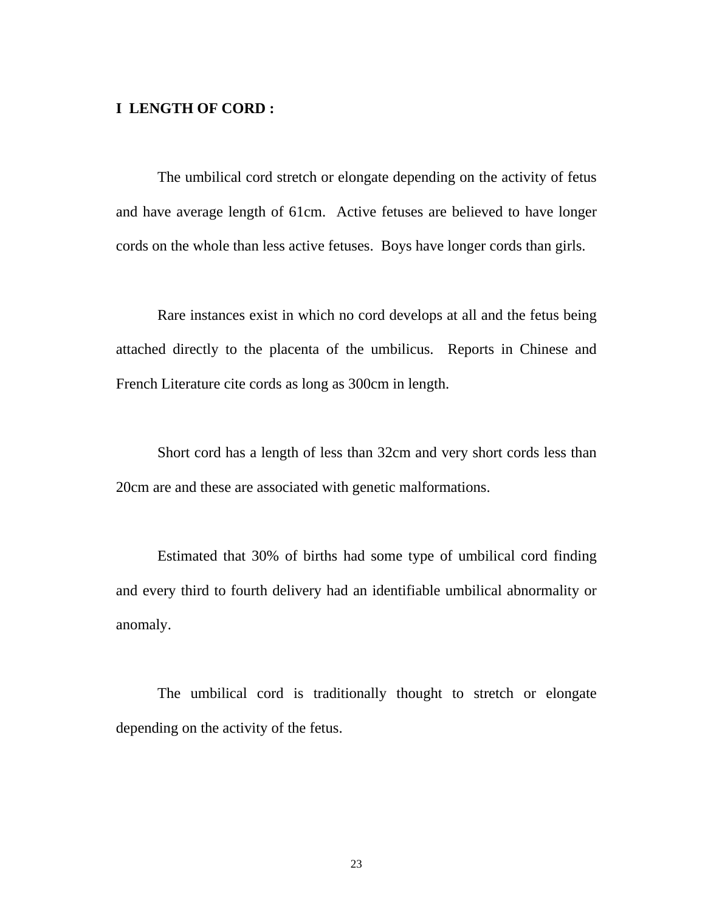**I LENGTH OF CORD :**

The umbilical cord stretch or elongate depending on the activity of fetus and have average length of 61cm. Active fetuses are believed to have longer cords on the whole than less active fetuses. Boys have longer cords than girls.

Rare instances exist in which no cord develops at all and the fetus being attached directly to the placenta of the umbilicus. Reports in Chinese and French Literature cite cords as long as 300cm in length.

Short cord has a length of less than 32cm and very short cords less than 20cm are and these are associated with genetic malformations.

Estimated that 30% of births had some type of umbilical cord finding and every third to fourth delivery had an identifiable umbilical abnormality or anomaly.

The umbilical cord is traditionally thought to stretch or elongate depending on the activity of the fetus.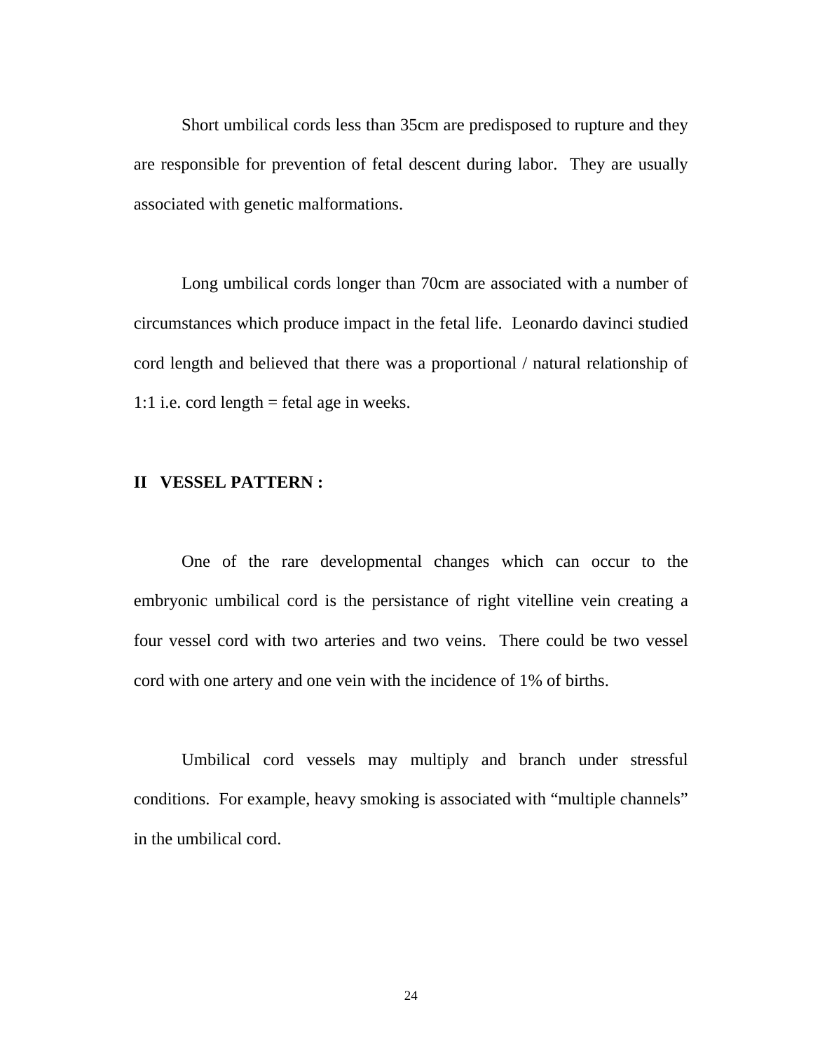Short umbilical cords less than 35cm are predisposed to rupture and they are responsible for prevention of fetal descent during labor. They are usually associated with genetic malformations.

Long umbilical cords longer than 70cm are associated with a number of circumstances which produce impact in the fetal life. Leonardo davinci studied cord length and believed that there was a proportional / natural relationship of 1:1 i.e. cord length = fetal age in weeks.

## II VESSEL PATTERN :

One of the rare developmental changes which can occur to the embryonic umbilical cord is the persistance of right vitelline vein creating a four vessel cord with two arteries and two veins. There could be two vessel cord with one artery and one vein with the incidence of 1% of births.

Umbilical cord vessels may multiply and branch under stressful conditions. For example, heavy smoking is associated with “multiple channels” in the umbilical cord.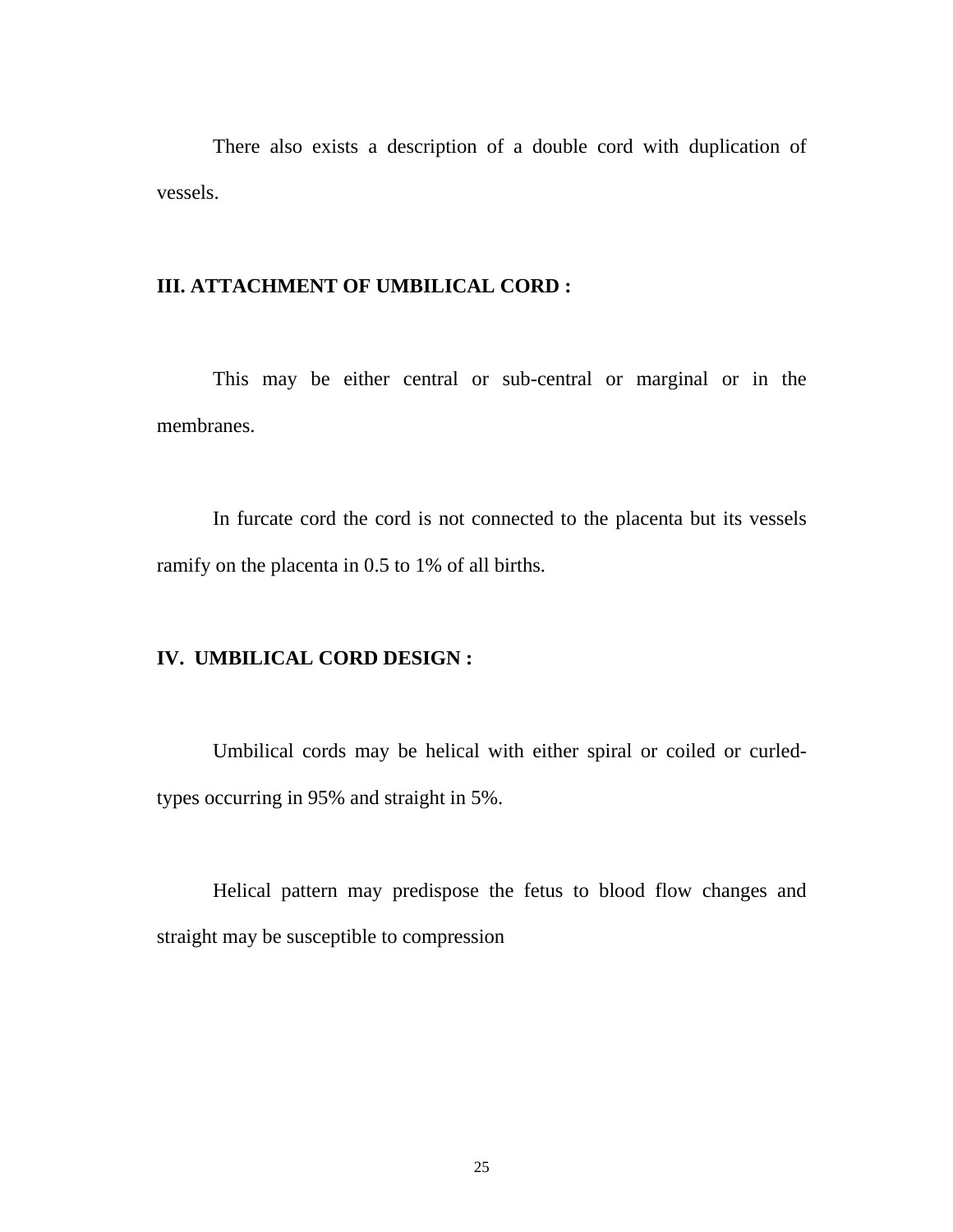There also exists a description of a double cord with duplication of vessels.

## III. ATTACHMENT OF UMBILICAL CORD :

This may be either central or sub-central or marginal or in the membranes.

In furcate cord the cord is not connected to the placenta but its vessels ramify on the placenta in 0.5 to 1% of all births.

## IV. UMBILICAL CORD DESIGN :

Umbilical cords may be helical with either spiral or coiled or curled-types occurring in 95% and straight in 5%.

Helical pattern may predispose the fetus to blood flow changes and straight may be susceptible to compression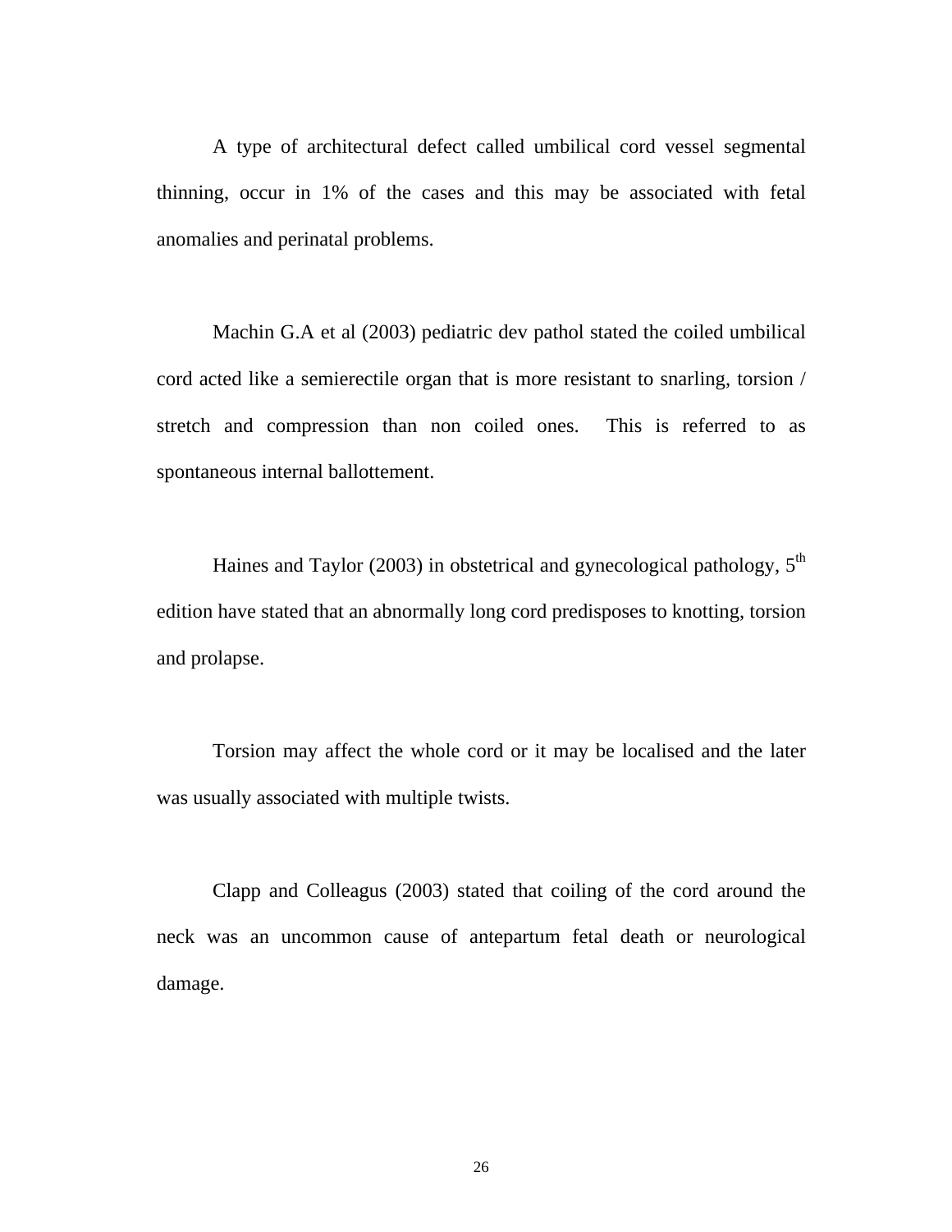A type of architectural defect called umbilical cord vessel segmental thinning, occur in 1% of the cases and this may be associated with fetal anomalies and perinatal problems.

Machin G.A et al (2003) pediatric dev pathol stated the coiled umbilical cord acted like a semierectile organ that is more resistant to snarling, torsion / stretch and compression than non coiled ones. This is referred to as spontaneous internal ballottement.

Haines and Taylor (2003) in obstetrical and gynecological pathology, 5th edition have stated that an abnormally long cord predisposes to knotting, torsion and prolapse.

Torsion may affect the whole cord or it may be localised and the later was usually associated with multiple twists.

Clapp and Colleagus (2003) stated that coiling of the cord around the neck was an uncommon cause of antepartum fetal death or neurological damage.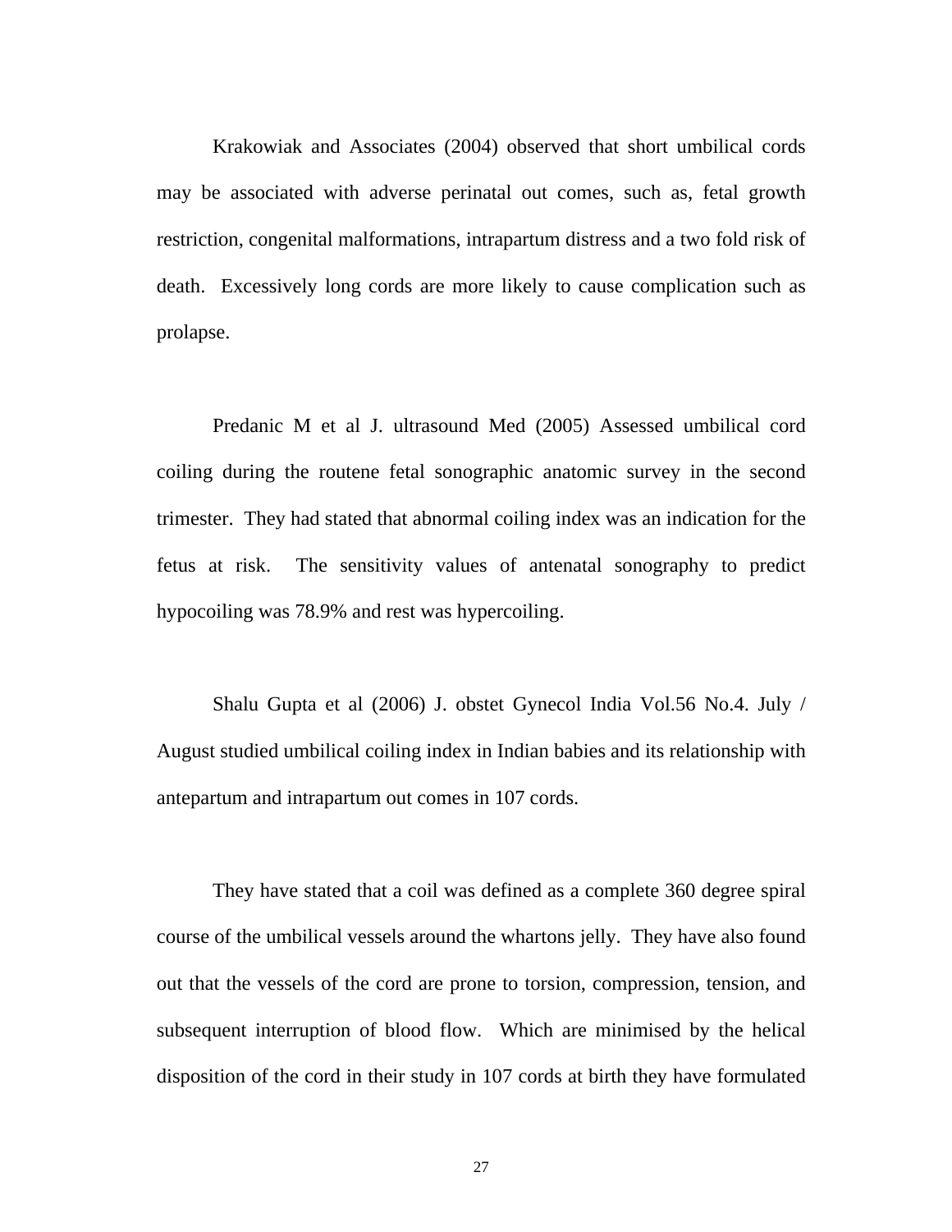Krakowiak and Associates (2004) observed that short umbilical cords may be associated with adverse perinatal out comes, such as, fetal growth restriction, congenital malformations, intrapartum distress and a two fold risk of death.  Excessively long cords are more likely to cause complication such as prolapse.

Predanic M et al J. ultrasound Med (2005) Assessed umbilical cord coiling during the routene fetal sonographic anatomic survey in the second trimester.  They had stated that abnormal coiling index was an indication for the fetus at risk.  The sensitivity values of antenatal sonography to predict hypocoiling was 78.9% and rest was hypercoiling.

Shalu Gupta et al (2006) J. obstet Gynecol India Vol.56 No.4. July / August studied umbilical coiling index in Indian babies and its relationship with antepartum and intrapartum out comes in 107 cords.

They have stated that a coil was defined as a complete 360 degree spiral course of the umbilical vessels around the whartons jelly.  They have also found out that the vessels of the cord are prone to torsion, compression, tension, and subsequent interruption of blood flow.  Which are minimised by the helical disposition of the cord in their study in 107 cords at birth they have formulated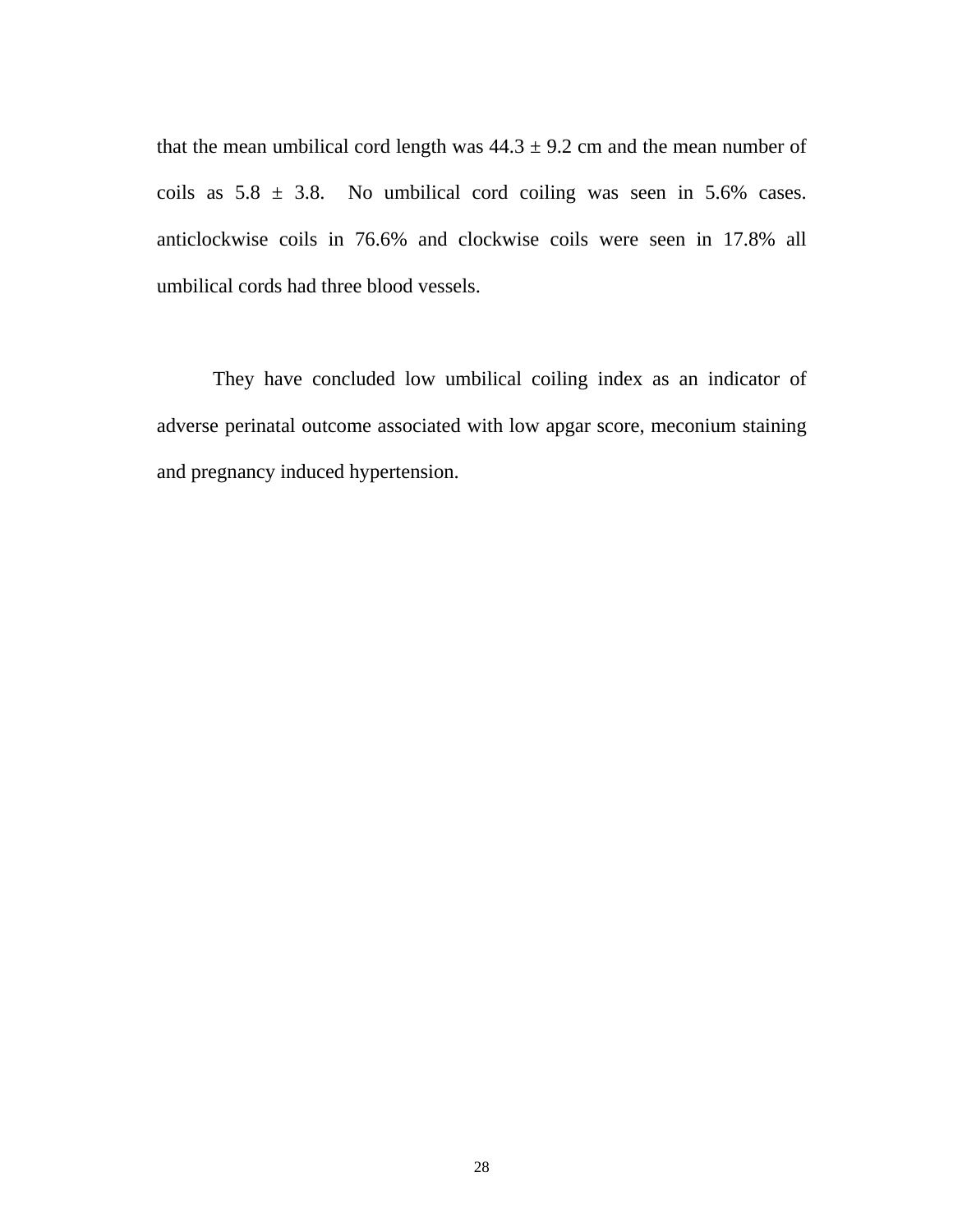that the mean umbilical cord length was 44.3 ± 9.2 cm and the mean number of coils as 5.8 ± 3.8. No umbilical cord coiling was seen in 5.6% cases. anticlockwise coils in 76.6% and clockwise coils were seen in 17.8% all umbilical cords had three blood vessels.

They have concluded low umbilical coiling index as an indicator of adverse perinatal outcome associated with low apgar score, meconium staining and pregnancy induced hypertension.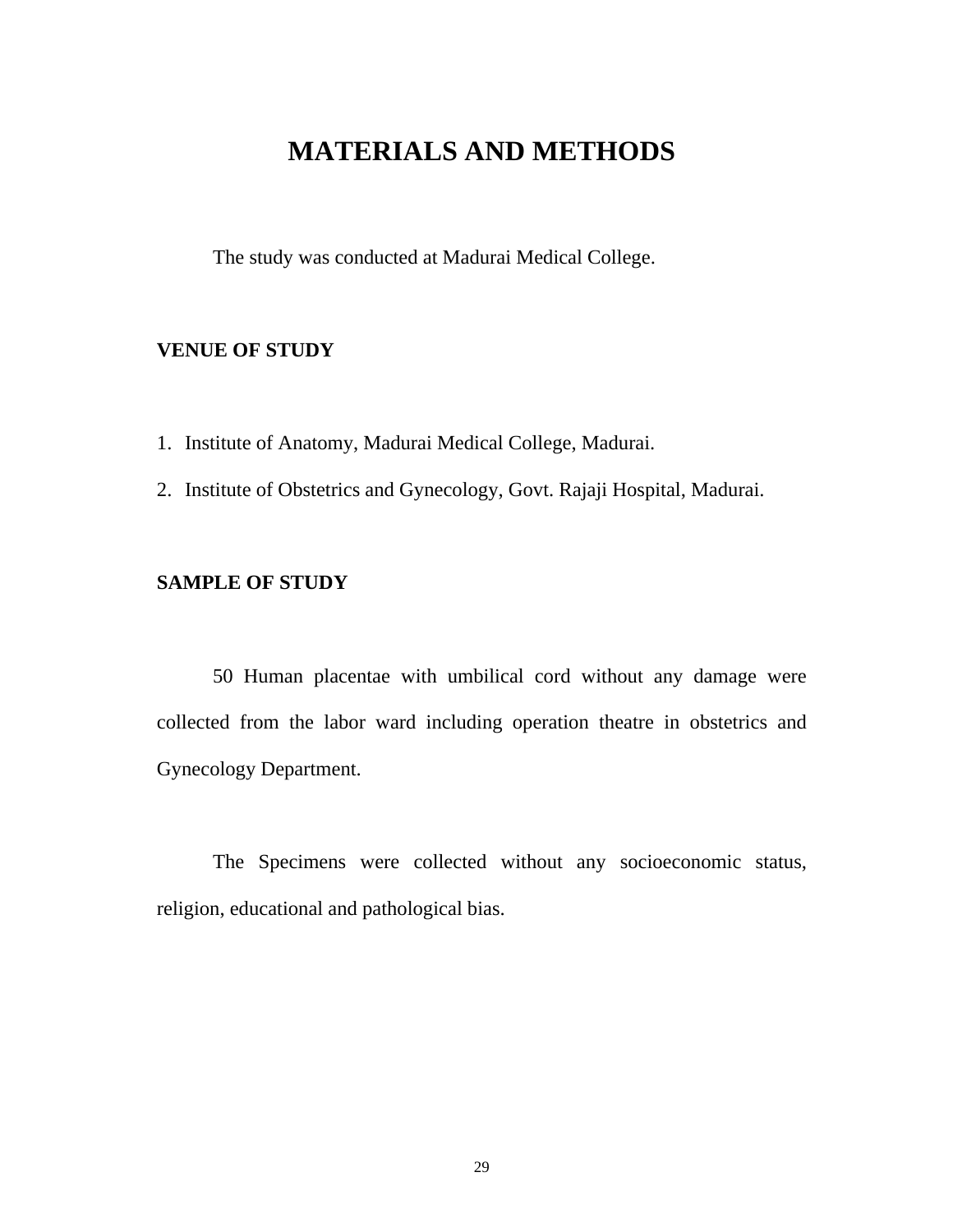# MATERIALS AND METHODS

The study was conducted at Madurai Medical College.

**VENUE OF STUDY**

1. Institute of Anatomy, Madurai Medical College, Madurai.
2. Institute of Obstetrics and Gynecology, Govt. Rajaji Hospital, Madurai.

**SAMPLE OF STUDY**

50 Human placentae with umbilical cord without any damage were collected from the labor ward including operation theatre in obstetrics and Gynecology Department.

The Specimens were collected without any socioeconomic status, religion, educational and pathological bias.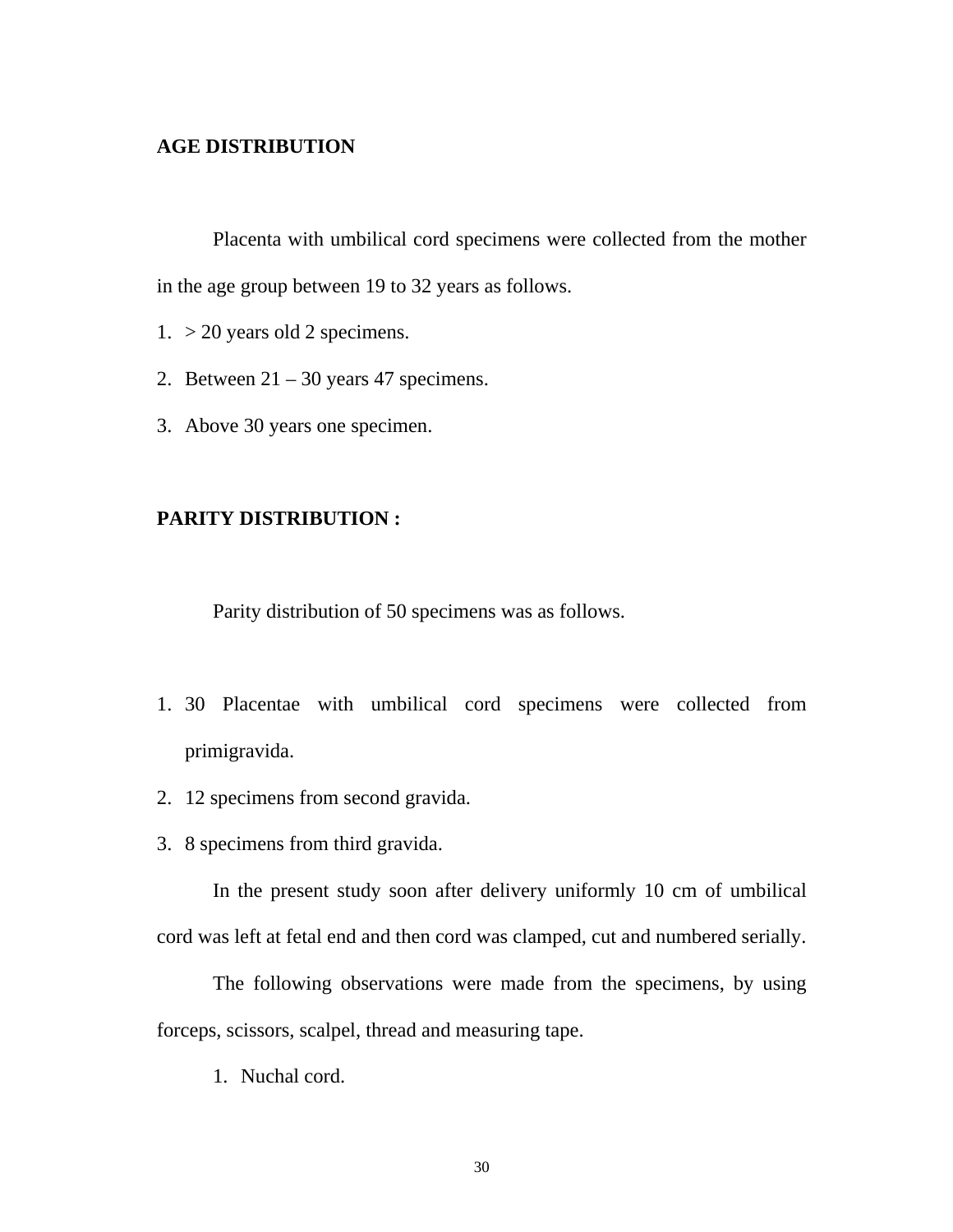**AGE DISTRIBUTION**

Placenta with umbilical cord specimens were collected from the mother in the age group between 19 to 32 years as follows.

1. > 20 years old 2 specimens.
2. Between 21 – 30 years 47 specimens.
3. Above 30 years one specimen.

**PARITY DISTRIBUTION :**

Parity distribution of 50 specimens was as follows.

1. 30 Placentae with umbilical cord specimens were collected from primigravida.
2. 12 specimens from second gravida.
3. 8 specimens from third gravida.

In the present study soon after delivery uniformly 10 cm of umbilical cord was left at fetal end and then cord was clamped, cut and numbered serially.

The following observations were made from the specimens, by using forceps, scissors, scalpel, thread and measuring tape.

1. Nuchal cord.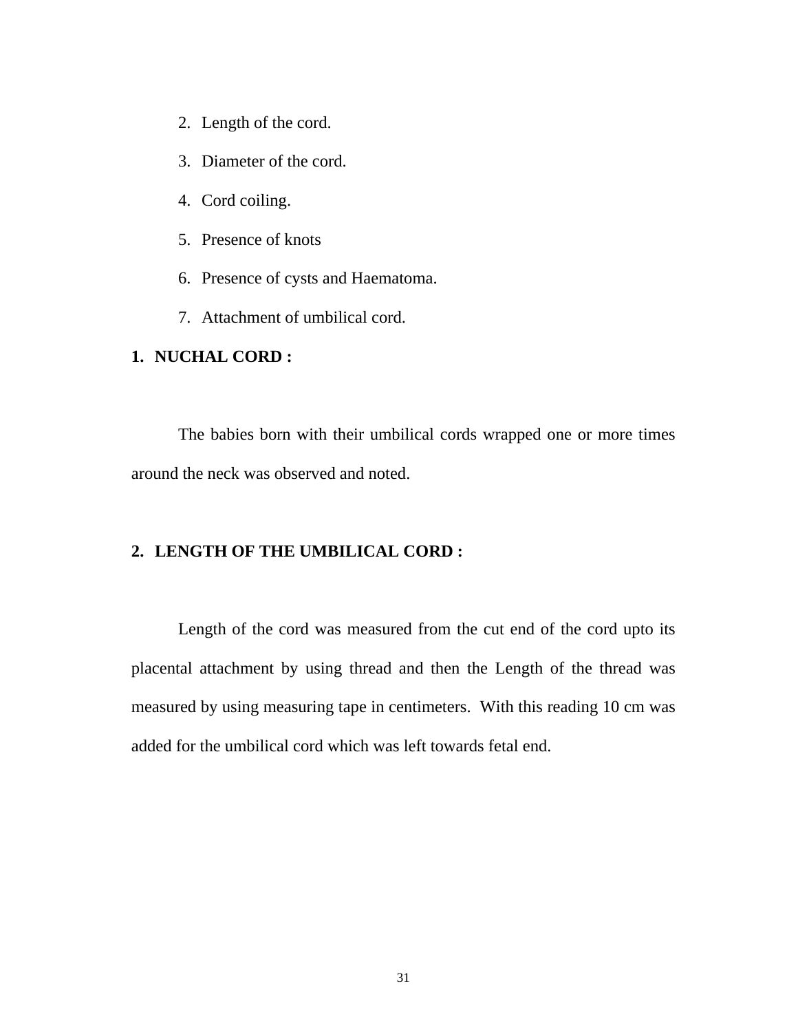2. Length of the cord.
3. Diameter of the cord.
4. Cord coiling.
5. Presence of knots
6. Presence of cysts and Haematoma.
7. Attachment of umbilical cord.

**1. NUCHAL CORD :**

The babies born with their umbilical cords wrapped one or more times around the neck was observed and noted.

**2. LENGTH OF THE UMBILICAL CORD :**

Length of the cord was measured from the cut end of the cord upto its placental attachment by using thread and then the Length of the thread was measured by using measuring tape in centimeters. With this reading 10 cm was added for the umbilical cord which was left towards fetal end.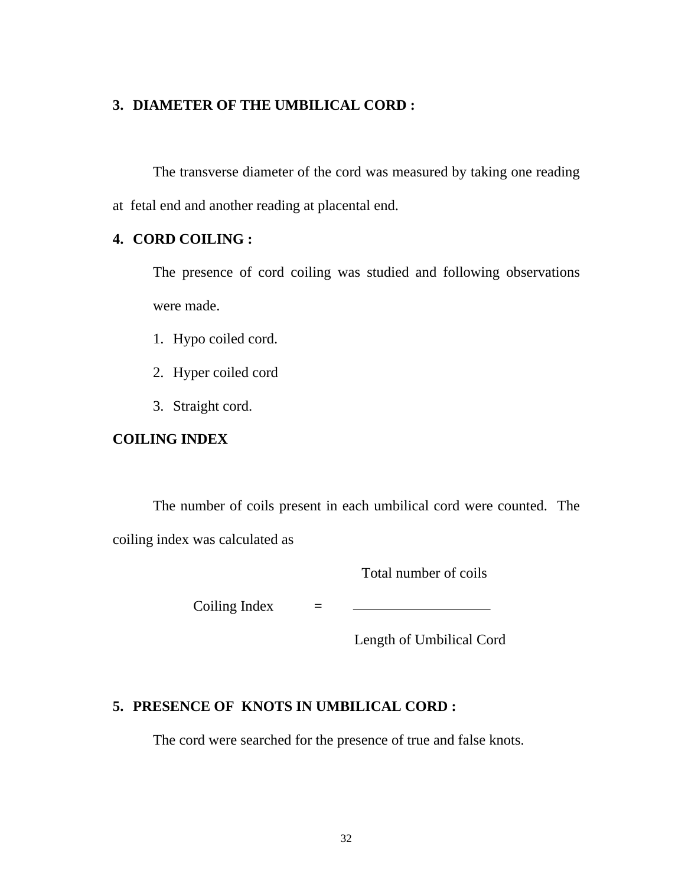### 3. DIAMETER OF THE UMBILICAL CORD :

The transverse diameter of the cord was measured by taking one reading at fetal end and another reading at placental end.

### 4. CORD COILING :

The presence of cord coiling was studied and following observations were made.

1. Hypo coiled cord.
2. Hyper coiled cord
3. Straight cord.

**COILING INDEX**

The number of coils present in each umbilical cord were counted. The coiling index was calculated as

$$\text{Coiling Index} = \frac{\text{Total number of coils}}{\text{Length of Umbilical Cord}}$$

### 5. PRESENCE OF KNOTS IN UMBILICAL CORD :

The cord were searched for the presence of true and false knots.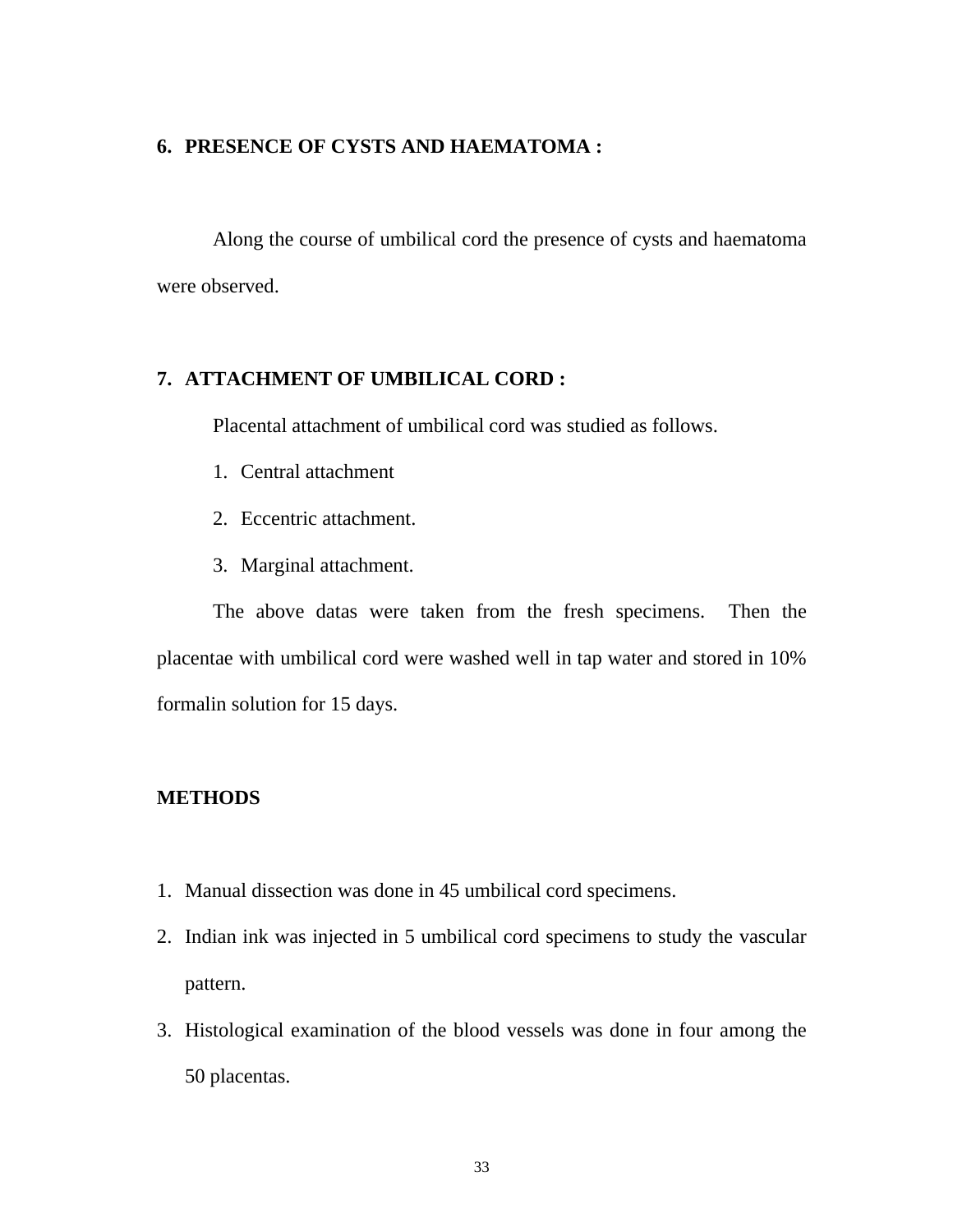### 6. PRESENCE OF CYSTS AND HAEMATOMA :

Along the course of umbilical cord the presence of cysts and haematoma were observed.

### 7. ATTACHMENT OF UMBILICAL CORD :

Placental attachment of umbilical cord was studied as follows.

1. Central attachment
2. Eccentric attachment.
3. Marginal attachment.

The above datas were taken from the fresh specimens. Then the placentae with umbilical cord were washed well in tap water and stored in 10% formalin solution for 15 days.

## METHODS

1. Manual dissection was done in 45 umbilical cord specimens.
2. Indian ink was injected in 5 umbilical cord specimens to study the vascular pattern.
3. Histological examination of the blood vessels was done in four among the 50 placentas.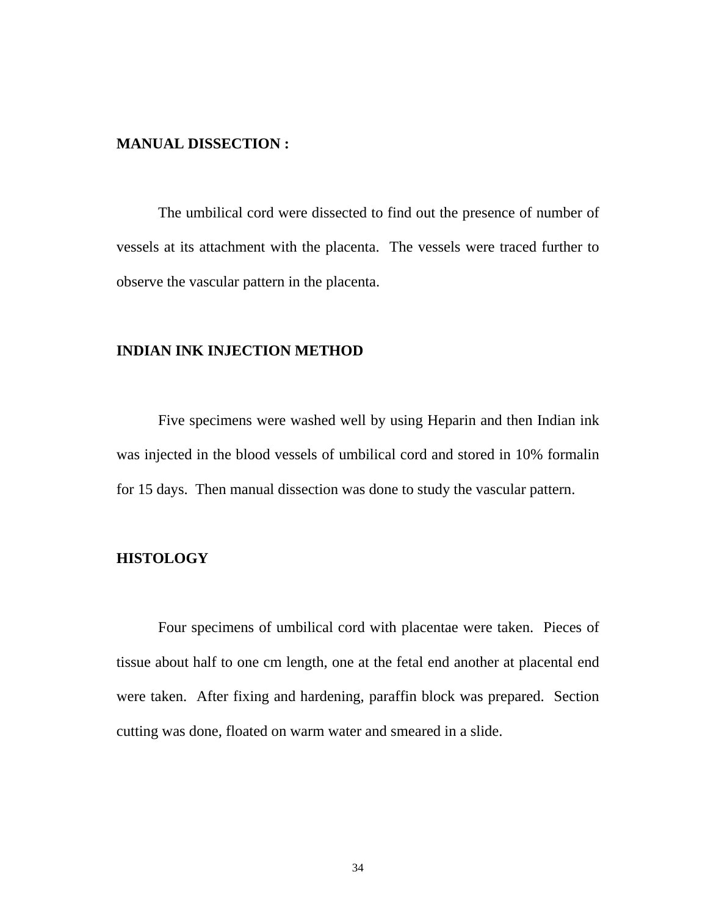**MANUAL DISSECTION :**

The umbilical cord were dissected to find out the presence of number of vessels at its attachment with the placenta. The vessels were traced further to observe the vascular pattern in the placenta.

**INDIAN INK INJECTION METHOD**

Five specimens were washed well by using Heparin and then Indian ink was injected in the blood vessels of umbilical cord and stored in 10% formalin for 15 days. Then manual dissection was done to study the vascular pattern.

**HISTOLOGY**

Four specimens of umbilical cord with placentae were taken. Pieces of tissue about half to one cm length, one at the fetal end another at placental end were taken. After fixing and hardening, paraffin block was prepared. Section cutting was done, floated on warm water and smeared in a slide.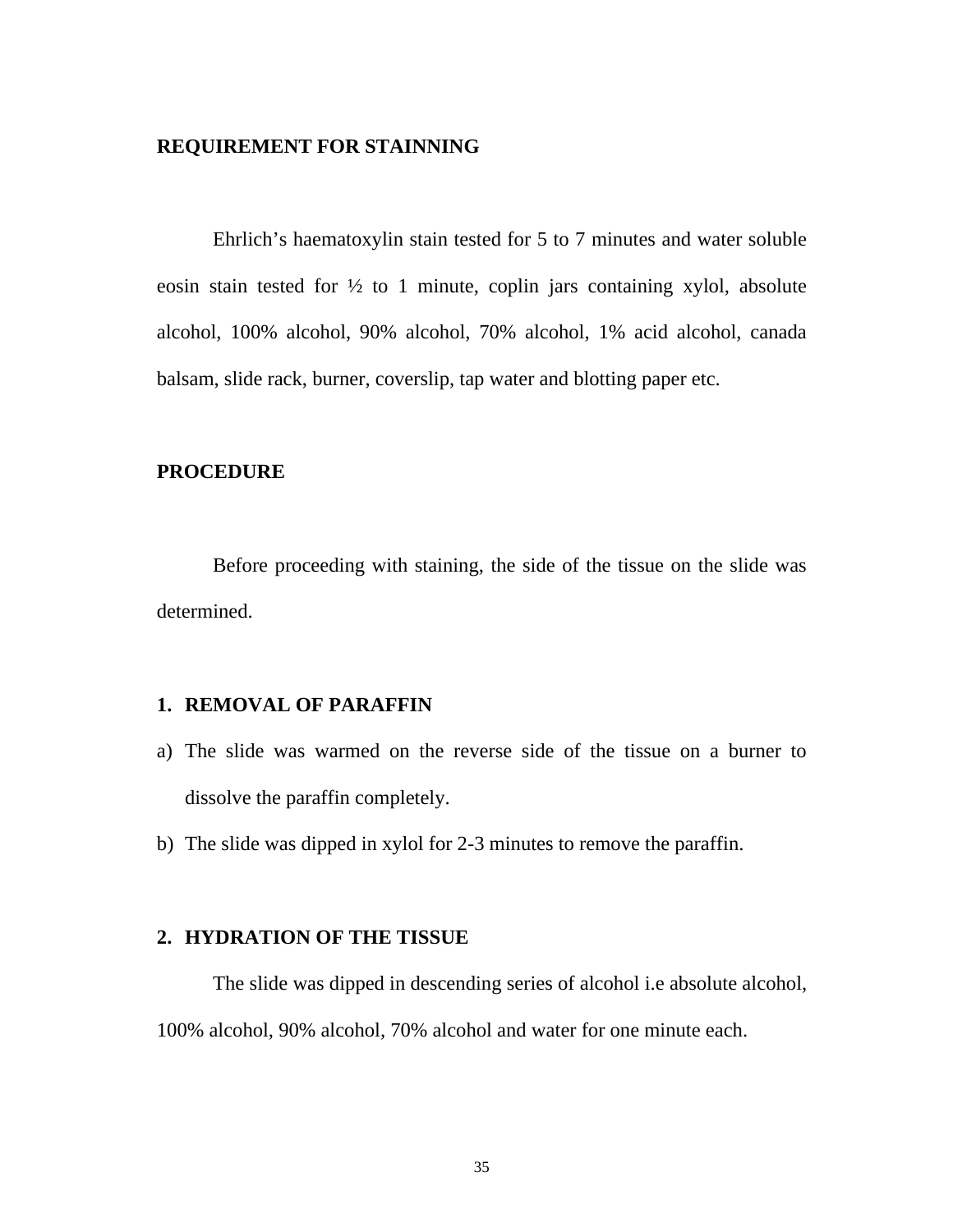**REQUIREMENT FOR STAINNING**

Ehrlich's haematoxylin stain tested for 5 to 7 minutes and water soluble eosin stain tested for ½ to 1 minute, coplin jars containing xylol, absolute alcohol, 100% alcohol, 90% alcohol, 70% alcohol, 1% acid alcohol, canada balsam, slide rack, burner, coverslip, tap water and blotting paper etc.

**PROCEDURE**

Before proceeding with staining, the side of the tissue on the slide was determined.

**1. REMOVAL OF PARAFFIN**

a) The slide was warmed on the reverse side of the tissue on a burner to dissolve the paraffin completely.
b) The slide was dipped in xylol for 2-3 minutes to remove the paraffin.

**2. HYDRATION OF THE TISSUE**

The slide was dipped in descending series of alcohol i.e absolute alcohol, 100% alcohol, 90% alcohol, 70% alcohol and water for one minute each.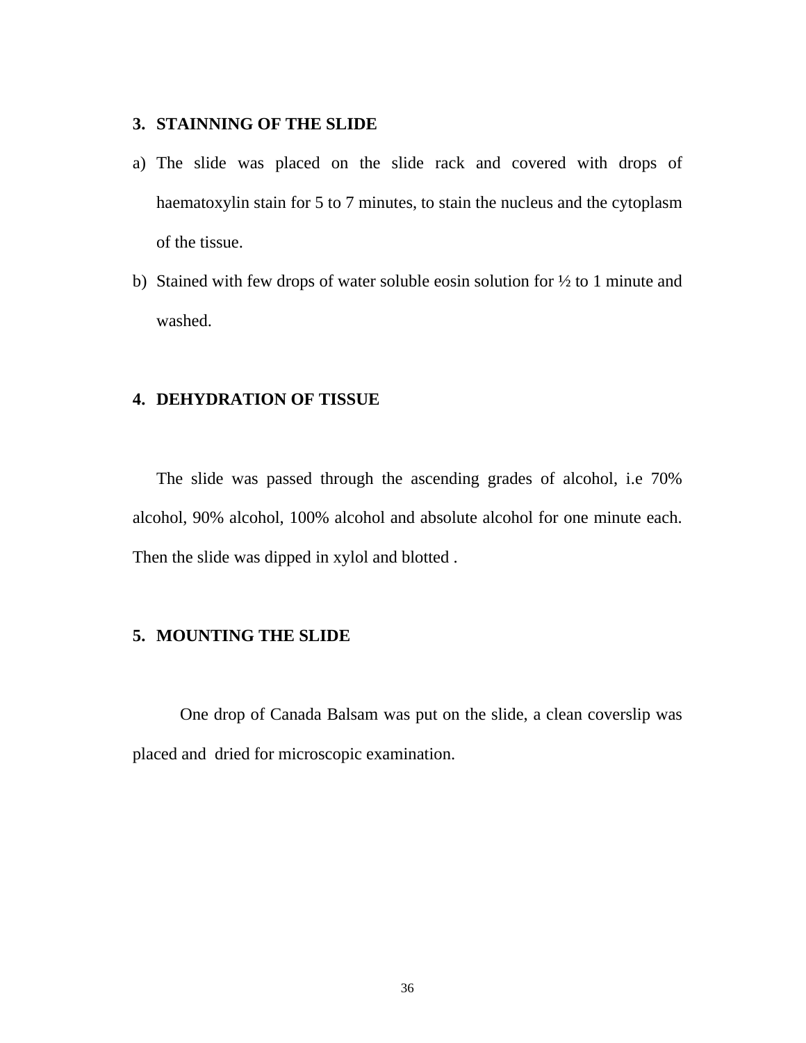### 3. STAINNING OF THE SLIDE

a) The slide was placed on the slide rack and covered with drops of haematoxylin stain for 5 to 7 minutes, to stain the nucleus and the cytoplasm of the tissue.
b) Stained with few drops of water soluble eosin solution for ½ to 1 minute and washed.

### 4. DEHYDRATION OF TISSUE

The slide was passed through the ascending grades of alcohol, i.e 70% alcohol, 90% alcohol, 100% alcohol and absolute alcohol for one minute each. Then the slide was dipped in xylol and blotted .

### 5. MOUNTING THE SLIDE

One drop of Canada Balsam was put on the slide, a clean coverslip was placed and dried for microscopic examination.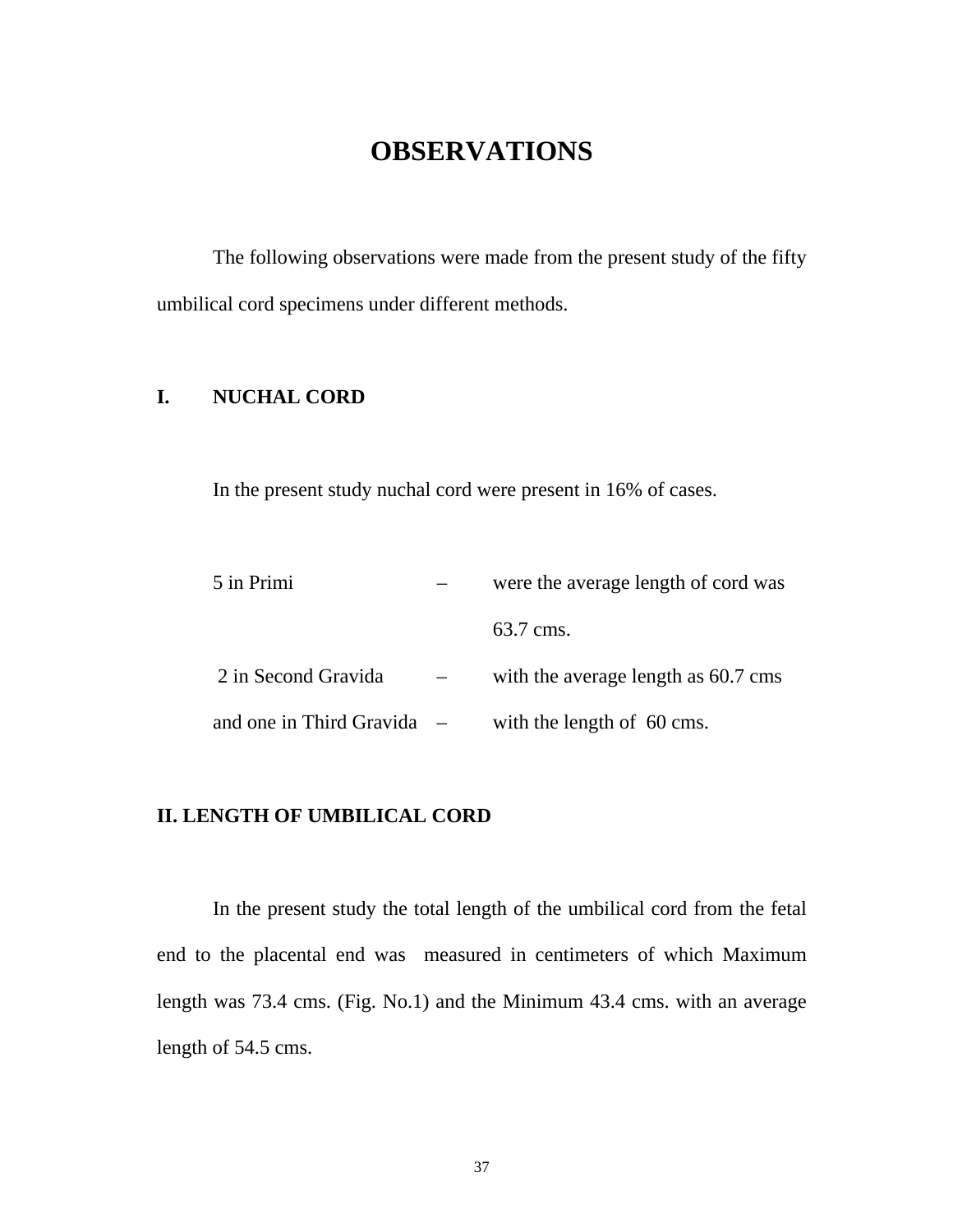# OBSERVATIONS

The following observations were made from the present study of the fifty umbilical cord specimens under different methods.

## I. NUCHAL CORD

In the present study nuchal cord were present in 16% of cases.

| | | |
|---|---|---|
| 5 in Primi | – | were the average length of cord was 63.7 cms. |
| 2 in Second Gravida | – | with the average length as 60.7 cms |
| and one in Third Gravida | – | with the length of 60 cms. |

## II. LENGTH OF UMBILICAL CORD

In the present study the total length of the umbilical cord from the fetal end to the placental end was measured in centimeters of which Maximum length was 73.4 cms. (Fig. No.1) and the Minimum 43.4 cms. with an average length of 54.5 cms.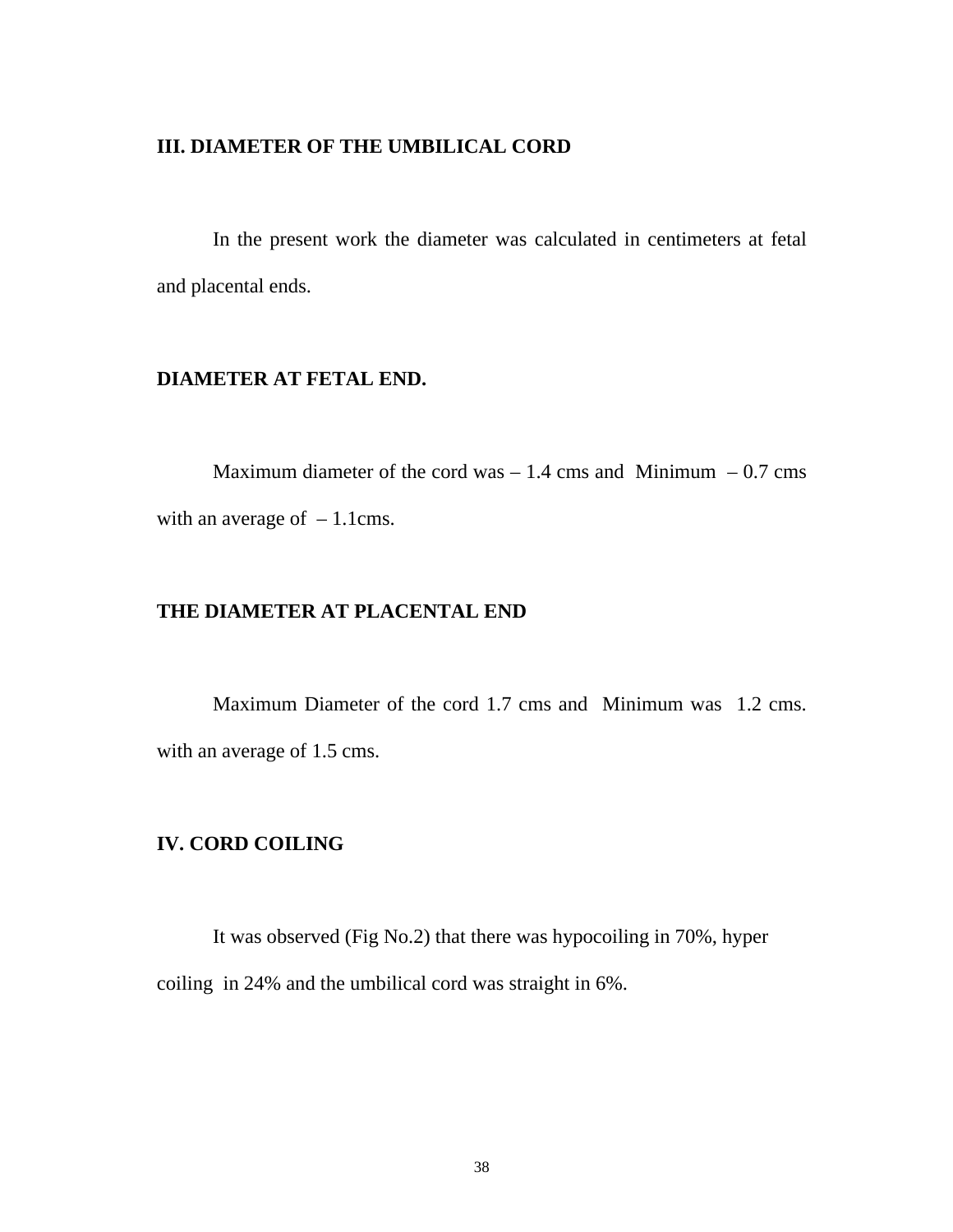## III. DIAMETER OF THE UMBILICAL CORD

In the present work the diameter was calculated in centimeters at fetal and placental ends.

### DIAMETER AT FETAL END.

Maximum diameter of the cord was – 1.4 cms and Minimum – 0.7 cms with an average of – 1.1cms.

### THE DIAMETER AT PLACENTAL END

Maximum Diameter of the cord 1.7 cms and Minimum was 1.2 cms. with an average of 1.5 cms.

## IV. CORD COILING

It was observed (Fig No.2) that there was hypocoiling in 70%, hyper coiling in 24% and the umbilical cord was straight in 6%.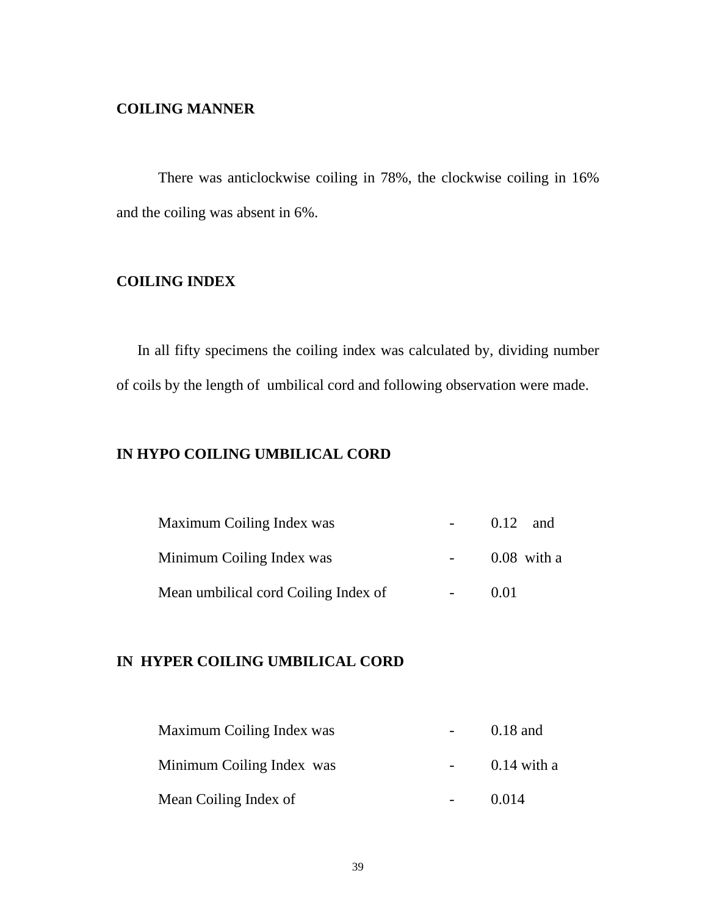**COILING MANNER**

There was anticlockwise coiling in 78%, the clockwise coiling in 16% and the coiling was absent in 6%.

**COILING INDEX**

In all fifty specimens the coiling index was calculated by, dividing number of coils by the length of umbilical cord and following observation were made.

**IN HYPO COILING UMBILICAL CORD**

Maximum Coiling Index was - 0.12 and

Minimum Coiling Index was - 0.08 with a

Mean umbilical cord Coiling Index of - 0.01

**IN HYPER COILING UMBILICAL CORD**

Maximum Coiling Index was - 0.18 and

Minimum Coiling Index was - 0.14 with a

Mean Coiling Index of - 0.014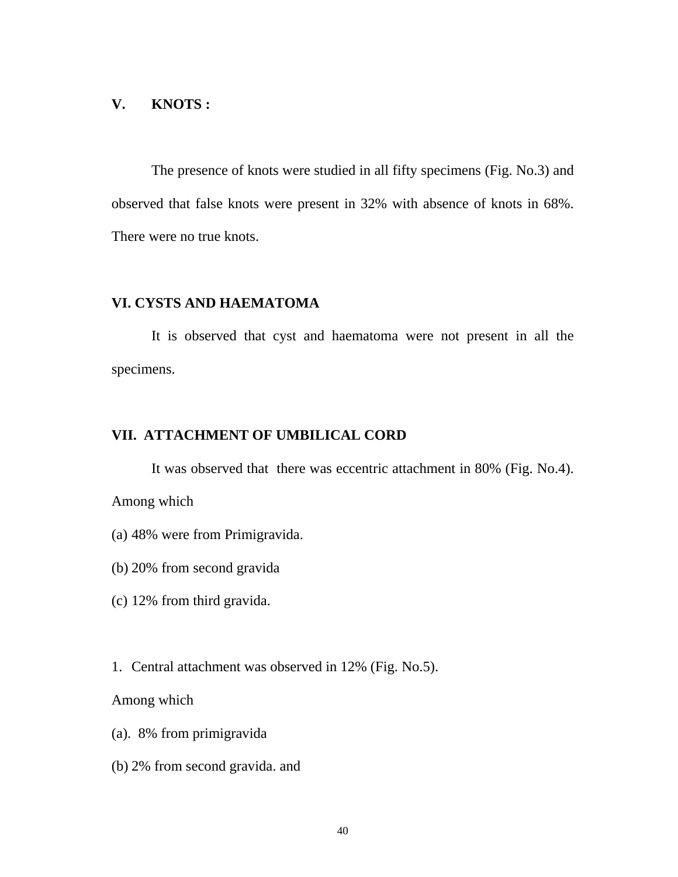## V. KNOTS :

The presence of knots were studied in all fifty specimens (Fig. No.3) and observed that false knots were present in 32% with absence of knots in 68%. There were no true knots.

## VI. CYSTS AND HAEMATOMA

It is observed that cyst and haematoma were not present in all the specimens.

## VII. ATTACHMENT OF UMBILICAL CORD

It was observed that there was eccentric attachment in 80% (Fig. No.4). Among which

(a) 48% were from Primigravida.

(b) 20% from second gravida

(c) 12% from third gravida.

1. Central attachment was observed in 12% (Fig. No.5).

Among which

(a). 8% from primigravida

(b) 2% from second gravida. and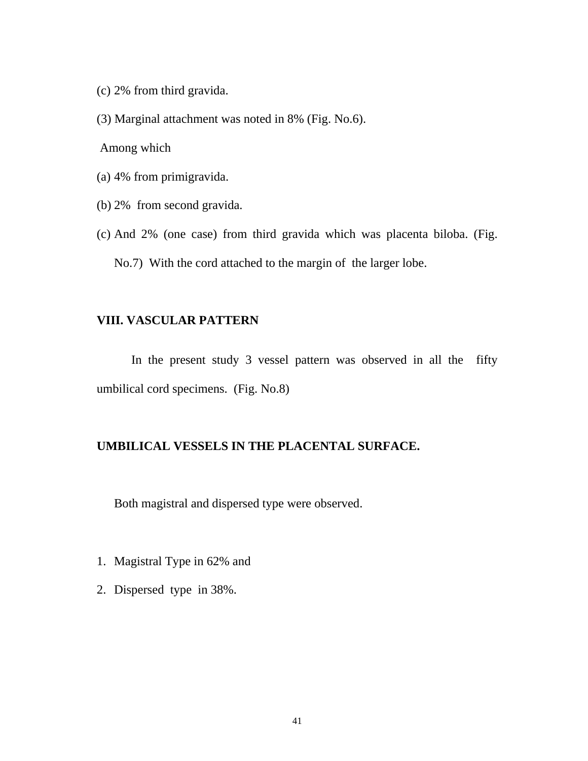(c) 2% from third gravida.

(3) Marginal attachment was noted in 8% (Fig. No.6).

Among which

(a) 4% from primigravida.

(b) 2% from second gravida.

(c) And 2% (one case) from third gravida which was placenta biloba. (Fig. No.7) With the cord attached to the margin of the larger lobe.

## VIII. VASCULAR PATTERN

In the present study 3 vessel pattern was observed in all the fifty umbilical cord specimens. (Fig. No.8)

## UMBILICAL VESSELS IN THE PLACENTAL SURFACE.

Both magistral and dispersed type were observed.

1. Magistral Type in 62% and
2. Dispersed type in 38%.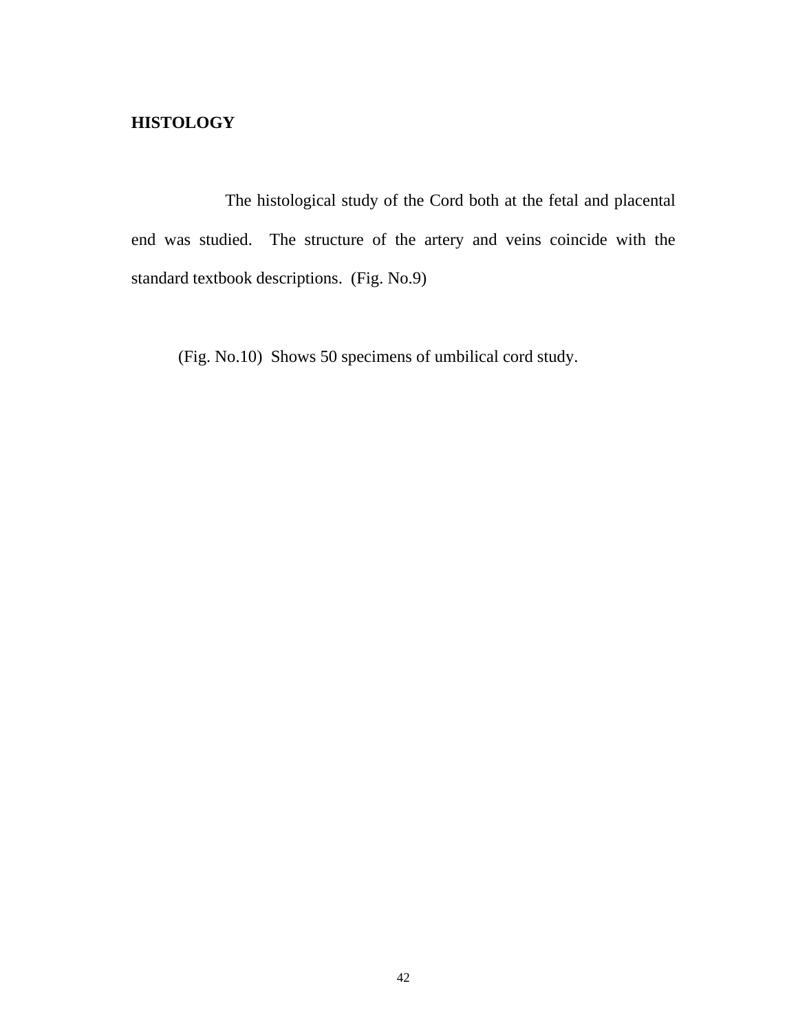## HISTOLOGY

The histological study of the Cord both at the fetal and placental end was studied. The structure of the artery and veins coincide with the standard textbook descriptions. (Fig. No.9)

(Fig. No.10) Shows 50 specimens of umbilical cord study.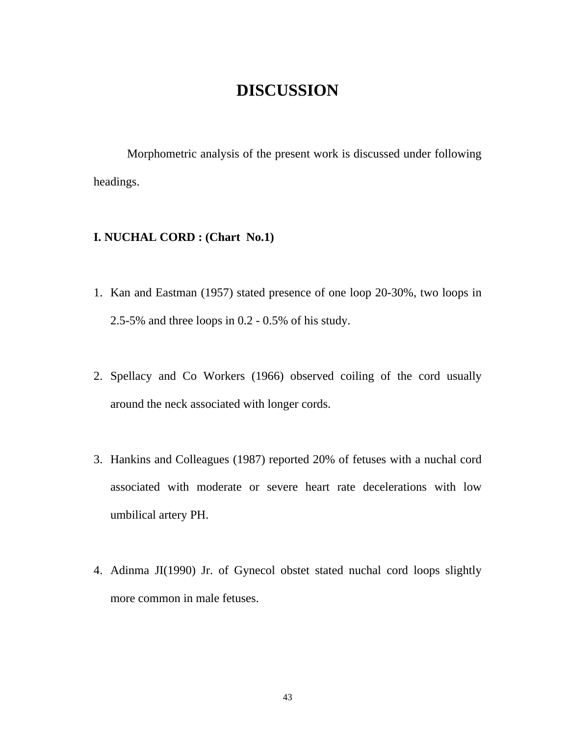# DISCUSSION

Morphometric analysis of the present work is discussed under following headings.

**I. NUCHAL CORD : (Chart No.1)**

1. Kan and Eastman (1957) stated presence of one loop 20-30%, two loops in 2.5-5% and three loops in 0.2 - 0.5% of his study.

2. Spellacy and Co Workers (1966) observed coiling of the cord usually around the neck associated with longer cords.

3. Hankins and Colleagues (1987) reported 20% of fetuses with a nuchal cord associated with moderate or severe heart rate decelerations with low umbilical artery PH.

4. Adinma JI(1990) Jr. of Gynecol obstet stated nuchal cord loops slightly more common in male fetuses.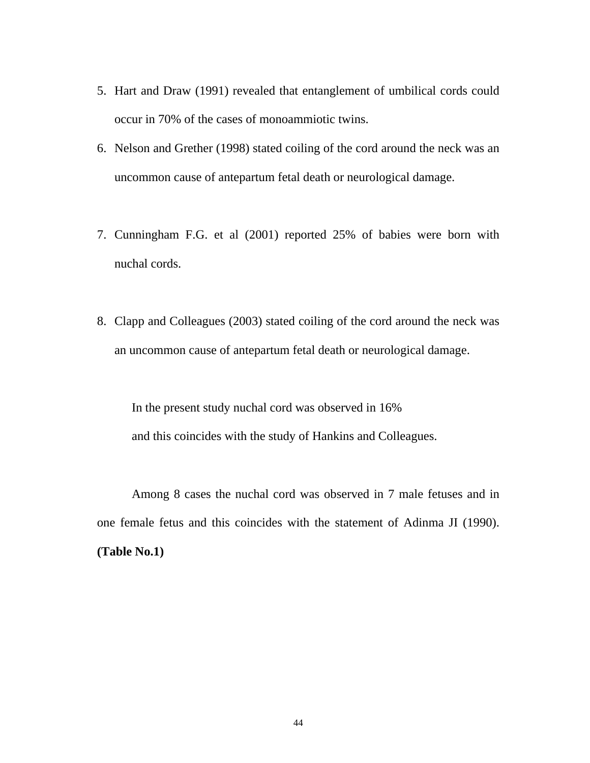5. Hart and Draw (1991) revealed that entanglement of umbilical cords could occur in 70% of the cases of monoammiotic twins.
6. Nelson and Grether (1998) stated coiling of the cord around the neck was an uncommon cause of antepartum fetal death or neurological damage.

7. Cunningham F.G. et al (2001) reported 25% of babies were born with nuchal cords.

8. Clapp and Colleagues (2003) stated coiling of the cord around the neck was an uncommon cause of antepartum fetal death or neurological damage.

In the present study nuchal cord was observed in 16%
and this coincides with the study of Hankins and Colleagues.

Among 8 cases the nuchal cord was observed in 7 male fetuses and in one female fetus and this coincides with the statement of Adinma JI (1990). **(Table No.1)**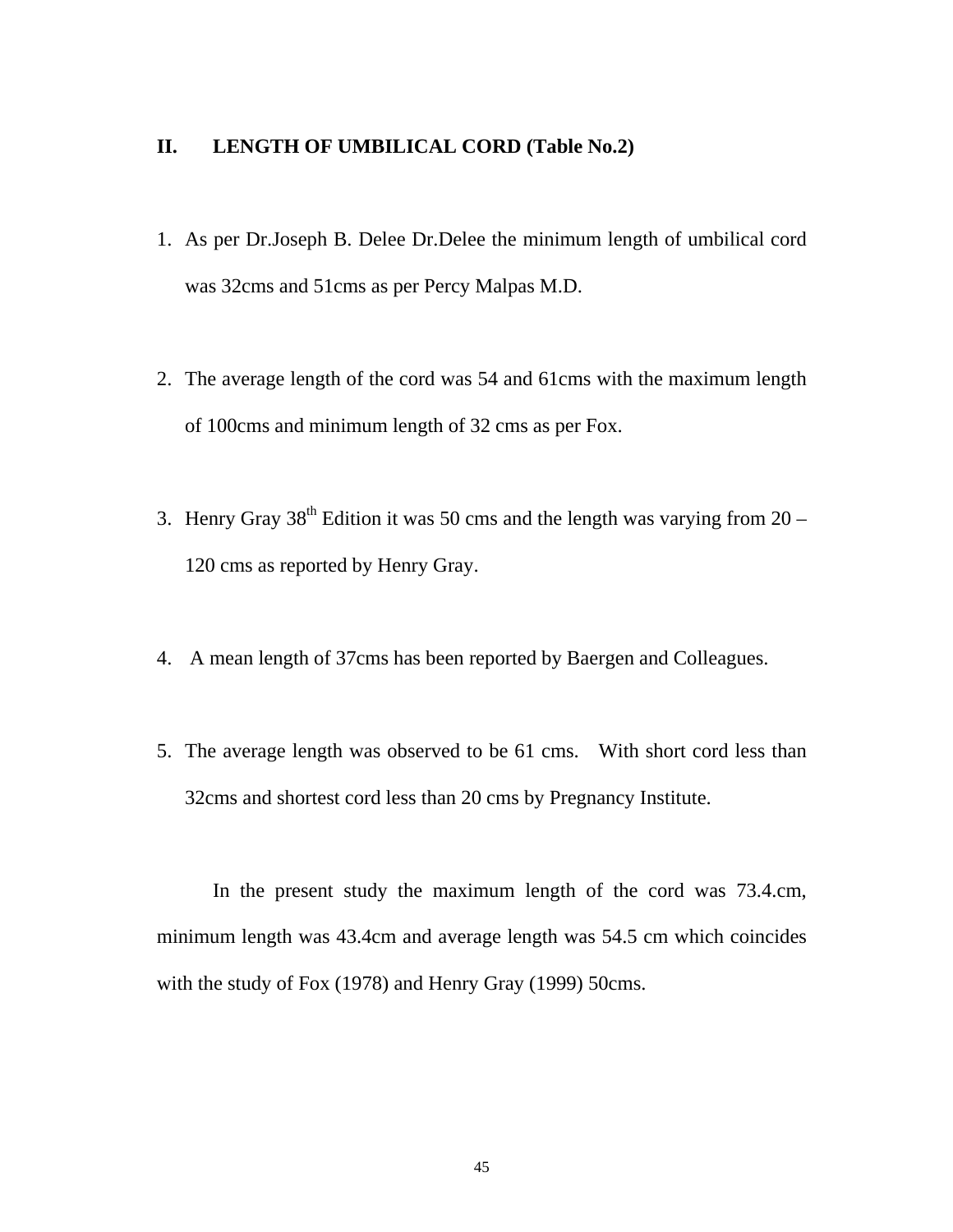## II. LENGTH OF UMBILICAL CORD (Table No.2)

1. As per Dr.Joseph B. Delee Dr.Delee the minimum length of umbilical cord was 32cms and 51cms as per Percy Malpas M.D.

2. The average length of the cord was 54 and 61cms with the maximum length of 100cms and minimum length of 32 cms as per Fox.

3. Henry Gray 38th Edition it was 50 cms and the length was varying from 20 – 120 cms as reported by Henry Gray.

4. A mean length of 37cms has been reported by Baergen and Colleagues.

5. The average length was observed to be 61 cms. With short cord less than 32cms and shortest cord less than 20 cms by Pregnancy Institute.

In the present study the maximum length of the cord was 73.4.cm, minimum length was 43.4cm and average length was 54.5 cm which coincides with the study of Fox (1978) and Henry Gray (1999) 50cms.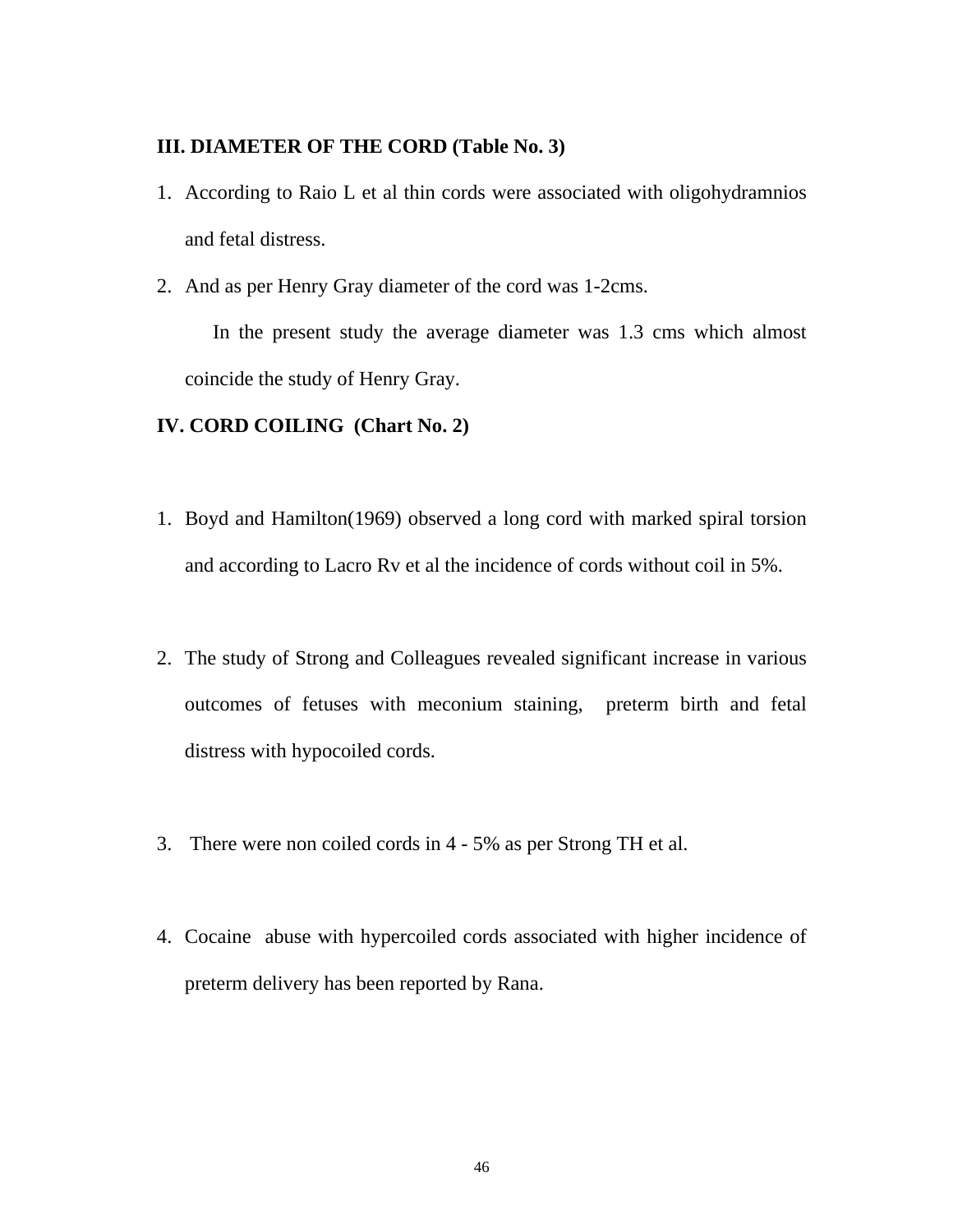**III. DIAMETER OF THE CORD (Table No. 3)**

1. According to Raio L et al thin cords were associated with oligohydramnios and fetal distress.
2. And as per Henry Gray diameter of the cord was 1-2cms.

   In the present study the average diameter was 1.3 cms which almost coincide the study of Henry Gray.

**IV. CORD COILING (Chart No. 2)**

1. Boyd and Hamilton(1969) observed a long cord with marked spiral torsion and according to Lacro Rv et al the incidence of cords without coil in 5%.

2. The study of Strong and Colleagues revealed significant increase in various outcomes of fetuses with meconium staining, preterm birth and fetal distress with hypocoiled cords.

3. There were non coiled cords in 4 - 5% as per Strong TH et al.

4. Cocaine abuse with hypercoiled cords associated with higher incidence of preterm delivery has been reported by Rana.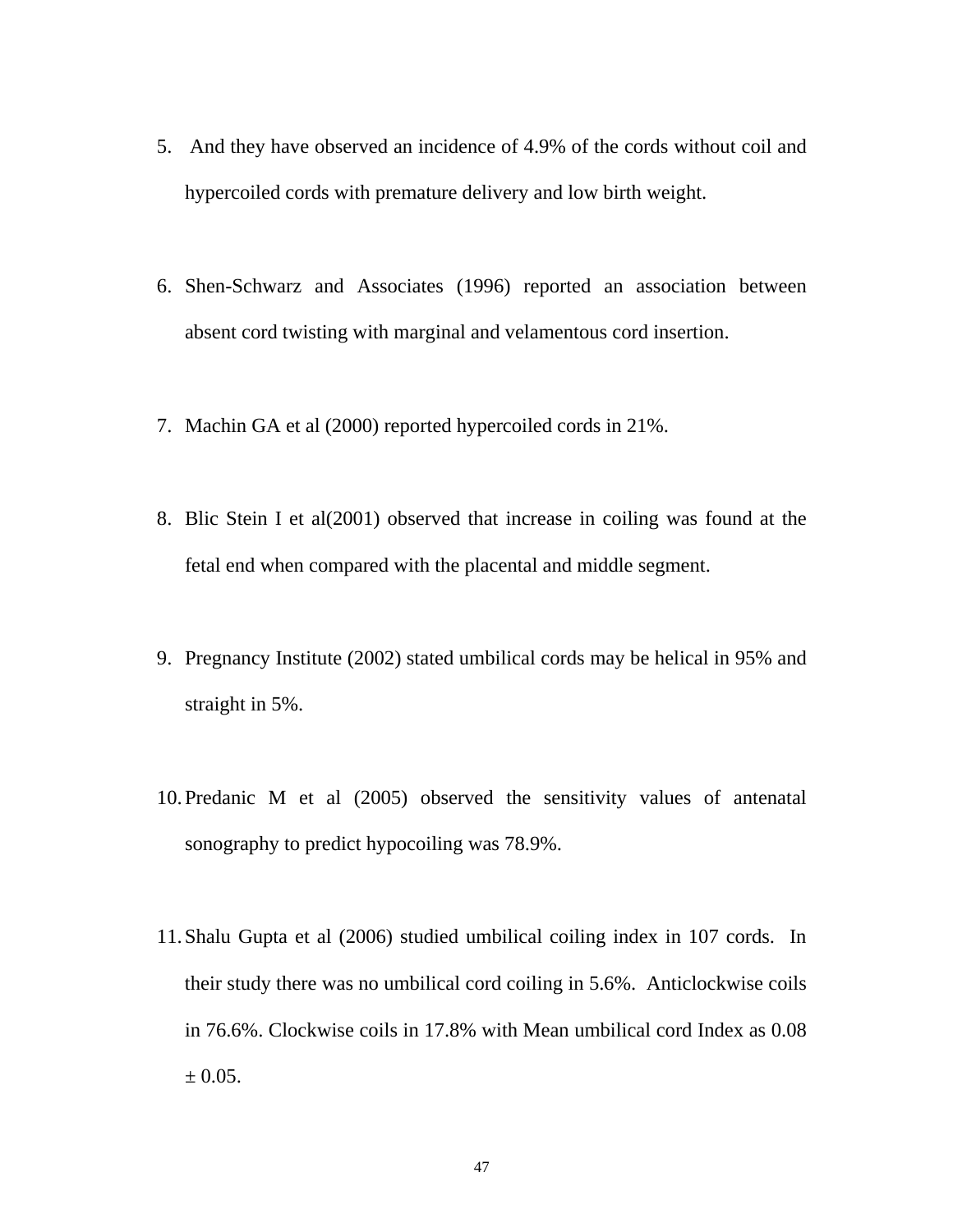5. And they have observed an incidence of 4.9% of the cords without coil and hypercoiled cords with premature delivery and low birth weight.

6. Shen-Schwarz and Associates (1996) reported an association between absent cord twisting with marginal and velamentous cord insertion.

7. Machin GA et al (2000) reported hypercoiled cords in 21%.

8. Blic Stein I et al(2001) observed that increase in coiling was found at the fetal end when compared with the placental and middle segment.

9. Pregnancy Institute (2002) stated umbilical cords may be helical in 95% and straight in 5%.

10. Predanic M et al (2005) observed the sensitivity values of antenatal sonography to predict hypocoiling was 78.9%.

11. Shalu Gupta et al (2006) studied umbilical coiling index in 107 cords. In their study there was no umbilical cord coiling in 5.6%. Anticlockwise coils in 76.6%. Clockwise coils in 17.8% with Mean umbilical cord Index as 0.08 ± 0.05.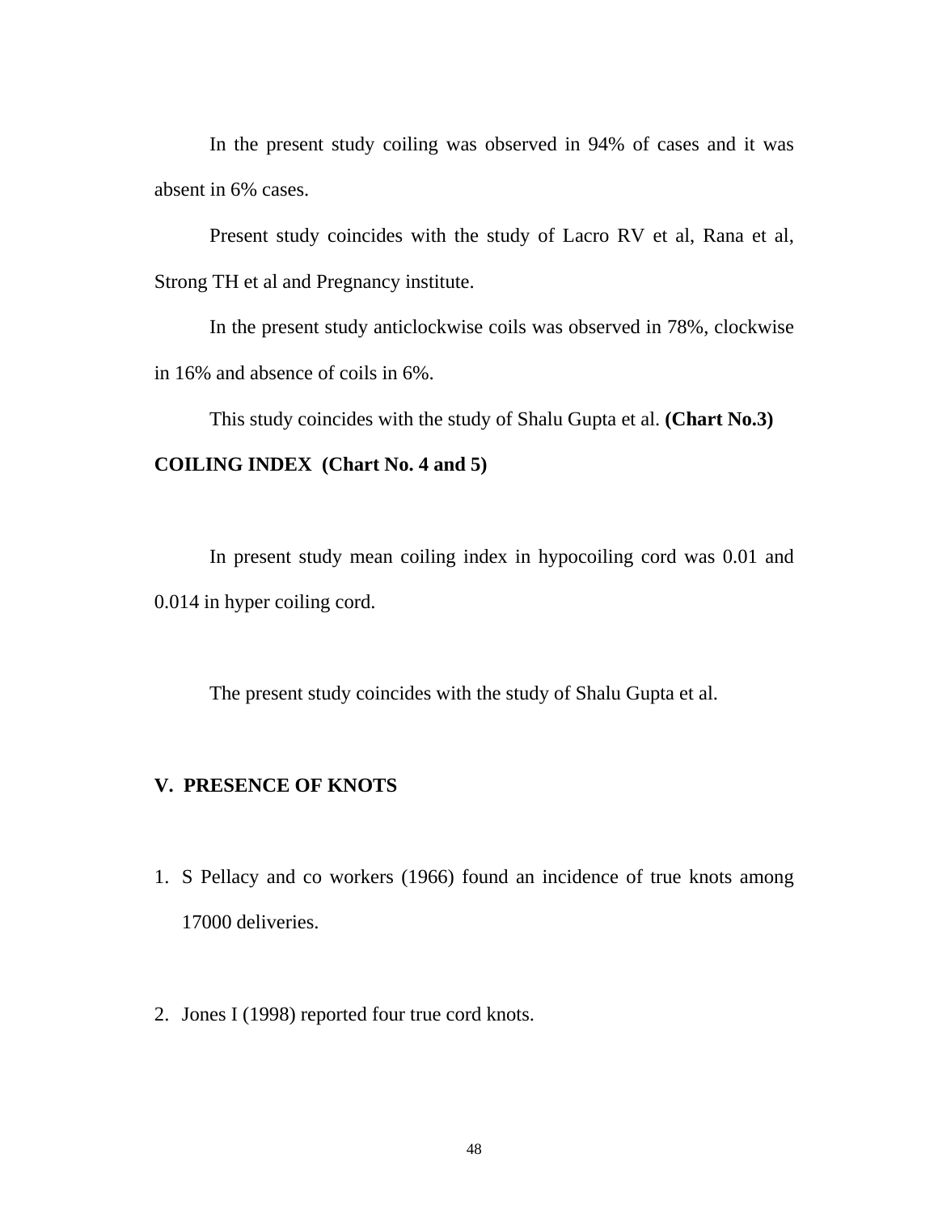In the present study coiling was observed in 94% of cases and it was absent in 6% cases.

Present study coincides with the study of Lacro RV et al, Rana et al, Strong TH et al and Pregnancy institute.

In the present study anticlockwise coils was observed in 78%, clockwise in 16% and absence of coils in 6%.

This study coincides with the study of Shalu Gupta et al. **(Chart No.3)**

**COILING INDEX (Chart No. 4 and 5)**

In present study mean coiling index in hypocoiling cord was 0.01 and 0.014 in hyper coiling cord.

The present study coincides with the study of Shalu Gupta et al.

## V. PRESENCE OF KNOTS

1. S Pellacy and co workers (1966) found an incidence of true knots among 17000 deliveries.

2. Jones I (1998) reported four true cord knots.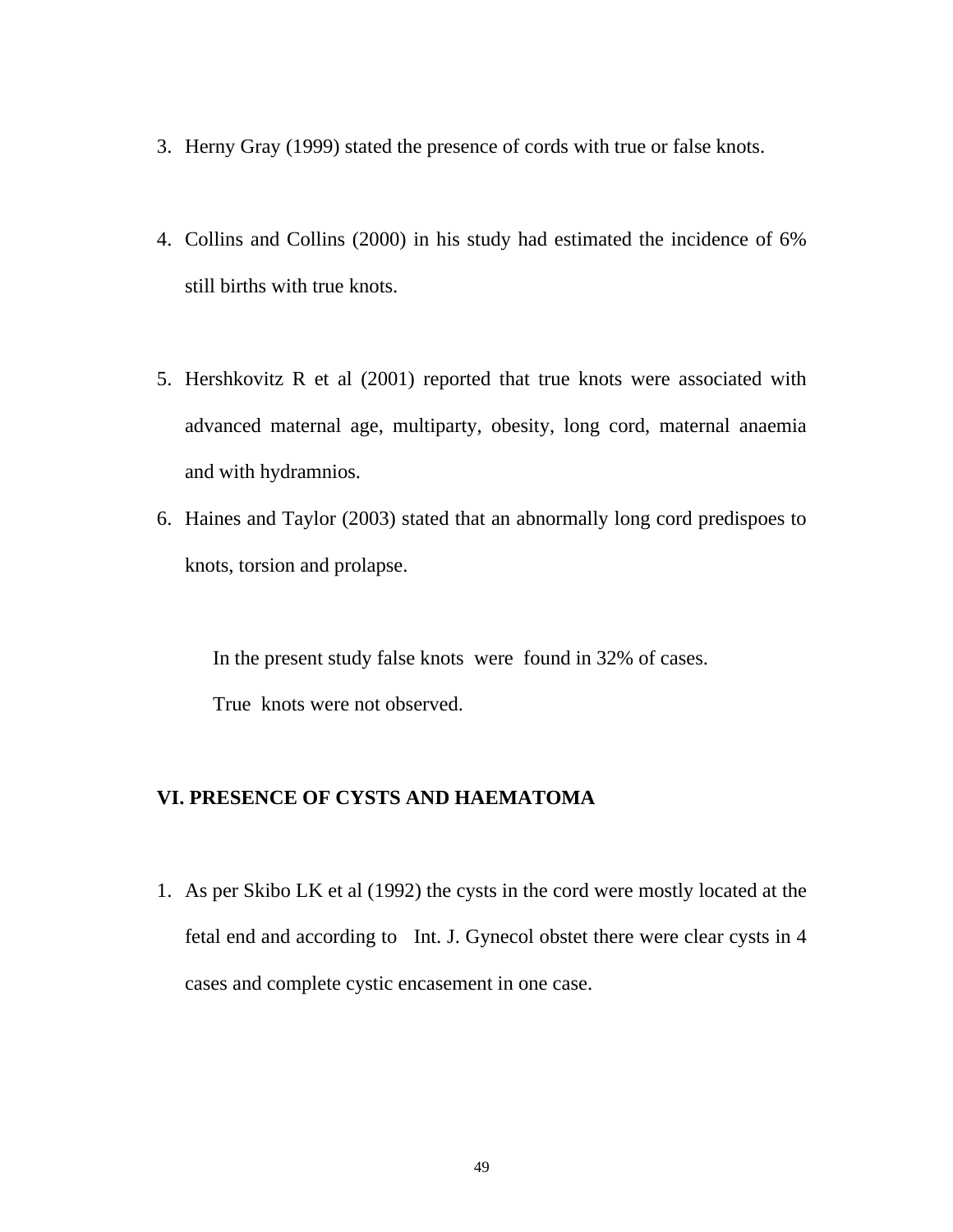3. Herny Gray (1999) stated the presence of cords with true or false knots.

4. Collins and Collins (2000) in his study had estimated the incidence of 6% still births with true knots.

5. Hershkovitz R et al (2001) reported that true knots were associated with advanced maternal age, multiparty, obesity, long cord, maternal anaemia and with hydramnios.
6. Haines and Taylor (2003) stated that an abnormally long cord predispoes to knots, torsion and prolapse.

In the present study false knots were found in 32% of cases.

True knots were not observed.

## VI. PRESENCE OF CYSTS AND HAEMATOMA

1. As per Skibo LK et al (1992) the cysts in the cord were mostly located at the fetal end and according to Int. J. Gynecol obstet there were clear cysts in 4 cases and complete cystic encasement in one case.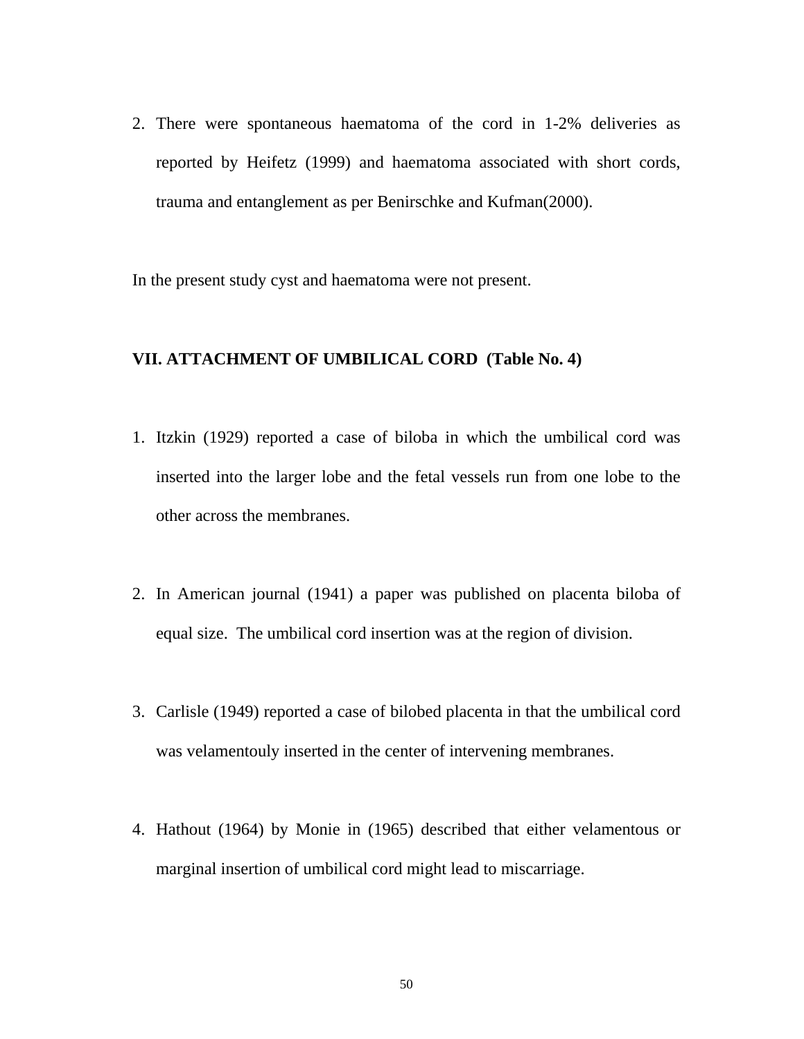2. There were spontaneous haematoma of the cord in 1-2% deliveries as reported by Heifetz (1999) and haematoma associated with short cords, trauma and entanglement as per Benirschke and Kufman(2000).

In the present study cyst and haematoma were not present.

**VII. ATTACHMENT OF UMBILICAL CORD (Table No. 4)**

1. Itzkin (1929) reported a case of biloba in which the umbilical cord was inserted into the larger lobe and the fetal vessels run from one lobe to the other across the membranes.

2. In American journal (1941) a paper was published on placenta biloba of equal size. The umbilical cord insertion was at the region of division.

3. Carlisle (1949) reported a case of bilobed placenta in that the umbilical cord was velamentouly inserted in the center of intervening membranes.

4. Hathout (1964) by Monie in (1965) described that either velamentous or marginal insertion of umbilical cord might lead to miscarriage.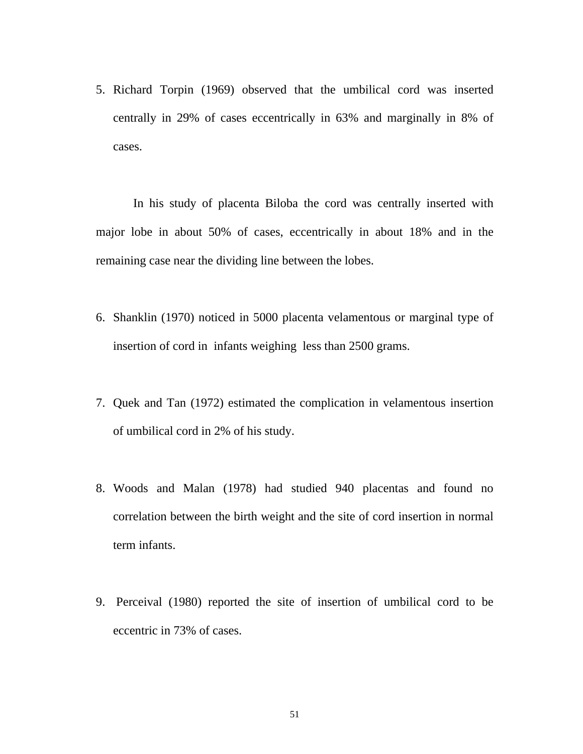5. Richard Torpin (1969) observed that the umbilical cord was inserted centrally in 29% of cases eccentrically in 63% and marginally in 8% of cases.

In his study of placenta Biloba the cord was centrally inserted with major lobe in about 50% of cases, eccentrically in about 18% and in the remaining case near the dividing line between the lobes.

6. Shanklin (1970) noticed in 5000 placenta velamentous or marginal type of insertion of cord in infants weighing less than 2500 grams.

7. Quek and Tan (1972) estimated the complication in velamentous insertion of umbilical cord in 2% of his study.

8. Woods and Malan (1978) had studied 940 placentas and found no correlation between the birth weight and the site of cord insertion in normal term infants.

9. Perceival (1980) reported the site of insertion of umbilical cord to be eccentric in 73% of cases.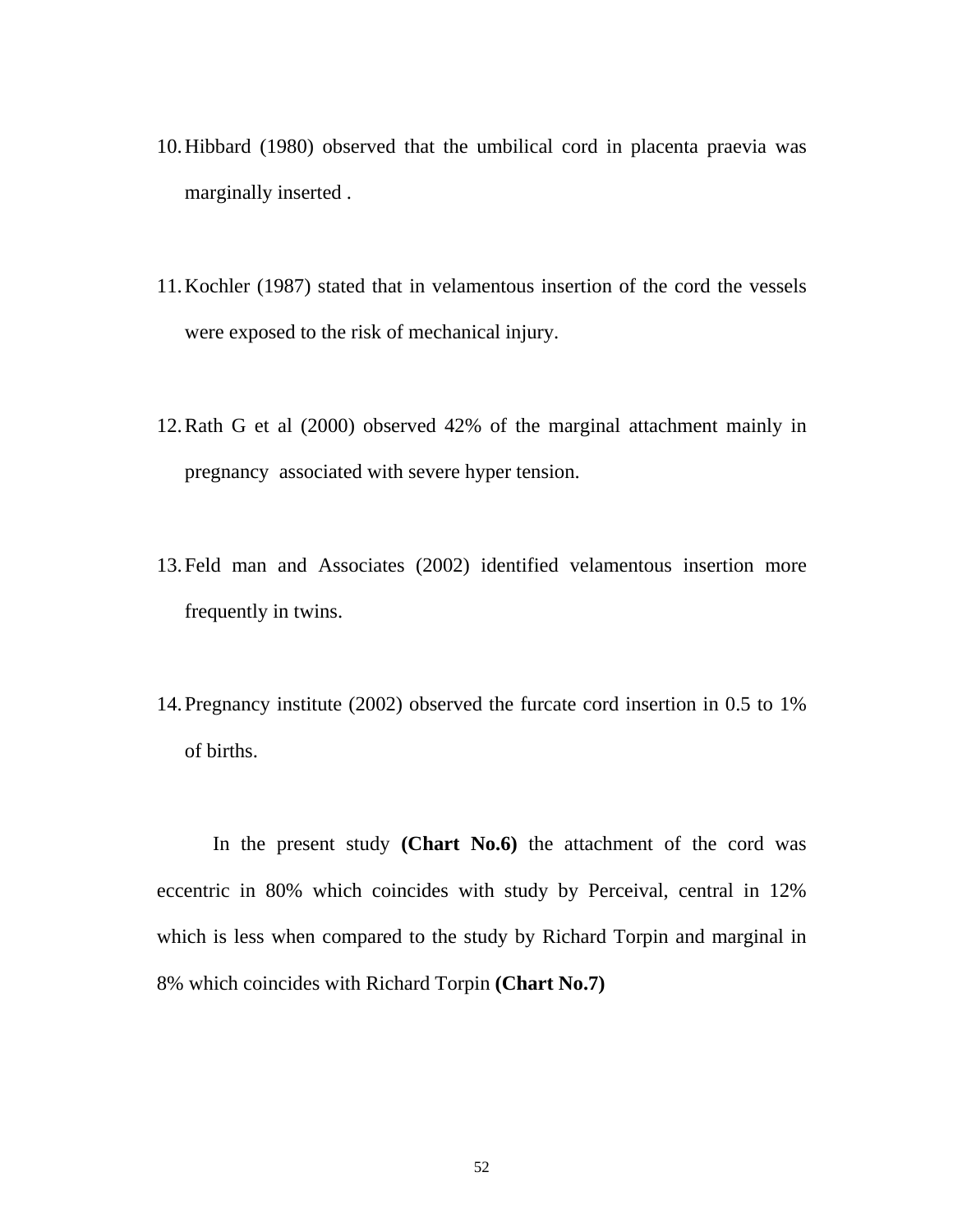10. Hibbard (1980) observed that the umbilical cord in placenta praevia was marginally inserted .

11. Kochler (1987) stated that in velamentous insertion of the cord the vessels were exposed to the risk of mechanical injury.

12. Rath G et al (2000) observed 42% of the marginal attachment mainly in pregnancy associated with severe hyper tension.

13. Feld man and Associates (2002) identified velamentous insertion more frequently in twins.

14. Pregnancy institute (2002) observed the furcate cord insertion in 0.5 to 1% of births.

In the present study **(Chart No.6)** the attachment of the cord was eccentric in 80% which coincides with study by Perceival, central in 12% which is less when compared to the study by Richard Torpin and marginal in 8% which coincides with Richard Torpin **(Chart No.7)**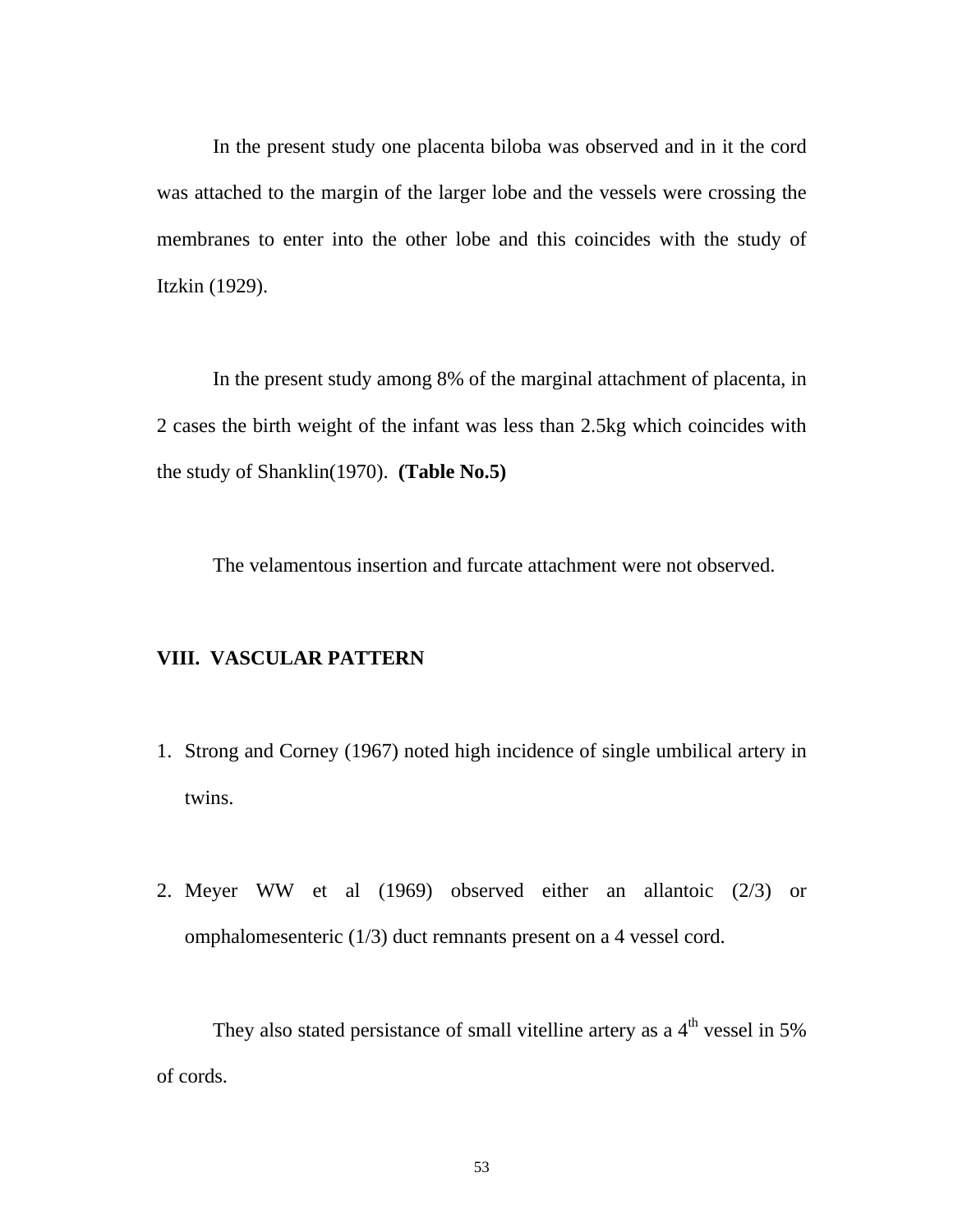In the present study one placenta biloba was observed and in it the cord was attached to the margin of the larger lobe and the vessels were crossing the membranes to enter into the other lobe and this coincides with the study of Itzkin (1929).

In the present study among 8% of the marginal attachment of placenta, in 2 cases the birth weight of the infant was less than 2.5kg which coincides with the study of Shanklin(1970). **(Table No.5)**

The velamentous insertion and furcate attachment were not observed.

## VIII. VASCULAR PATTERN

1. Strong and Corney (1967) noted high incidence of single umbilical artery in twins.

2. Meyer WW et al (1969) observed either an allantoic (2/3) or omphalomesenteric (1/3) duct remnants present on a 4 vessel cord.

They also stated persistance of small vitelline artery as a 4th vessel in 5% of cords.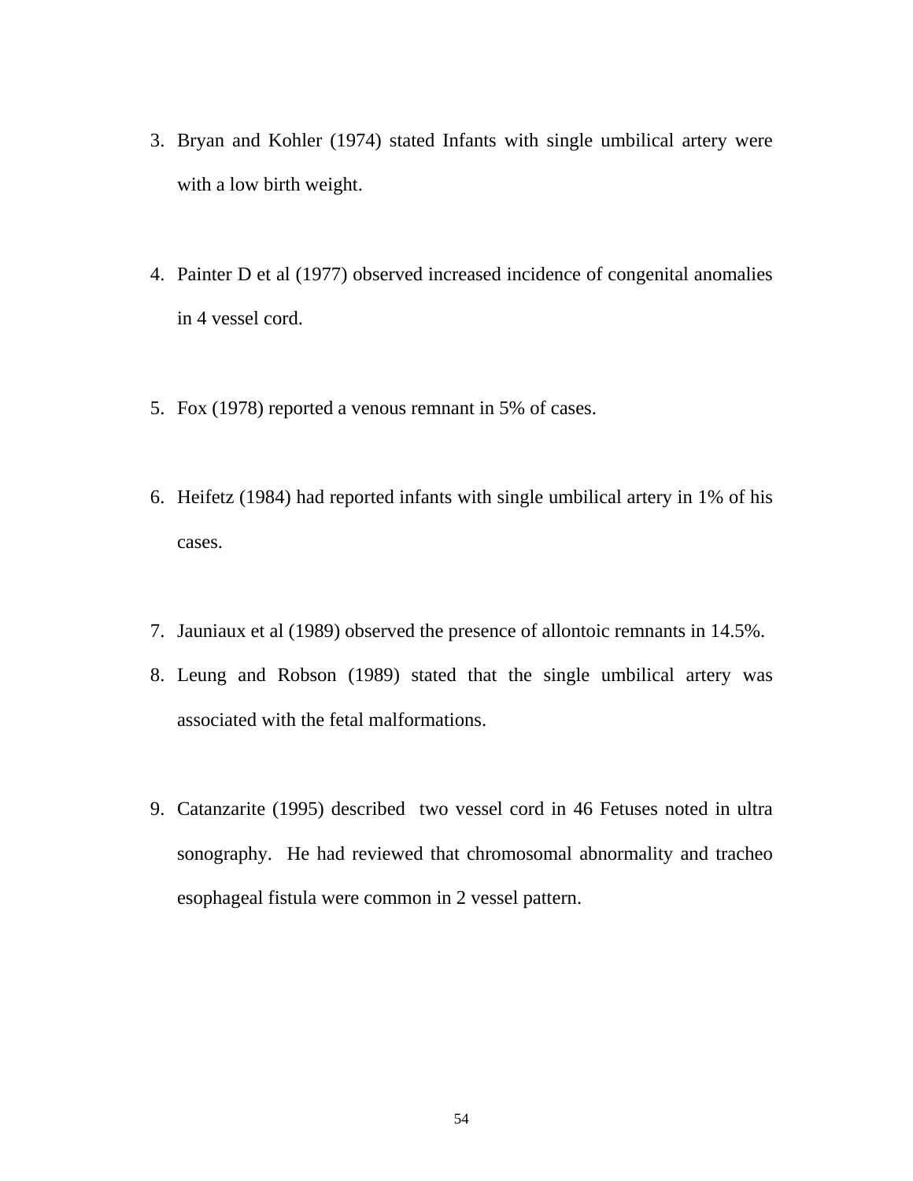3. Bryan and Kohler (1974) stated Infants with single umbilical artery were with a low birth weight.

4. Painter D et al (1977) observed increased incidence of congenital anomalies in 4 vessel cord.

5. Fox (1978) reported a venous remnant in 5% of cases.

6. Heifetz (1984) had reported infants with single umbilical artery in 1% of his cases.

7. Jauniaux et al (1989) observed the presence of allontoic remnants in 14.5%.
8. Leung and Robson (1989) stated that the single umbilical artery was associated with the fetal malformations.

9. Catanzarite (1995) described two vessel cord in 46 Fetuses noted in ultra sonography. He had reviewed that chromosomal abnormality and tracheo esophageal fistula were common in 2 vessel pattern.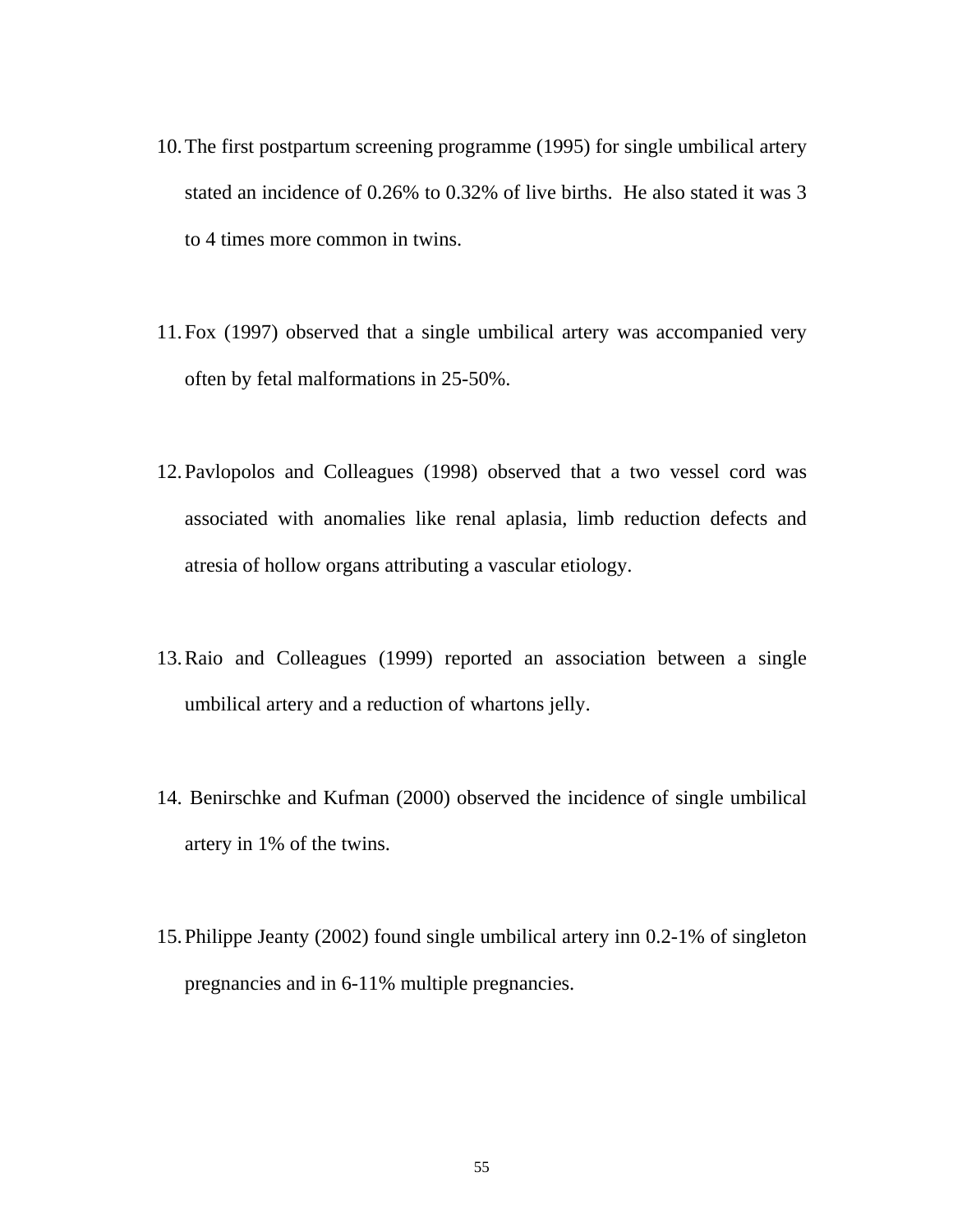10. The first postpartum screening programme (1995) for single umbilical artery stated an incidence of 0.26% to 0.32% of live births. He also stated it was 3 to 4 times more common in twins.

11. Fox (1997) observed that a single umbilical artery was accompanied very often by fetal malformations in 25-50%.

12. Pavlopolos and Colleagues (1998) observed that a two vessel cord was associated with anomalies like renal aplasia, limb reduction defects and atresia of hollow organs attributing a vascular etiology.

13. Raio and Colleagues (1999) reported an association between a single umbilical artery and a reduction of whartons jelly.

14. Benirschke and Kufman (2000) observed the incidence of single umbilical artery in 1% of the twins.

15. Philippe Jeanty (2002) found single umbilical artery inn 0.2-1% of singleton pregnancies and in 6-11% multiple pregnancies.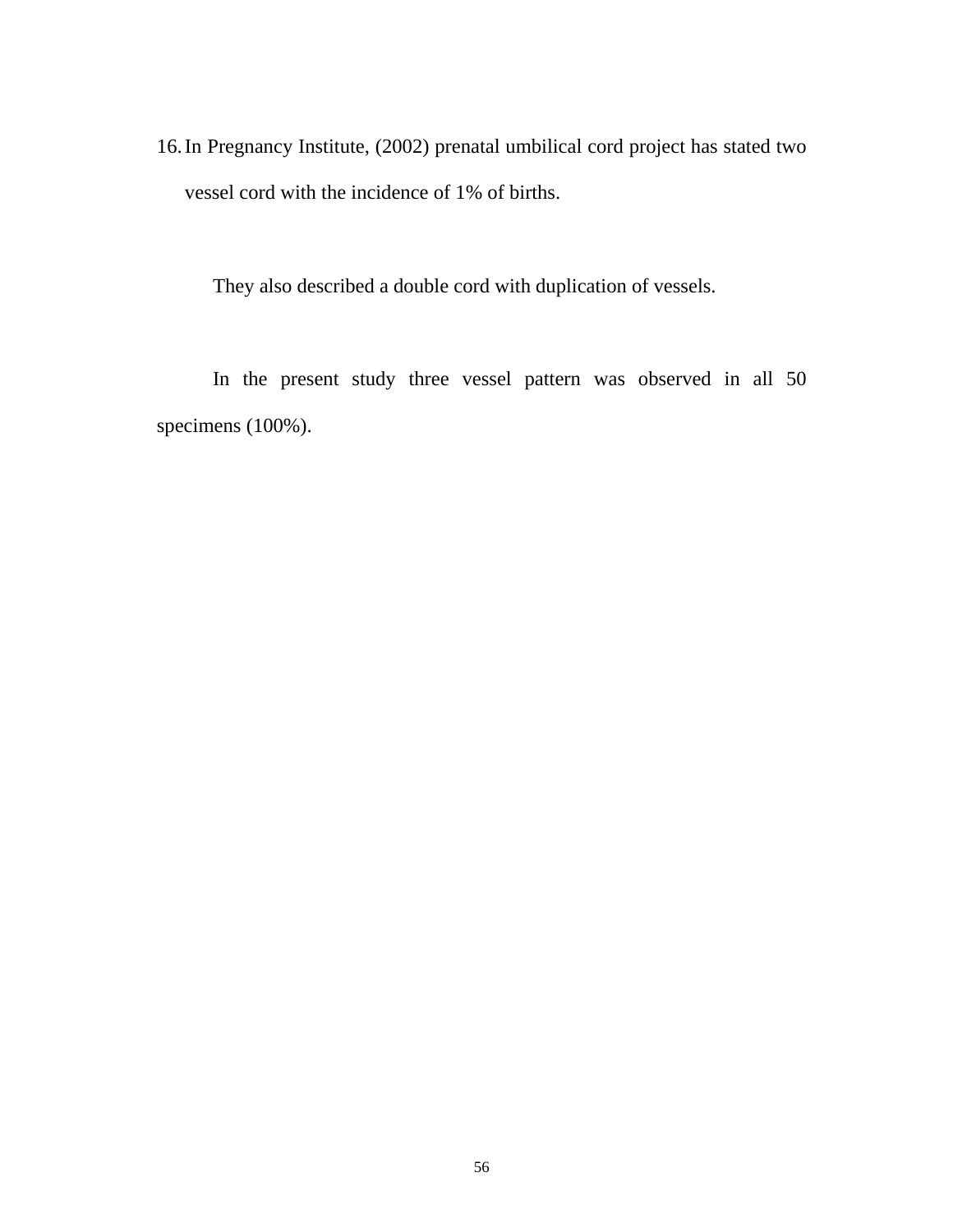16. In Pregnancy Institute, (2002) prenatal umbilical cord project has stated two vessel cord with the incidence of 1% of births.

They also described a double cord with duplication of vessels.

In the present study three vessel pattern was observed in all 50 specimens (100%).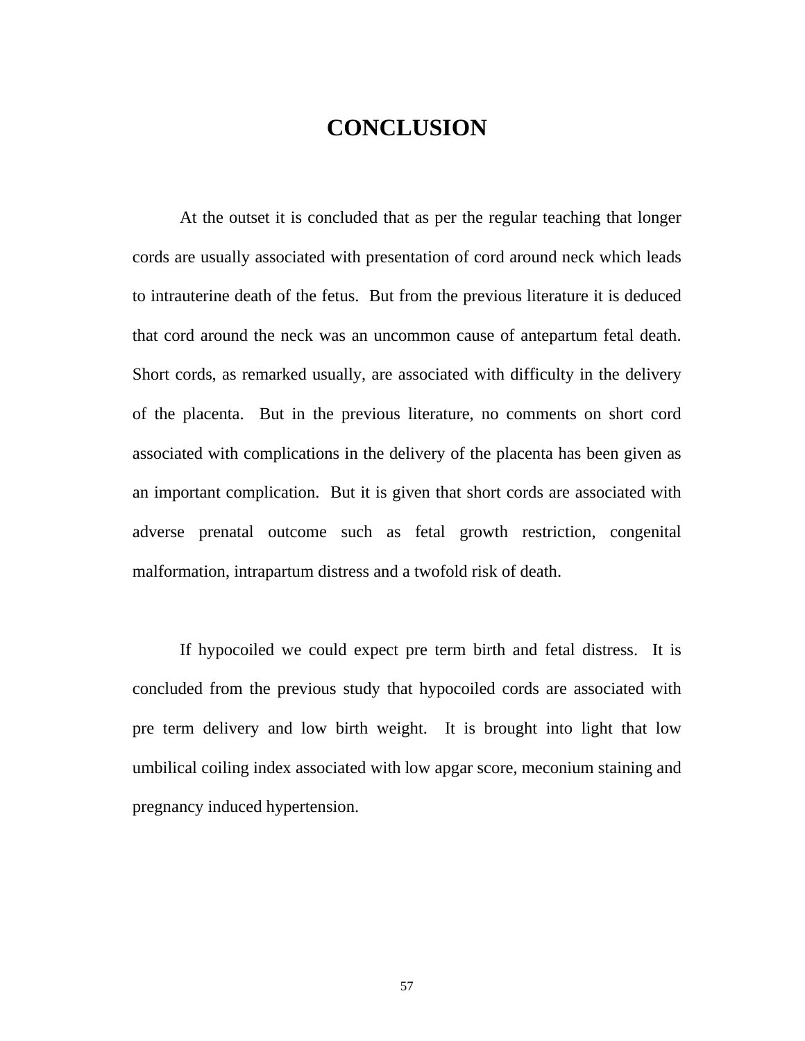# CONCLUSION

At the outset it is concluded that as per the regular teaching that longer cords are usually associated with presentation of cord around neck which leads to intrauterine death of the fetus. But from the previous literature it is deduced that cord around the neck was an uncommon cause of antepartum fetal death. Short cords, as remarked usually, are associated with difficulty in the delivery of the placenta. But in the previous literature, no comments on short cord associated with complications in the delivery of the placenta has been given as an important complication. But it is given that short cords are associated with adverse prenatal outcome such as fetal growth restriction, congenital malformation, intrapartum distress and a twofold risk of death.

If hypocoiled we could expect pre term birth and fetal distress. It is concluded from the previous study that hypocoiled cords are associated with pre term delivery and low birth weight. It is brought into light that low umbilical coiling index associated with low apgar score, meconium staining and pregnancy induced hypertension.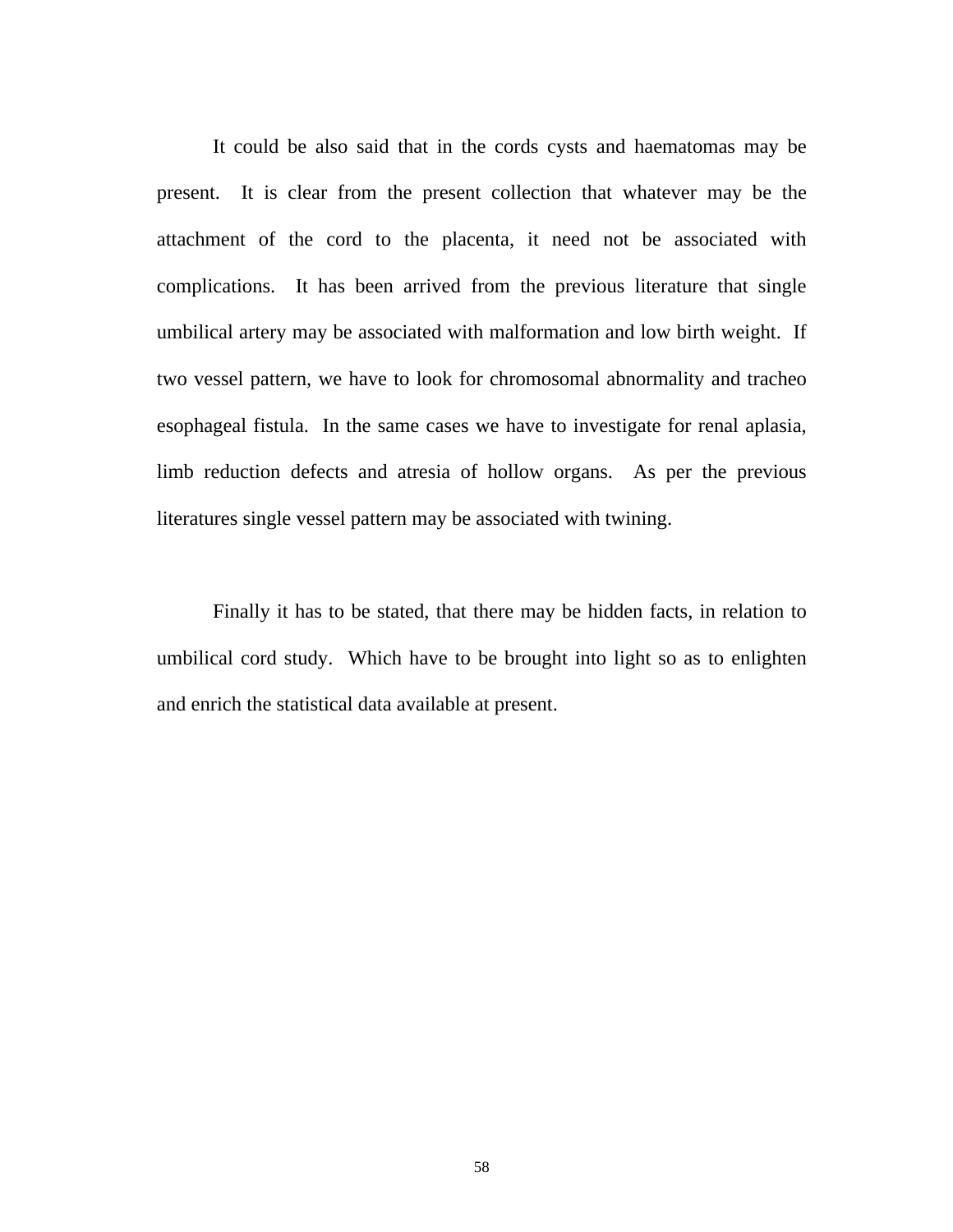It could be also said that in the cords cysts and haematomas may be present. It is clear from the present collection that whatever may be the attachment of the cord to the placenta, it need not be associated with complications. It has been arrived from the previous literature that single umbilical artery may be associated with malformation and low birth weight. If two vessel pattern, we have to look for chromosomal abnormality and tracheo esophageal fistula. In the same cases we have to investigate for renal aplasia, limb reduction defects and atresia of hollow organs. As per the previous literatures single vessel pattern may be associated with twining.

Finally it has to be stated, that there may be hidden facts, in relation to umbilical cord study. Which have to be brought into light so as to enlighten and enrich the statistical data available at present.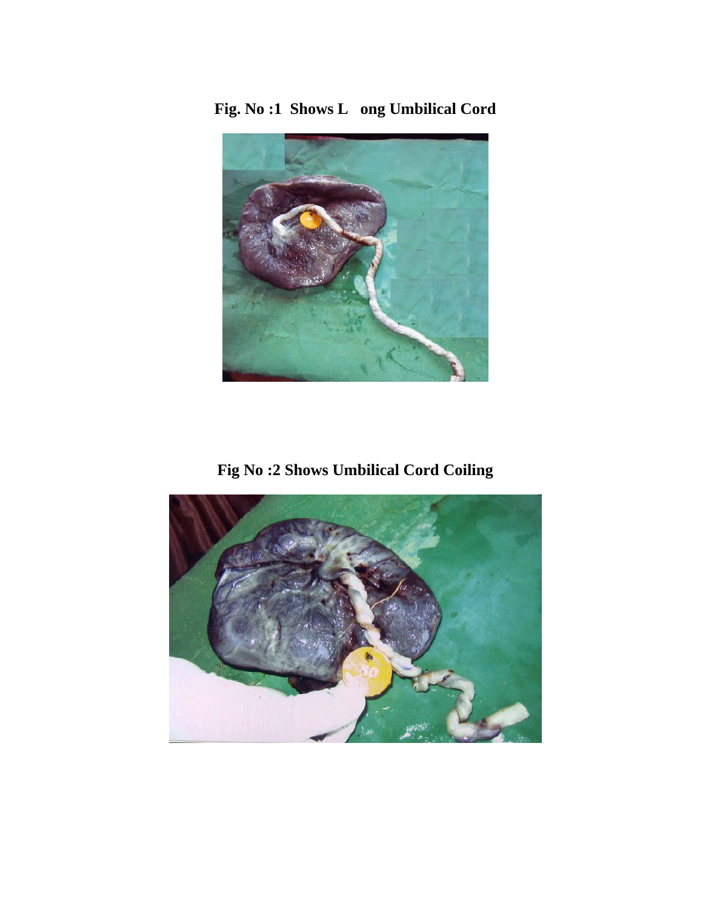**Fig. No :1 Shows L ong Umbilical Cord**

**Fig No :2 Shows Umbilical Cord Coiling**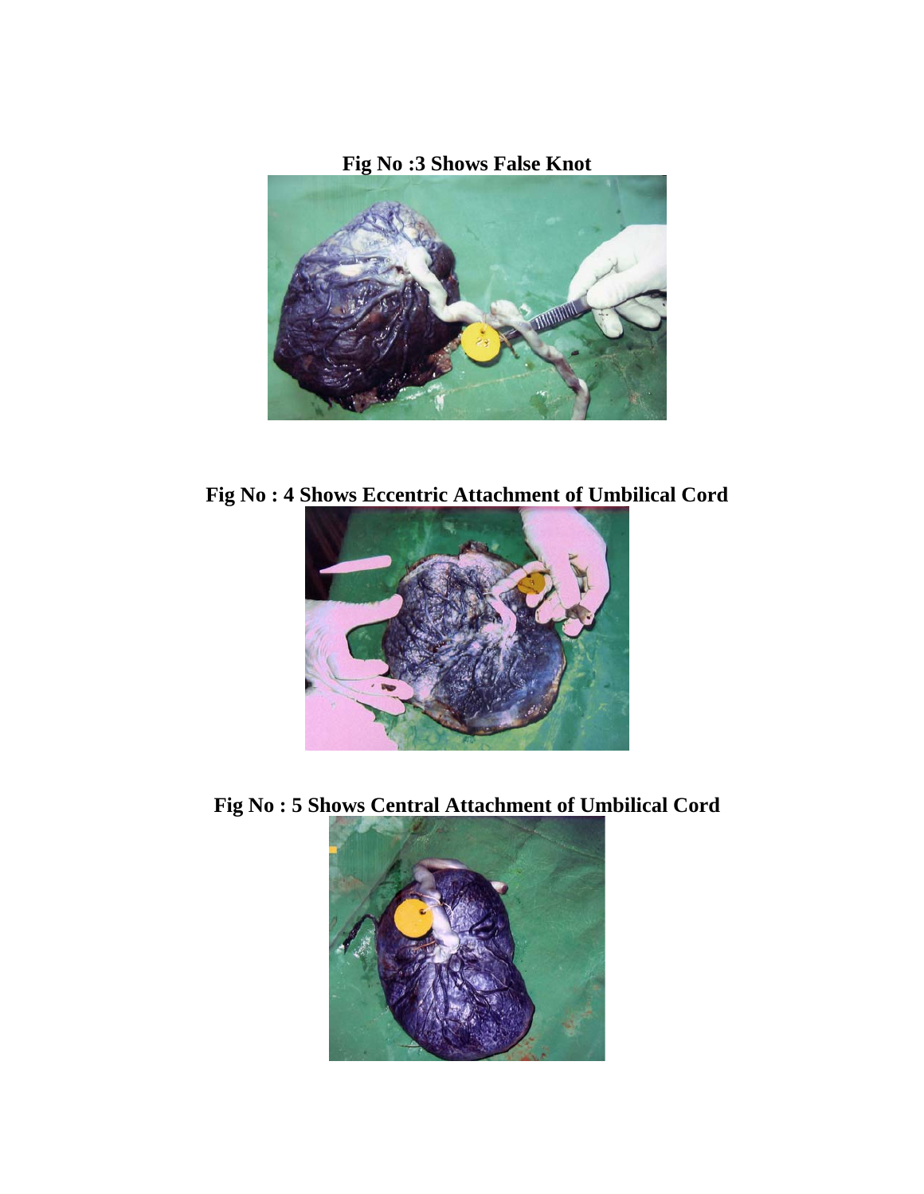**Fig No :3 Shows False Knot**

**Fig No : 4 Shows Eccentric Attachment of Umbilical Cord**

**Fig No : 5 Shows Central Attachment of Umbilical Cord**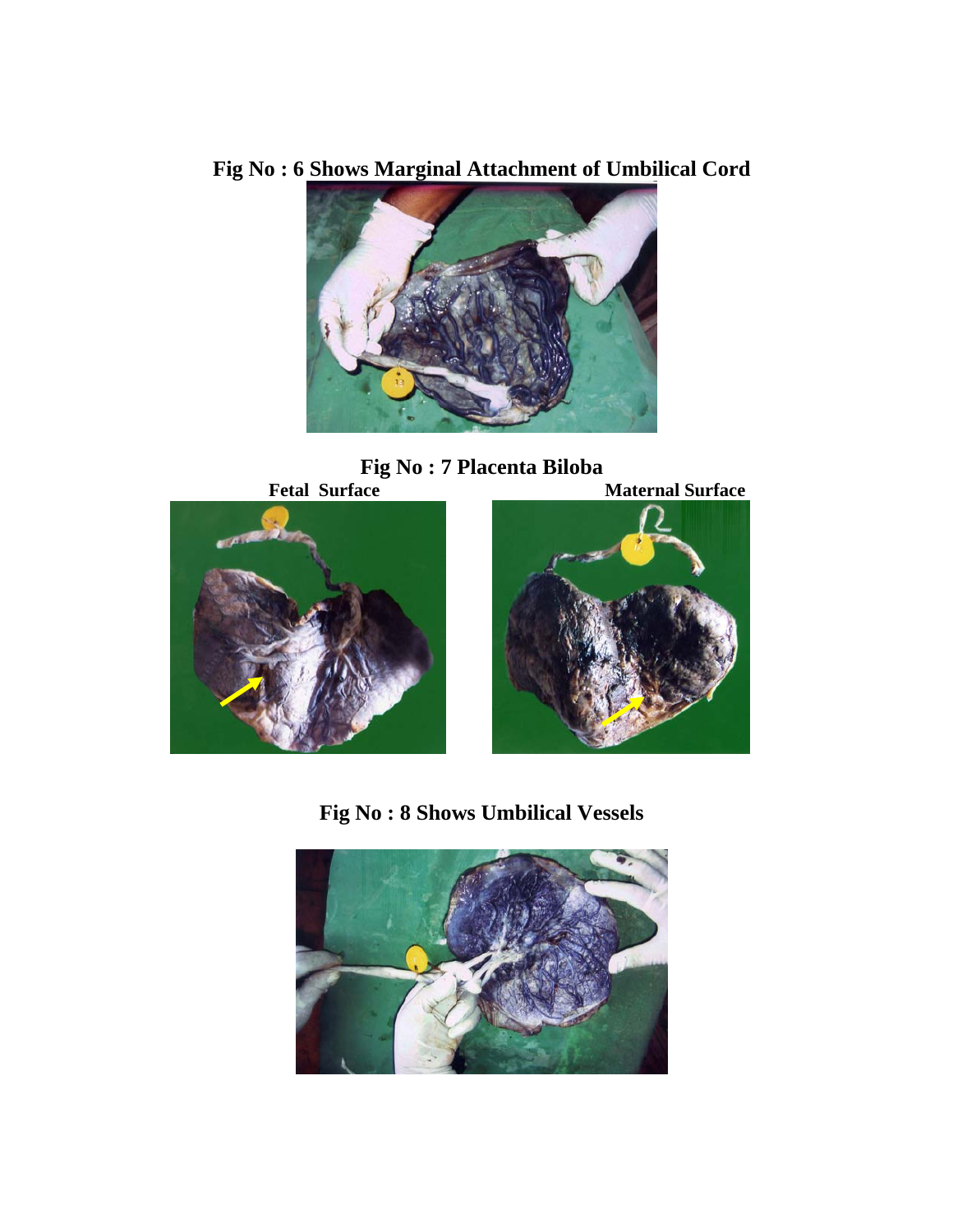**Fig No : 6 Shows Marginal Attachment of Umbilical Cord**

**Fig No : 7 Placenta Biloba**

**Fetal Surface** **Maternal Surface**

**Fig No : 8 Shows Umbilical Vessels**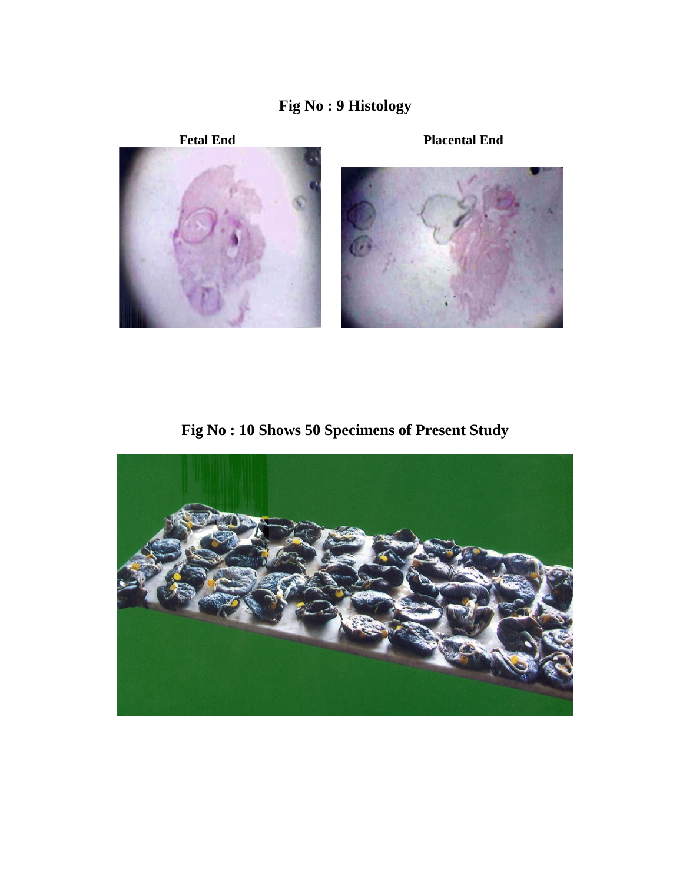**Fig No : 9 Histology**

**Fetal End**

**Placental End**

**Fig No : 10 Shows 50 Specimens of Present Study**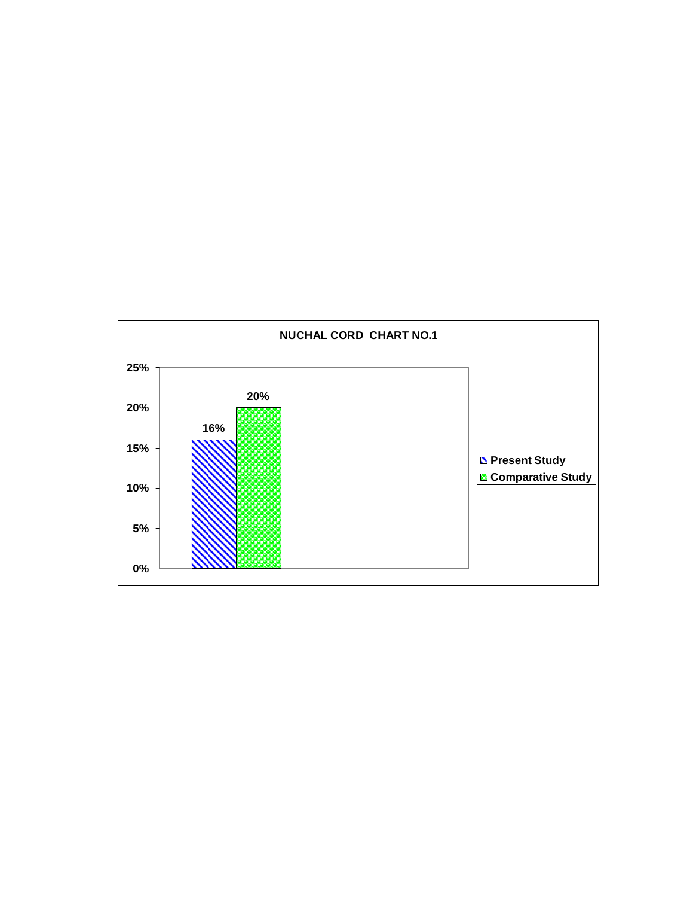**NUCHAL CORD CHART NO.1**

| | Value |
|---|---|
| Present Study | 16% |
| Comparative Study | 20% |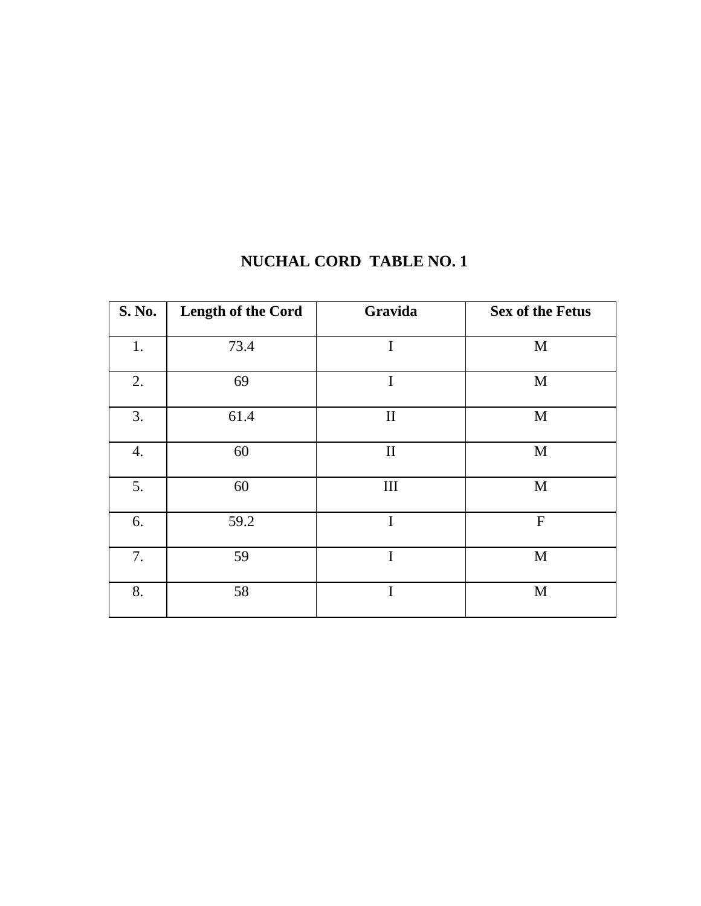## NUCHAL CORD TABLE NO. 1

| S. No. | Length of the Cord | Gravida | Sex of the Fetus |
|---|---|---|---|
| 1. | 73.4 | I | M |
| 2. | 69 | I | M |
| 3. | 61.4 | II | M |
| 4. | 60 | II | M |
| 5. | 60 | III | M |
| 6. | 59.2 | I | F |
| 7. | 59 | I | M |
| 8. | 58 | I | M |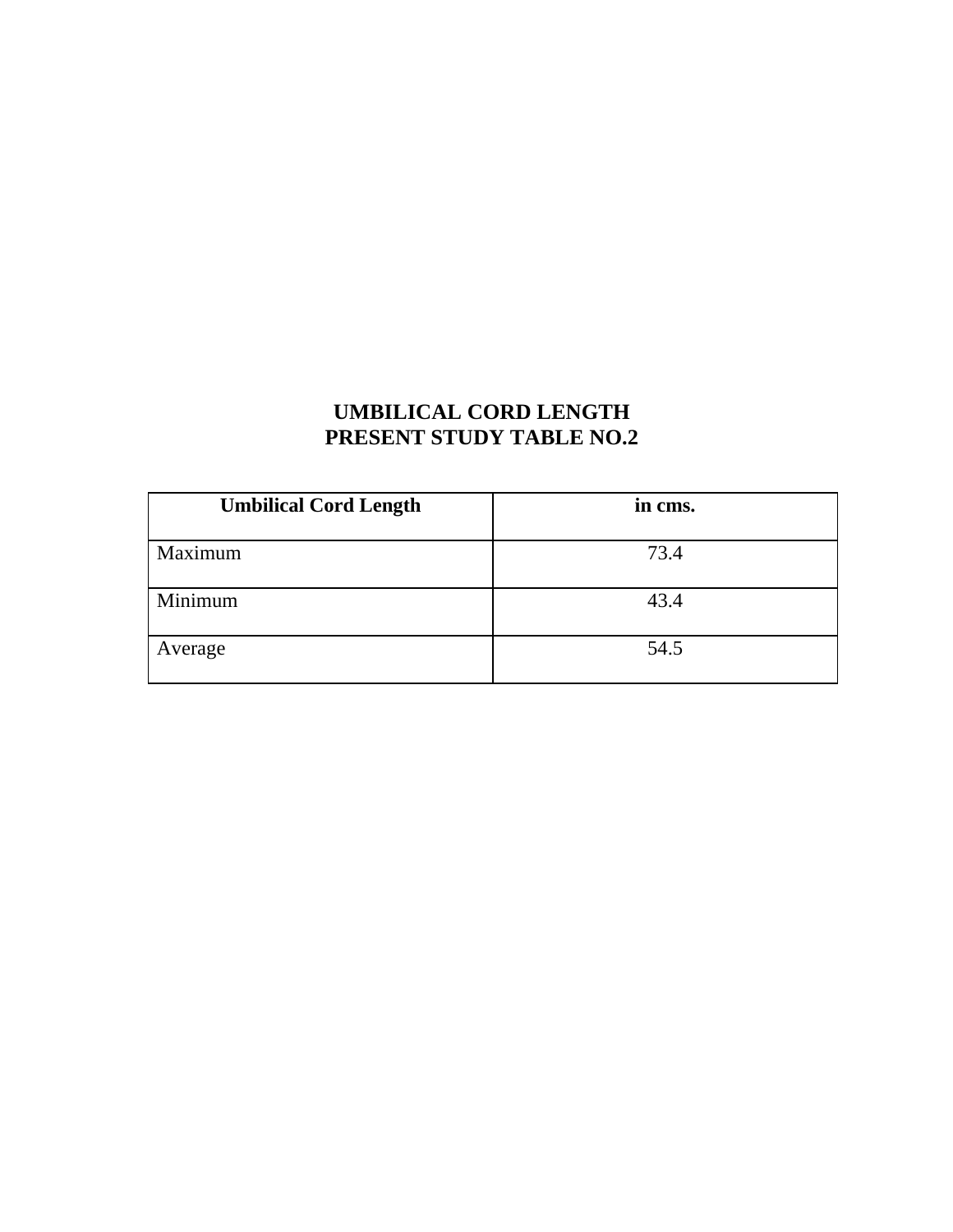## UMBILICAL CORD LENGTH
## PRESENT STUDY TABLE NO.2

| Umbilical Cord Length | in cms. |
| --- | --- |
| Maximum | 73.4 |
| Minimum | 43.4 |
| Average | 54.5 |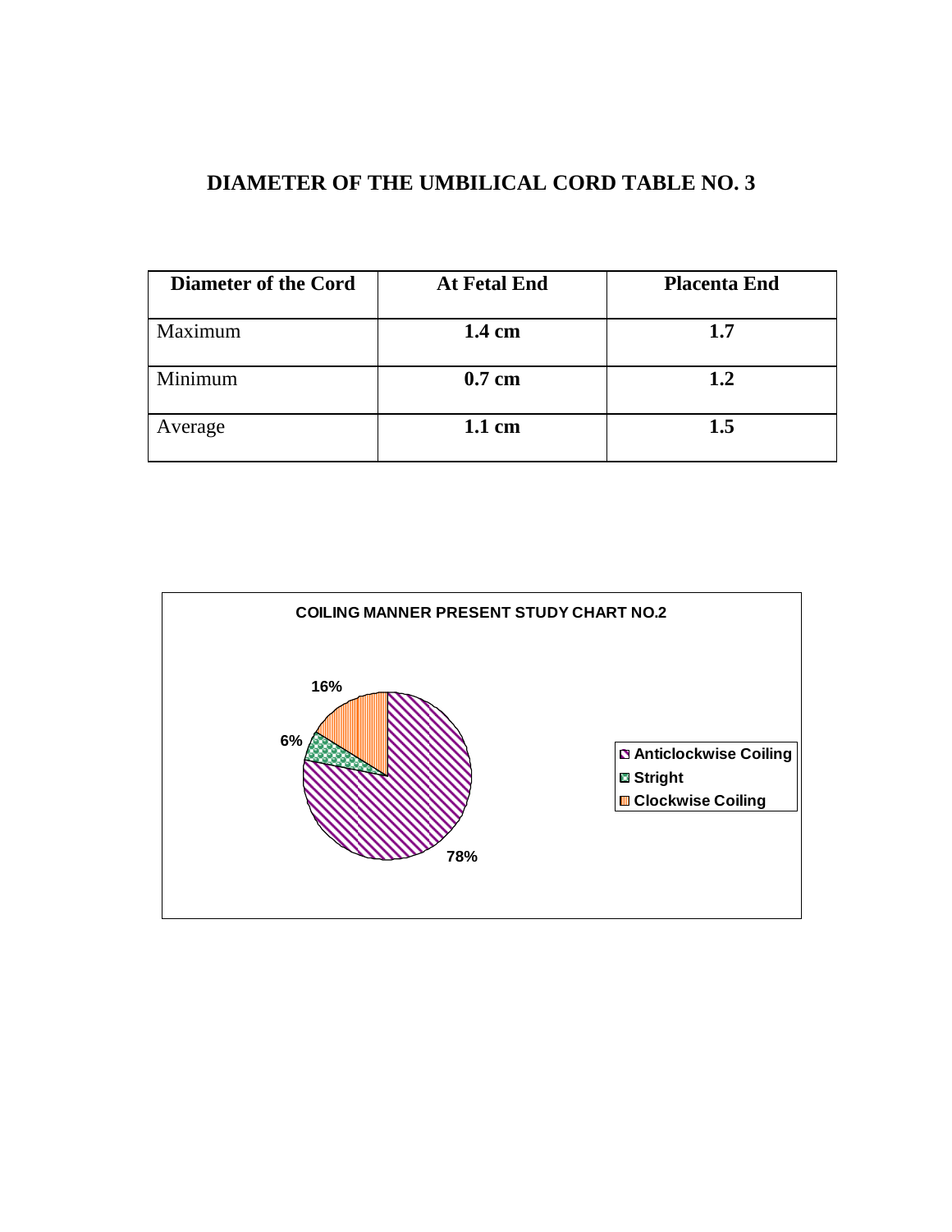## DIAMETER OF THE UMBILICAL CORD TABLE NO. 3

| Diameter of the Cord | At Fetal End | Placenta End |
|---|---|---|
| Maximum | **1.4 cm** | **1.7** |
| Minimum | **0.7 cm** | **1.2** |
| Average | **1.1 cm** | **1.5** |

**COILING MANNER PRESENT STUDY CHART NO.2**

- Anticlockwise Coiling: 78%
- Stright: 6%
- Clockwise Coiling: 16%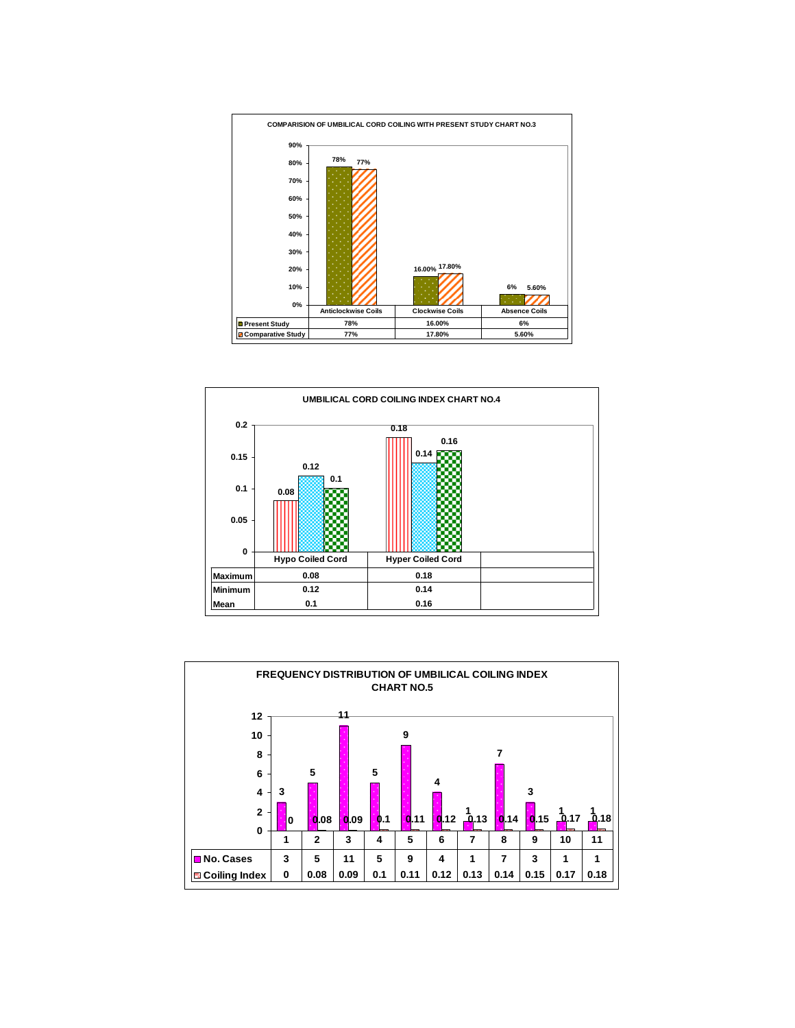### COMPARISION OF UMBILICAL CORD COILING WITH PRESENT STUDY CHART NO.3

| | Anticlockwise Coils | Clockwise Coils | Absence Coils |
|---|---|---|---|
| Present Study | 78% | 16.00% | 6% |
| Comparative Study | 77% | 17.80% | 5.60% |

### UMBILICAL CORD COILING INDEX CHART NO.4

| | Hypo Coiled Cord | Hyper Coiled Cord |
|---|---|---|
| Maximum | 0.08 | 0.18 |
| Minimum | 0.12 | 0.14 |
| Mean | 0.1 | 0.16 |

### FREQUENCY DISTRIBUTION OF UMBILICAL COILING INDEX CHART NO.5

| | 1 | 2 | 3 | 4 | 5 | 6 | 7 | 8 | 9 | 10 | 11 |
|---|---|---|---|---|---|---|---|---|---|---|---|
| No. Cases | 3 | 5 | 11 | 5 | 9 | 4 | 1 | 7 | 3 | 1 | 1 |
| Coiling Index | 0 | 0.08 | 0.09 | 0.1 | 0.11 | 0.12 | 0.13 | 0.14 | 0.15 | 0.17 | 0.18 |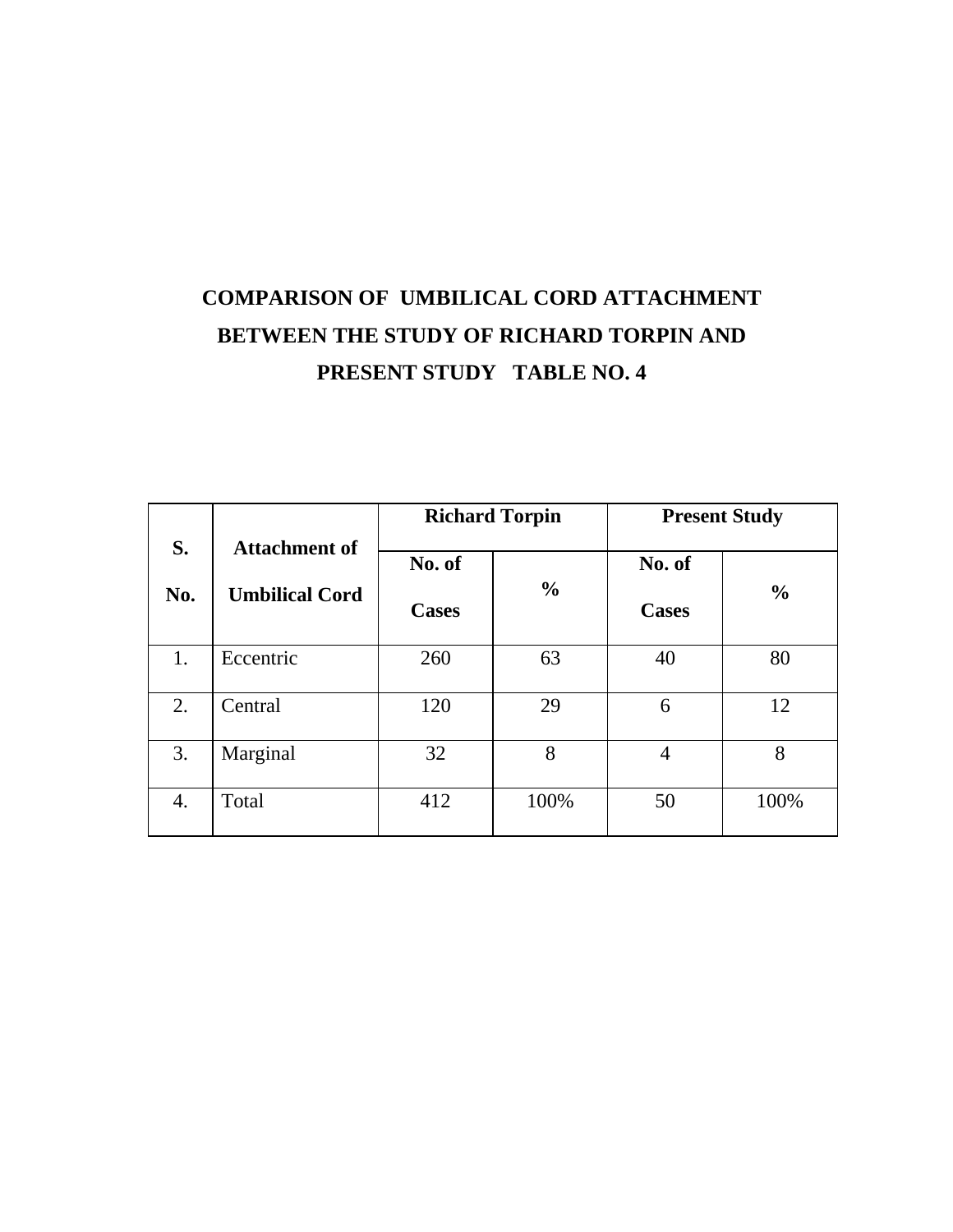## COMPARISON OF UMBILICAL CORD ATTACHMENT BETWEEN THE STUDY OF RICHARD TORPIN AND PRESENT STUDY TABLE NO. 4

| S. No. | Attachment of Umbilical Cord | Richard Torpin | | Present Study | |
|---|---|---|---|---|---|
| | | No. of Cases | % | No. of Cases | % |
| 1. | Eccentric | 260 | 63 | 40 | 80 |
| 2. | Central | 120 | 29 | 6 | 12 |
| 3. | Marginal | 32 | 8 | 4 | 8 |
| 4. | Total | 412 | 100% | 50 | 100% |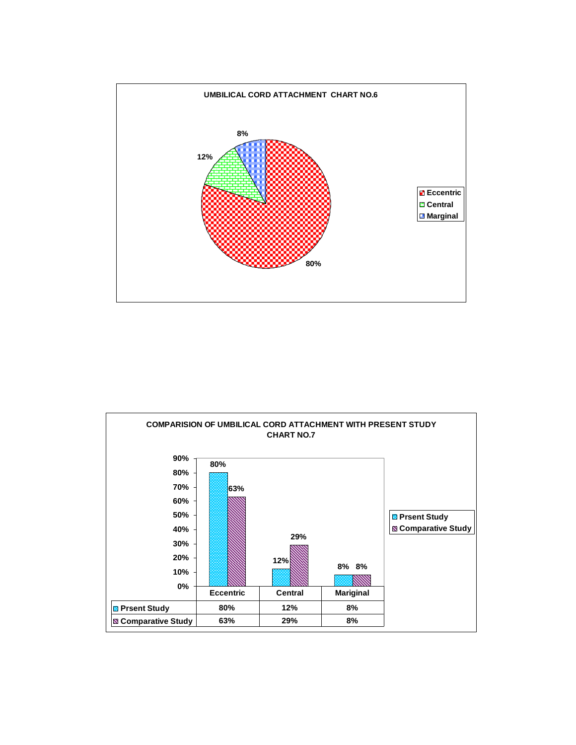**UMBILICAL CORD ATTACHMENT CHART NO.6**

| Attachment | Percentage |
|---|---|
| Eccentric | 80% |
| Central | 12% |
| Marginal | 8% |

**COMPARISION OF UMBILICAL CORD ATTACHMENT WITH PRESENT STUDY CHART NO.7**

| | Eccentric | Central | Mariginal |
|---|---|---|---|
| Prsent Study | 80% | 12% | 8% |
| Comparative Study | 63% | 29% | 8% |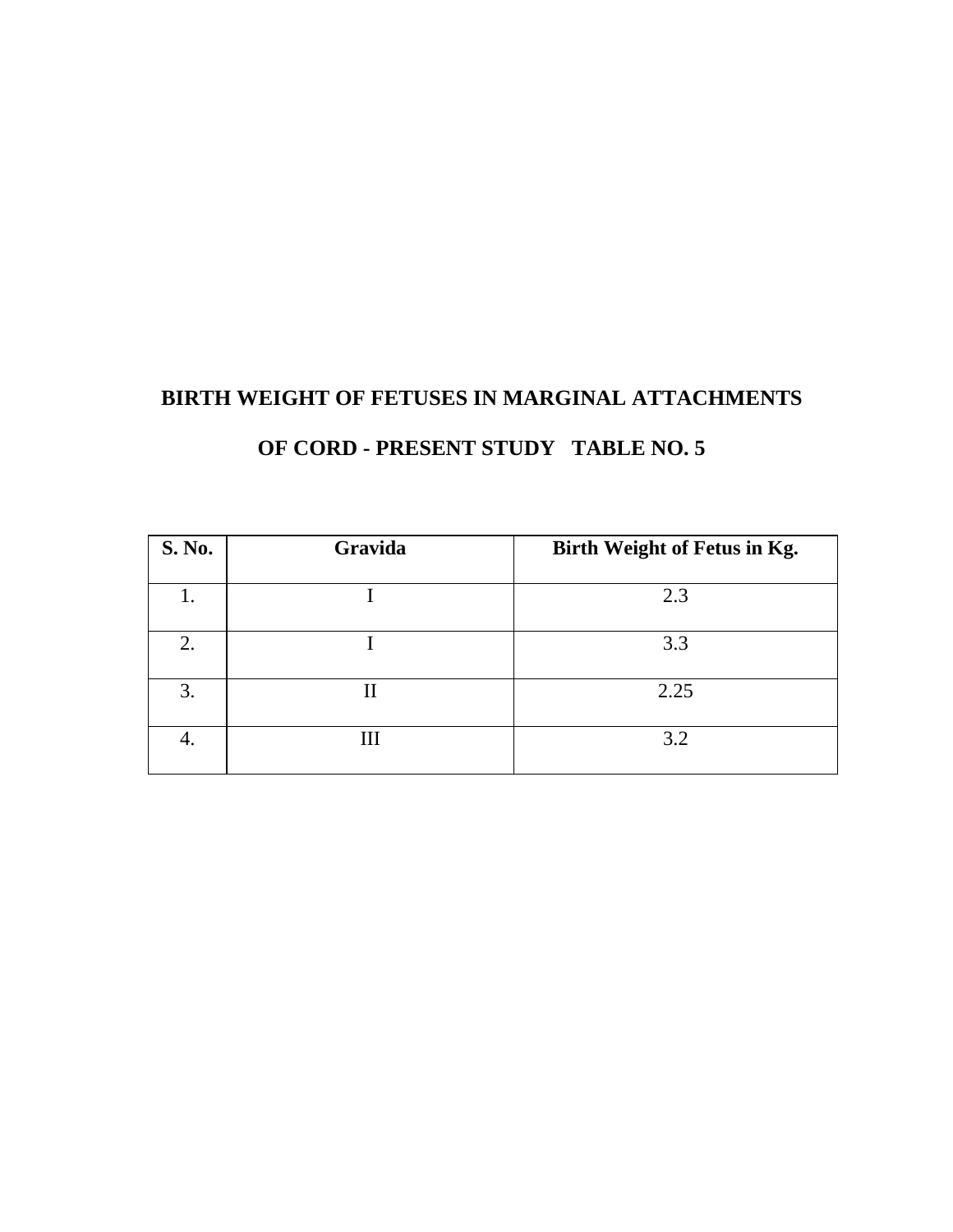**BIRTH WEIGHT OF FETUSES IN MARGINAL ATTACHMENTS OF CORD - PRESENT STUDY TABLE NO. 5**

| S. No. | Gravida | Birth Weight of Fetus in Kg. |
|---|---|---|
| 1. | I | 2.3 |
| 2. | I | 3.3 |
| 3. | II | 2.25 |
| 4. | III | 3.2 |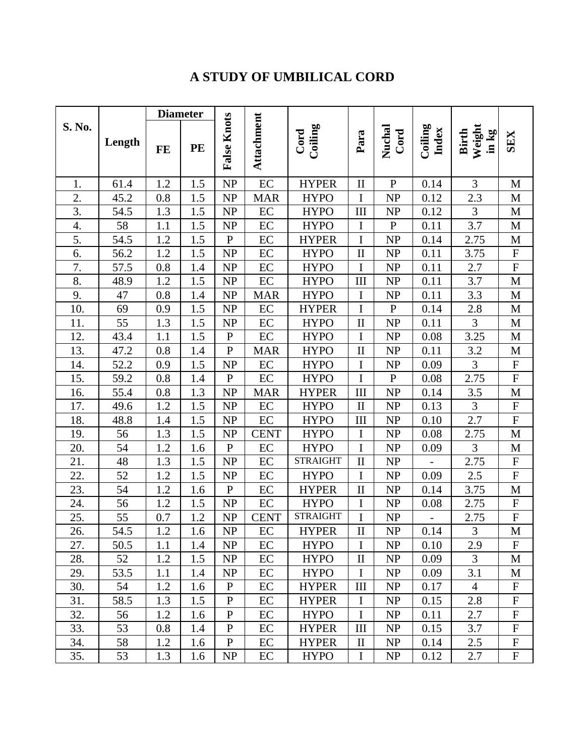# A STUDY OF UMBILICAL CORD

| S. No. | Length | Diameter | | False Knots | Attachment | Cord Coiling | Para | Nuchal Cord | Coiling Index | Birth Weight in kg | SEX |
|---|---|---|---|---|---|---|---|---|---|---|---|
| | | FE | PE | | | | | | | | |
| 1. | 61.4 | 1.2 | 1.5 | NP | EC | HYPER | II | P | 0.14 | 3 | M |
| 2. | 45.2 | 0.8 | 1.5 | NP | MAR | HYPO | I | NP | 0.12 | 2.3 | M |
| 3. | 54.5 | 1.3 | 1.5 | NP | EC | HYPO | III | NP | 0.12 | 3 | M |
| 4. | 58 | 1.1 | 1.5 | NP | EC | HYPO | I | P | 0.11 | 3.7 | M |
| 5. | 54.5 | 1.2 | 1.5 | P | EC | HYPER | I | NP | 0.14 | 2.75 | M |
| 6. | 56.2 | 1.2 | 1.5 | NP | EC | HYPO | II | NP | 0.11 | 3.75 | F |
| 7. | 57.5 | 0.8 | 1.4 | NP | EC | HYPO | I | NP | 0.11 | 2.7 | F |
| 8. | 48.9 | 1.2 | 1.5 | NP | EC | HYPO | III | NP | 0.11 | 3.7 | M |
| 9. | 47 | 0.8 | 1.4 | NP | MAR | HYPO | I | NP | 0.11 | 3.3 | M |
| 10. | 69 | 0.9 | 1.5 | NP | EC | HYPER | I | P | 0.14 | 2.8 | M |
| 11. | 55 | 1.3 | 1.5 | NP | EC | HYPO | II | NP | 0.11 | 3 | M |
| 12. | 43.4 | 1.1 | 1.5 | P | EC | HYPO | I | NP | 0.08 | 3.25 | M |
| 13. | 47.2 | 0.8 | 1.4 | P | MAR | HYPO | II | NP | 0.11 | 3.2 | M |
| 14. | 52.2 | 0.9 | 1.5 | NP | EC | HYPO | I | NP | 0.09 | 3 | F |
| 15. | 59.2 | 0.8 | 1.4 | P | EC | HYPO | I | P | 0.08 | 2.75 | F |
| 16. | 55.4 | 0.8 | 1.3 | NP | MAR | HYPER | III | NP | 0.14 | 3.5 | M |
| 17. | 49.6 | 1.2 | 1.5 | NP | EC | HYPO | II | NP | 0.13 | 3 | F |
| 18. | 48.8 | 1.4 | 1.5 | NP | EC | HYPO | III | NP | 0.10 | 2.7 | F |
| 19. | 56 | 1.3 | 1.5 | NP | CENT | HYPO | I | NP | 0.08 | 2.75 | M |
| 20. | 54 | 1.2 | 1.6 | P | EC | HYPO | I | NP | 0.09 | 3 | M |
| 21. | 48 | 1.3 | 1.5 | NP | EC | STRAIGHT | II | NP | - | 2.75 | F |
| 22. | 52 | 1.2 | 1.5 | NP | EC | HYPO | I | NP | 0.09 | 2.5 | F |
| 23. | 54 | 1.2 | 1.6 | P | EC | HYPER | II | NP | 0.14 | 3.75 | M |
| 24. | 56 | 1.2 | 1.5 | NP | EC | HYPO | I | NP | 0.08 | 2.75 | F |
| 25. | 55 | 0.7 | 1.2 | NP | CENT | STRAIGHT | I | NP | - | 2.75 | F |
| 26. | 54.5 | 1.2 | 1.6 | NP | EC | HYPER | II | NP | 0.14 | 3 | M |
| 27. | 50.5 | 1.1 | 1.4 | NP | EC | HYPO | I | NP | 0.10 | 2.9 | F |
| 28. | 52 | 1.2 | 1.5 | NP | EC | HYPO | II | NP | 0.09 | 3 | M |
| 29. | 53.5 | 1.1 | 1.4 | NP | EC | HYPO | I | NP | 0.09 | 3.1 | M |
| 30. | 54 | 1.2 | 1.6 | P | EC | HYPER | III | NP | 0.17 | 4 | F |
| 31. | 58.5 | 1.3 | 1.5 | P | EC | HYPER | I | NP | 0.15 | 2.8 | F |
| 32. | 56 | 1.2 | 1.6 | P | EC | HYPO | I | NP | 0.11 | 2.7 | F |
| 33. | 53 | 0.8 | 1.4 | P | EC | HYPER | III | NP | 0.15 | 3.7 | F |
| 34. | 58 | 1.2 | 1.6 | P | EC | HYPER | II | NP | 0.14 | 2.5 | F |
| 35. | 53 | 1.3 | 1.6 | NP | EC | HYPO | I | NP | 0.12 | 2.7 | F |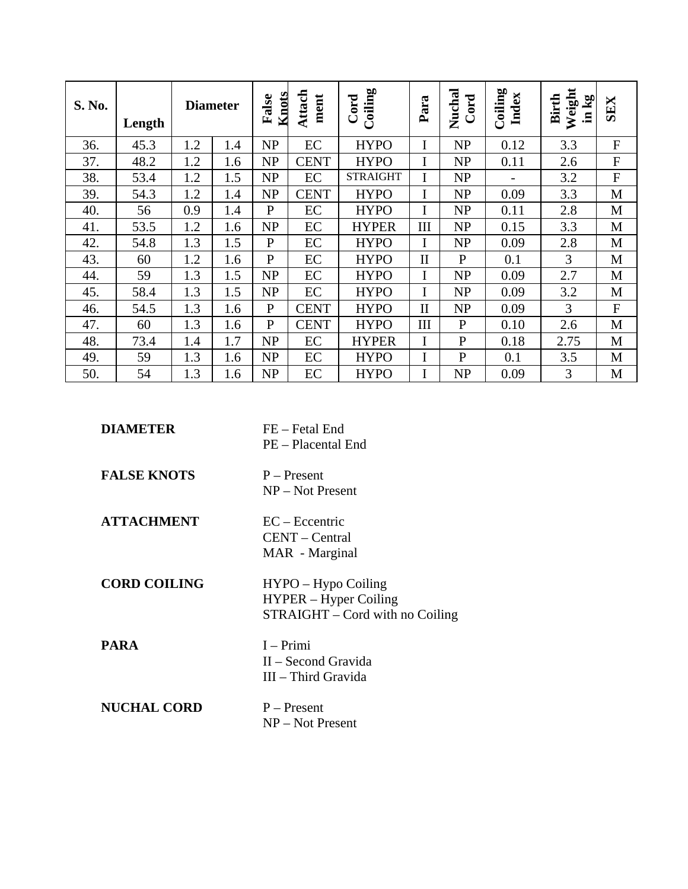| S. No. | Length | Diameter | | False Knots | Attach ment | Cord Coiling | Para | Nuchal Cord | Coiling Index | Birth Weight in kg | SEX |
|---|---|---|---|---|---|---|---|---|---|---|---|
| 36. | 45.3 | 1.2 | 1.4 | NP | EC | HYPO | I | NP | 0.12 | 3.3 | F |
| 37. | 48.2 | 1.2 | 1.6 | NP | CENT | HYPO | I | NP | 0.11 | 2.6 | F |
| 38. | 53.4 | 1.2 | 1.5 | NP | EC | STRAIGHT | I | NP | - | 3.2 | F |
| 39. | 54.3 | 1.2 | 1.4 | NP | CENT | HYPO | I | NP | 0.09 | 3.3 | M |
| 40. | 56 | 0.9 | 1.4 | P | EC | HYPO | I | NP | 0.11 | 2.8 | M |
| 41. | 53.5 | 1.2 | 1.6 | NP | EC | HYPER | III | NP | 0.15 | 3.3 | M |
| 42. | 54.8 | 1.3 | 1.5 | P | EC | HYPO | I | NP | 0.09 | 2.8 | M |
| 43. | 60 | 1.2 | 1.6 | P | EC | HYPO | II | P | 0.1 | 3 | M |
| 44. | 59 | 1.3 | 1.5 | NP | EC | HYPO | I | NP | 0.09 | 2.7 | M |
| 45. | 58.4 | 1.3 | 1.5 | NP | EC | HYPO | I | NP | 0.09 | 3.2 | M |
| 46. | 54.5 | 1.3 | 1.6 | P | CENT | HYPO | II | NP | 0.09 | 3 | F |
| 47. | 60 | 1.3 | 1.6 | P | CENT | HYPO | III | P | 0.10 | 2.6 | M |
| 48. | 73.4 | 1.4 | 1.7 | NP | EC | HYPER | I | P | 0.18 | 2.75 | M |
| 49. | 59 | 1.3 | 1.6 | NP | EC | HYPO | I | P | 0.1 | 3.5 | M |
| 50. | 54 | 1.3 | 1.6 | NP | EC | HYPO | I | NP | 0.09 | 3 | M |

**DIAMETER**
FE – Fetal End
PE – Placental End

**FALSE KNOTS**
P – Present
NP – Not Present

**ATTACHMENT**
EC – Eccentric
CENT – Central
MAR - Marginal

**CORD COILING**
HYPO – Hypo Coiling
HYPER – Hyper Coiling
STRAIGHT – Cord with no Coiling

**PARA**
I – Primi
II – Second Gravida
III – Third Gravida

**NUCHAL CORD**
P – Present
NP – Not Present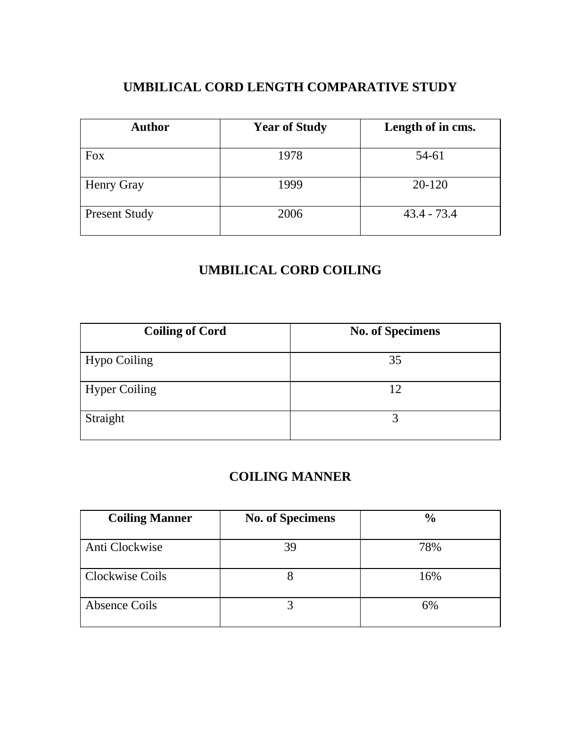## UMBILICAL CORD LENGTH COMPARATIVE STUDY

| Author | Year of Study | Length of in cms. |
| --- | --- | --- |
| Fox | 1978 | 54-61 |
| Henry Gray | 1999 | 20-120 |
| Present Study | 2006 | 43.4 - 73.4 |

## UMBILICAL CORD COILING

| Coiling of Cord | No. of Specimens |
| --- | --- |
| Hypo Coiling | 35 |
| Hyper Coiling | 12 |
| Straight | 3 |

## COILING MANNER

| Coiling Manner | No. of Specimens | % |
| --- | --- | --- |
| Anti Clockwise | 39 | 78% |
| Clockwise Coils | 8 | 16% |
| Absence Coils | 3 | 6% |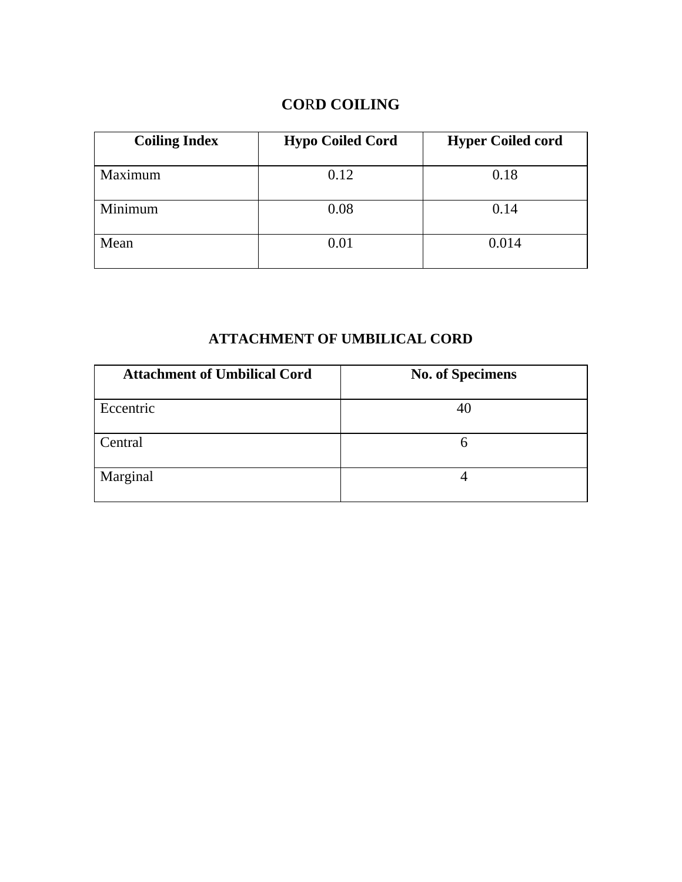## CORD COILING

| Coiling Index | Hypo Coiled Cord | Hyper Coiled cord |
|---|---|---|
| Maximum | 0.12 | 0.18 |
| Minimum | 0.08 | 0.14 |
| Mean | 0.01 | 0.014 |

## ATTACHMENT OF UMBILICAL CORD

| Attachment of Umbilical Cord | No. of Specimens |
|---|---|
| Eccentric | 40 |
| Central | 6 |
| Marginal | 4 |